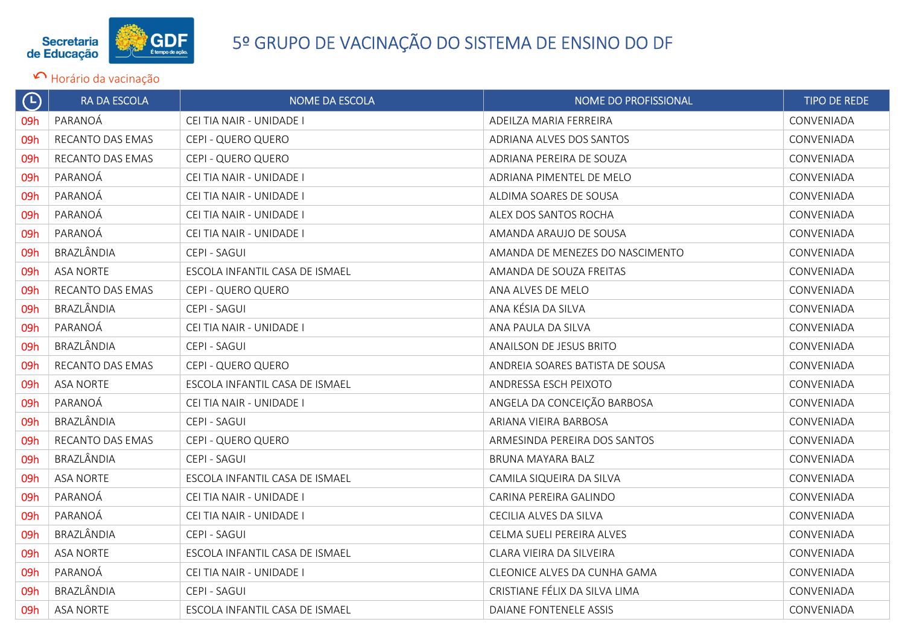# 5º GRUPO DE VACINAÇÃO DO SISTEMA DE ENSINO DO DF

↶ Horário da vacinação

| 🕒 | RA DA ESCOLA | NOME DA ESCOLA | NOME DO PROFISSIONAL | TIPO DE REDE |
|---|---|---|---|---|
| 09h | PARANOÁ | CEI TIA NAIR - UNIDADE I | ADEILZA MARIA FERREIRA | CONVENIADA |
| 09h | RECANTO DAS EMAS | CEPI - QUERO QUERO | ADRIANA ALVES DOS SANTOS | CONVENIADA |
| 09h | RECANTO DAS EMAS | CEPI - QUERO QUERO | ADRIANA PEREIRA DE SOUZA | CONVENIADA |
| 09h | PARANOÁ | CEI TIA NAIR - UNIDADE I | ADRIANA PIMENTEL DE MELO | CONVENIADA |
| 09h | PARANOÁ | CEI TIA NAIR - UNIDADE I | ALDIMA SOARES DE SOUSA | CONVENIADA |
| 09h | PARANOÁ | CEI TIA NAIR - UNIDADE I | ALEX DOS SANTOS ROCHA | CONVENIADA |
| 09h | PARANOÁ | CEI TIA NAIR - UNIDADE I | AMANDA ARAUJO DE SOUSA | CONVENIADA |
| 09h | BRAZLÂNDIA | CEPI - SAGUI | AMANDA DE MENEZES DO NASCIMENTO | CONVENIADA |
| 09h | ASA NORTE | ESCOLA INFANTIL CASA DE ISMAEL | AMANDA DE SOUZA FREITAS | CONVENIADA |
| 09h | RECANTO DAS EMAS | CEPI - QUERO QUERO | ANA ALVES DE MELO | CONVENIADA |
| 09h | BRAZLÂNDIA | CEPI - SAGUI | ANA KÉSIA DA SILVA | CONVENIADA |
| 09h | PARANOÁ | CEI TIA NAIR - UNIDADE I | ANA PAULA DA SILVA | CONVENIADA |
| 09h | BRAZLÂNDIA | CEPI - SAGUI | ANAILSON DE JESUS BRITO | CONVENIADA |
| 09h | RECANTO DAS EMAS | CEPI - QUERO QUERO | ANDREIA SOARES BATISTA DE SOUSA | CONVENIADA |
| 09h | ASA NORTE | ESCOLA INFANTIL CASA DE ISMAEL | ANDRESSA ESCH PEIXOTO | CONVENIADA |
| 09h | PARANOÁ | CEI TIA NAIR - UNIDADE I | ANGELA DA CONCEIÇÃO BARBOSA | CONVENIADA |
| 09h | BRAZLÂNDIA | CEPI - SAGUI | ARIANA VIEIRA BARBOSA | CONVENIADA |
| 09h | RECANTO DAS EMAS | CEPI - QUERO QUERO | ARMESINDA PEREIRA DOS SANTOS | CONVENIADA |
| 09h | BRAZLÂNDIA | CEPI - SAGUI | BRUNA MAYARA BALZ | CONVENIADA |
| 09h | ASA NORTE | ESCOLA INFANTIL CASA DE ISMAEL | CAMILA SIQUEIRA DA SILVA | CONVENIADA |
| 09h | PARANOÁ | CEI TIA NAIR - UNIDADE I | CARINA PEREIRA GALINDO | CONVENIADA |
| 09h | PARANOÁ | CEI TIA NAIR - UNIDADE I | CECILIA ALVES DA SILVA | CONVENIADA |
| 09h | BRAZLÂNDIA | CEPI - SAGUI | CELMA SUELI PEREIRA ALVES | CONVENIADA |
| 09h | ASA NORTE | ESCOLA INFANTIL CASA DE ISMAEL | CLARA VIEIRA DA SILVEIRA | CONVENIADA |
| 09h | PARANOÁ | CEI TIA NAIR - UNIDADE I | CLEONICE ALVES DA CUNHA GAMA | CONVENIADA |
| 09h | BRAZLÂNDIA | CEPI - SAGUI | CRISTIANE FÉLIX DA SILVA LIMA | CONVENIADA |
| 09h | ASA NORTE | ESCOLA INFANTIL CASA DE ISMAEL | DAIANE FONTENELE ASSIS | CONVENIADA |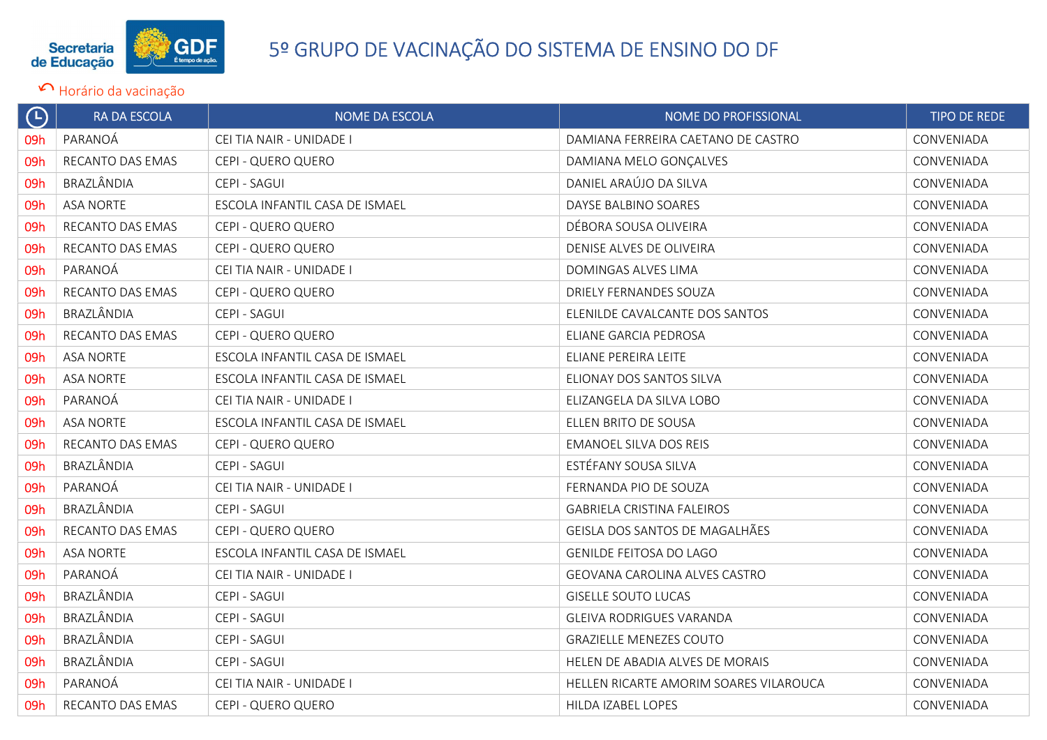Secretaria de Educação GDF

# 5º GRUPO DE VACINAÇÃO DO SISTEMA DE ENSINO DO DF

↶ Horário da vacinação

| 🕒 | RA DA ESCOLA | NOME DA ESCOLA | NOME DO PROFISSIONAL | TIPO DE REDE |
|---|---|---|---|---|
| 09h | PARANOÁ | CEI TIA NAIR - UNIDADE I | DAMIANA FERREIRA CAETANO DE CASTRO | CONVENIADA |
| 09h | RECANTO DAS EMAS | CEPI - QUERO QUERO | DAMIANA MELO GONÇALVES | CONVENIADA |
| 09h | BRAZLÂNDIA | CEPI - SAGUI | DANIEL ARAÚJO DA SILVA | CONVENIADA |
| 09h | ASA NORTE | ESCOLA INFANTIL CASA DE ISMAEL | DAYSE BALBINO SOARES | CONVENIADA |
| 09h | RECANTO DAS EMAS | CEPI - QUERO QUERO | DÉBORA SOUSA OLIVEIRA | CONVENIADA |
| 09h | RECANTO DAS EMAS | CEPI - QUERO QUERO | DENISE ALVES DE OLIVEIRA | CONVENIADA |
| 09h | PARANOÁ | CEI TIA NAIR - UNIDADE I | DOMINGAS ALVES LIMA | CONVENIADA |
| 09h | RECANTO DAS EMAS | CEPI - QUERO QUERO | DRIELY FERNANDES SOUZA | CONVENIADA |
| 09h | BRAZLÂNDIA | CEPI - SAGUI | ELENILDE CAVALCANTE DOS SANTOS | CONVENIADA |
| 09h | RECANTO DAS EMAS | CEPI - QUERO QUERO | ELIANE GARCIA PEDROSA | CONVENIADA |
| 09h | ASA NORTE | ESCOLA INFANTIL CASA DE ISMAEL | ELIANE PEREIRA LEITE | CONVENIADA |
| 09h | ASA NORTE | ESCOLA INFANTIL CASA DE ISMAEL | ELIONAY DOS SANTOS SILVA | CONVENIADA |
| 09h | PARANOÁ | CEI TIA NAIR - UNIDADE I | ELIZANGELA DA SILVA LOBO | CONVENIADA |
| 09h | ASA NORTE | ESCOLA INFANTIL CASA DE ISMAEL | ELLEN BRITO DE SOUSA | CONVENIADA |
| 09h | RECANTO DAS EMAS | CEPI - QUERO QUERO | EMANOEL SILVA DOS REIS | CONVENIADA |
| 09h | BRAZLÂNDIA | CEPI - SAGUI | ESTÉFANY SOUSA SILVA | CONVENIADA |
| 09h | PARANOÁ | CEI TIA NAIR - UNIDADE I | FERNANDA PIO DE SOUZA | CONVENIADA |
| 09h | BRAZLÂNDIA | CEPI - SAGUI | GABRIELA CRISTINA FALEIROS | CONVENIADA |
| 09h | RECANTO DAS EMAS | CEPI - QUERO QUERO | GEISLA DOS SANTOS DE MAGALHÃES | CONVENIADA |
| 09h | ASA NORTE | ESCOLA INFANTIL CASA DE ISMAEL | GENILDE FEITOSA DO LAGO | CONVENIADA |
| 09h | PARANOÁ | CEI TIA NAIR - UNIDADE I | GEOVANA CAROLINA ALVES CASTRO | CONVENIADA |
| 09h | BRAZLÂNDIA | CEPI - SAGUI | GISELLE SOUTO LUCAS | CONVENIADA |
| 09h | BRAZLÂNDIA | CEPI - SAGUI | GLEIVA RODRIGUES VARANDA | CONVENIADA |
| 09h | BRAZLÂNDIA | CEPI - SAGUI | GRAZIELLE MENEZES COUTO | CONVENIADA |
| 09h | BRAZLÂNDIA | CEPI - SAGUI | HELEN DE ABADIA ALVES DE MORAIS | CONVENIADA |
| 09h | PARANOÁ | CEI TIA NAIR - UNIDADE I | HELLEN RICARTE AMORIM SOARES VILAROUCA | CONVENIADA |
| 09h | RECANTO DAS EMAS | CEPI - QUERO QUERO | HILDA IZABEL LOPES | CONVENIADA |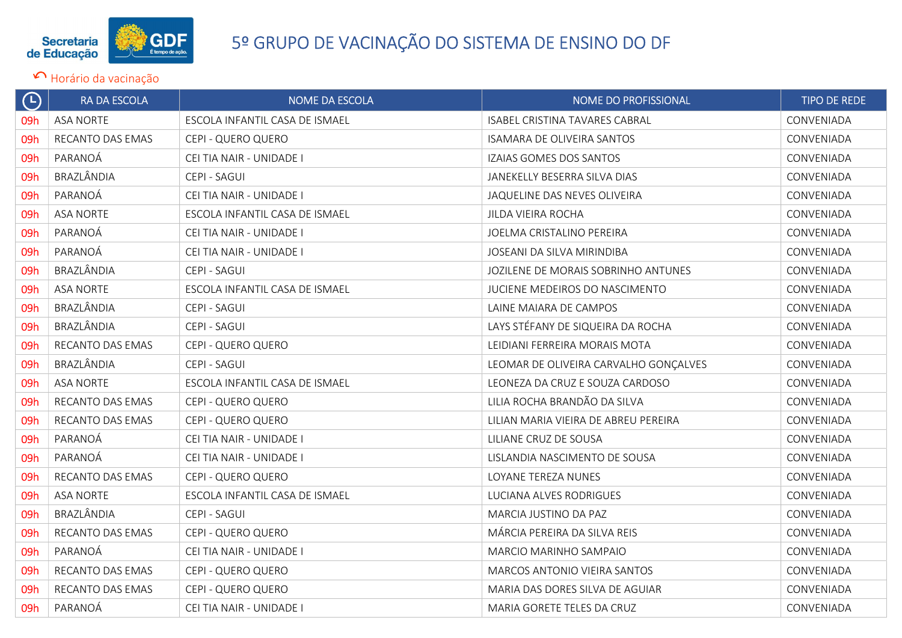# 5º GRUPO DE VACINAÇÃO DO SISTEMA DE ENSINO DO DF

Horário da vacinação

| Horário | RA DA ESCOLA | NOME DA ESCOLA | NOME DO PROFISSIONAL | TIPO DE REDE |
|---|---|---|---|---|
| 09h | ASA NORTE | ESCOLA INFANTIL CASA DE ISMAEL | ISABEL CRISTINA TAVARES CABRAL | CONVENIADA |
| 09h | RECANTO DAS EMAS | CEPI - QUERO QUERO | ISAMARA DE OLIVEIRA SANTOS | CONVENIADA |
| 09h | PARANOÁ | CEI TIA NAIR - UNIDADE I | IZAIAS GOMES DOS SANTOS | CONVENIADA |
| 09h | BRAZLÂNDIA | CEPI - SAGUI | JANEKELLY BESERRA SILVA DIAS | CONVENIADA |
| 09h | PARANOÁ | CEI TIA NAIR - UNIDADE I | JAQUELINE DAS NEVES OLIVEIRA | CONVENIADA |
| 09h | ASA NORTE | ESCOLA INFANTIL CASA DE ISMAEL | JILDA VIEIRA ROCHA | CONVENIADA |
| 09h | PARANOÁ | CEI TIA NAIR - UNIDADE I | JOELMA CRISTALINO PEREIRA | CONVENIADA |
| 09h | PARANOÁ | CEI TIA NAIR - UNIDADE I | JOSEANI DA SILVA MIRINDIBA | CONVENIADA |
| 09h | BRAZLÂNDIA | CEPI - SAGUI | JOZILENE DE MORAIS SOBRINHO ANTUNES | CONVENIADA |
| 09h | ASA NORTE | ESCOLA INFANTIL CASA DE ISMAEL | JUCIENE MEDEIROS DO NASCIMENTO | CONVENIADA |
| 09h | BRAZLÂNDIA | CEPI - SAGUI | LAINE MAIARA DE CAMPOS | CONVENIADA |
| 09h | BRAZLÂNDIA | CEPI - SAGUI | LAYS STÉFANY DE SIQUEIRA DA ROCHA | CONVENIADA |
| 09h | RECANTO DAS EMAS | CEPI - QUERO QUERO | LEIDIANI FERREIRA MORAIS MOTA | CONVENIADA |
| 09h | BRAZLÂNDIA | CEPI - SAGUI | LEOMAR DE OLIVEIRA CARVALHO GONÇALVES | CONVENIADA |
| 09h | ASA NORTE | ESCOLA INFANTIL CASA DE ISMAEL | LEONEZA DA CRUZ E SOUZA CARDOSO | CONVENIADA |
| 09h | RECANTO DAS EMAS | CEPI - QUERO QUERO | LILIA ROCHA BRANDÃO DA SILVA | CONVENIADA |
| 09h | RECANTO DAS EMAS | CEPI - QUERO QUERO | LILIAN MARIA VIEIRA DE ABREU PEREIRA | CONVENIADA |
| 09h | PARANOÁ | CEI TIA NAIR - UNIDADE I | LILIANE CRUZ DE SOUSA | CONVENIADA |
| 09h | PARANOÁ | CEI TIA NAIR - UNIDADE I | LISLANDIA NASCIMENTO DE SOUSA | CONVENIADA |
| 09h | RECANTO DAS EMAS | CEPI - QUERO QUERO | LOYANE TEREZA NUNES | CONVENIADA |
| 09h | ASA NORTE | ESCOLA INFANTIL CASA DE ISMAEL | LUCIANA ALVES RODRIGUES | CONVENIADA |
| 09h | BRAZLÂNDIA | CEPI - SAGUI | MARCIA JUSTINO DA PAZ | CONVENIADA |
| 09h | RECANTO DAS EMAS | CEPI - QUERO QUERO | MÁRCIA PEREIRA DA SILVA REIS | CONVENIADA |
| 09h | PARANOÁ | CEI TIA NAIR - UNIDADE I | MARCIO MARINHO SAMPAIO | CONVENIADA |
| 09h | RECANTO DAS EMAS | CEPI - QUERO QUERO | MARCOS ANTONIO VIEIRA SANTOS | CONVENIADA |
| 09h | RECANTO DAS EMAS | CEPI - QUERO QUERO | MARIA DAS DORES SILVA DE AGUIAR | CONVENIADA |
| 09h | PARANOÁ | CEI TIA NAIR - UNIDADE I | MARIA GORETE TELES DA CRUZ | CONVENIADA |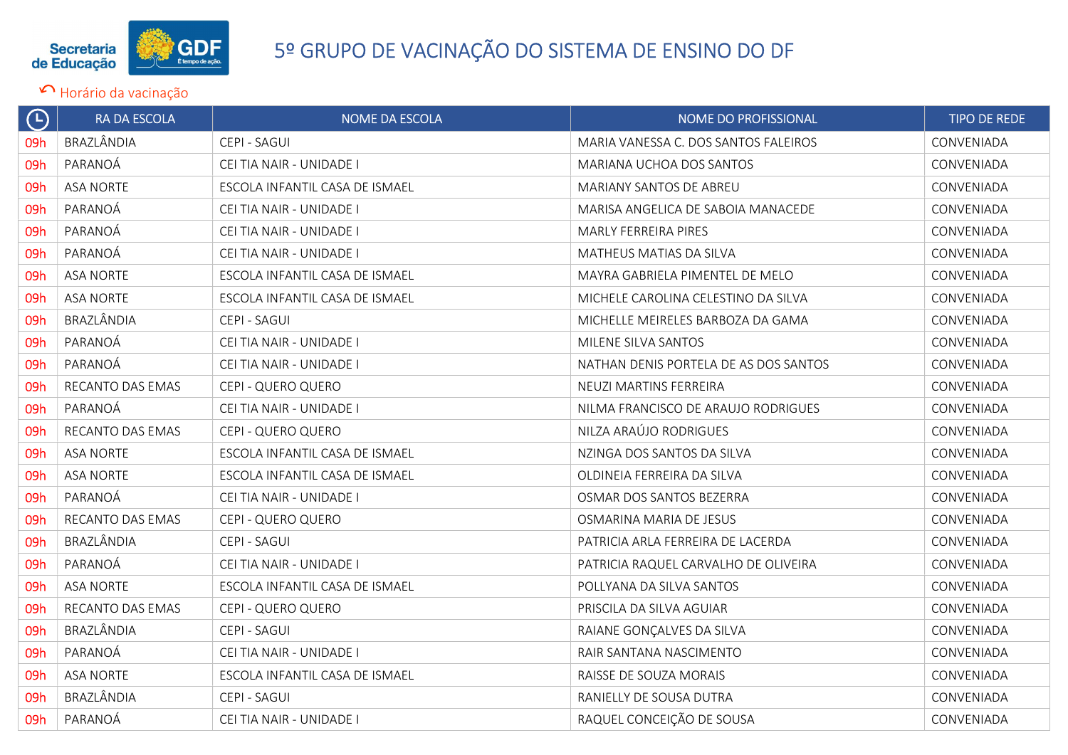# 5º GRUPO DE VACINAÇÃO DO SISTEMA DE ENSINO DO DF

Horário da vacinação

| | RA DA ESCOLA | NOME DA ESCOLA | NOME DO PROFISSIONAL | TIPO DE REDE |
|---|---|---|---|---|
| 09h | BRAZLÂNDIA | CEPI - SAGUI | MARIA VANESSA C. DOS SANTOS FALEIROS | CONVENIADA |
| 09h | PARANOÁ | CEI TIA NAIR - UNIDADE I | MARIANA UCHOA DOS SANTOS | CONVENIADA |
| 09h | ASA NORTE | ESCOLA INFANTIL CASA DE ISMAEL | MARIANY SANTOS DE ABREU | CONVENIADA |
| 09h | PARANOÁ | CEI TIA NAIR - UNIDADE I | MARISA ANGELICA DE SABOIA MANACEDE | CONVENIADA |
| 09h | PARANOÁ | CEI TIA NAIR - UNIDADE I | MARLY FERREIRA PIRES | CONVENIADA |
| 09h | PARANOÁ | CEI TIA NAIR - UNIDADE I | MATHEUS MATIAS DA SILVA | CONVENIADA |
| 09h | ASA NORTE | ESCOLA INFANTIL CASA DE ISMAEL | MAYRA GABRIELA PIMENTEL DE MELO | CONVENIADA |
| 09h | ASA NORTE | ESCOLA INFANTIL CASA DE ISMAEL | MICHELE CAROLINA CELESTINO DA SILVA | CONVENIADA |
| 09h | BRAZLÂNDIA | CEPI - SAGUI | MICHELLE MEIRELES BARBOZA DA GAMA | CONVENIADA |
| 09h | PARANOÁ | CEI TIA NAIR - UNIDADE I | MILENE SILVA SANTOS | CONVENIADA |
| 09h | PARANOÁ | CEI TIA NAIR - UNIDADE I | NATHAN DENIS PORTELA DE AS DOS SANTOS | CONVENIADA |
| 09h | RECANTO DAS EMAS | CEPI - QUERO QUERO | NEUZI MARTINS FERREIRA | CONVENIADA |
| 09h | PARANOÁ | CEI TIA NAIR - UNIDADE I | NILMA FRANCISCO DE ARAUJO RODRIGUES | CONVENIADA |
| 09h | RECANTO DAS EMAS | CEPI - QUERO QUERO | NILZA ARAÚJO RODRIGUES | CONVENIADA |
| 09h | ASA NORTE | ESCOLA INFANTIL CASA DE ISMAEL | NZINGA DOS SANTOS DA SILVA | CONVENIADA |
| 09h | ASA NORTE | ESCOLA INFANTIL CASA DE ISMAEL | OLDINEIA FERREIRA DA SILVA | CONVENIADA |
| 09h | PARANOÁ | CEI TIA NAIR - UNIDADE I | OSMAR DOS SANTOS BEZERRA | CONVENIADA |
| 09h | RECANTO DAS EMAS | CEPI - QUERO QUERO | OSMARINA MARIA DE JESUS | CONVENIADA |
| 09h | BRAZLÂNDIA | CEPI - SAGUI | PATRICIA ARLA FERREIRA DE LACERDA | CONVENIADA |
| 09h | PARANOÁ | CEI TIA NAIR - UNIDADE I | PATRICIA RAQUEL CARVALHO DE OLIVEIRA | CONVENIADA |
| 09h | ASA NORTE | ESCOLA INFANTIL CASA DE ISMAEL | POLLYANA DA SILVA SANTOS | CONVENIADA |
| 09h | RECANTO DAS EMAS | CEPI - QUERO QUERO | PRISCILA DA SILVA AGUIAR | CONVENIADA |
| 09h | BRAZLÂNDIA | CEPI - SAGUI | RAIANE GONÇALVES DA SILVA | CONVENIADA |
| 09h | PARANOÁ | CEI TIA NAIR - UNIDADE I | RAIR SANTANA NASCIMENTO | CONVENIADA |
| 09h | ASA NORTE | ESCOLA INFANTIL CASA DE ISMAEL | RAISSE DE SOUZA MORAIS | CONVENIADA |
| 09h | BRAZLÂNDIA | CEPI - SAGUI | RANIELLY DE SOUSA DUTRA | CONVENIADA |
| 09h | PARANOÁ | CEI TIA NAIR - UNIDADE I | RAQUEL CONCEIÇÃO DE SOUSA | CONVENIADA |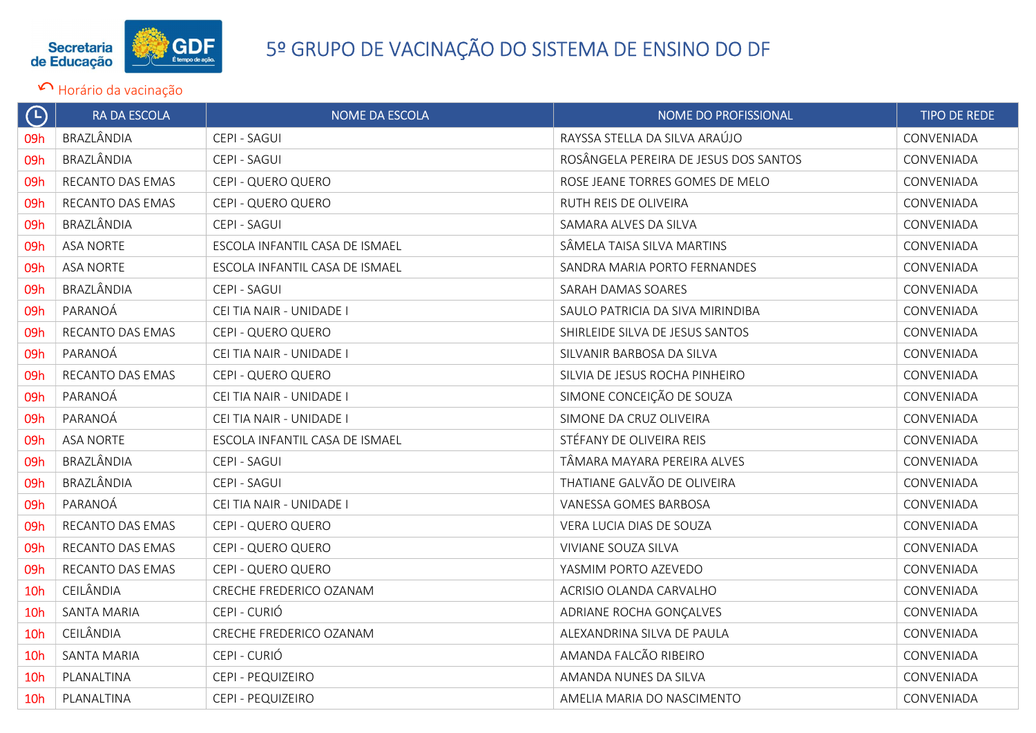# 5º GRUPO DE VACINAÇÃO DO SISTEMA DE ENSINO DO DF

Horário da vacinação

| Horário | RA DA ESCOLA | NOME DA ESCOLA | NOME DO PROFISSIONAL | TIPO DE REDE |
|---|---|---|---|---|
| 09h | BRAZLÂNDIA | CEPI - SAGUI | RAYSSA STELLA DA SILVA ARAÚJO | CONVENIADA |
| 09h | BRAZLÂNDIA | CEPI - SAGUI | ROSÂNGELA PEREIRA DE JESUS DOS SANTOS | CONVENIADA |
| 09h | RECANTO DAS EMAS | CEPI - QUERO QUERO | ROSE JEANE TORRES GOMES DE MELO | CONVENIADA |
| 09h | RECANTO DAS EMAS | CEPI - QUERO QUERO | RUTH REIS DE OLIVEIRA | CONVENIADA |
| 09h | BRAZLÂNDIA | CEPI - SAGUI | SAMARA ALVES DA SILVA | CONVENIADA |
| 09h | ASA NORTE | ESCOLA INFANTIL CASA DE ISMAEL | SÂMELA TAISA SILVA MARTINS | CONVENIADA |
| 09h | ASA NORTE | ESCOLA INFANTIL CASA DE ISMAEL | SANDRA MARIA PORTO FERNANDES | CONVENIADA |
| 09h | BRAZLÂNDIA | CEPI - SAGUI | SARAH DAMAS SOARES | CONVENIADA |
| 09h | PARANOÁ | CEI TIA NAIR - UNIDADE I | SAULO PATRICIA DA SIVA MIRINDIBA | CONVENIADA |
| 09h | RECANTO DAS EMAS | CEPI - QUERO QUERO | SHIRLEIDE SILVA DE JESUS SANTOS | CONVENIADA |
| 09h | PARANOÁ | CEI TIA NAIR - UNIDADE I | SILVANIR BARBOSA DA SILVA | CONVENIADA |
| 09h | RECANTO DAS EMAS | CEPI - QUERO QUERO | SILVIA DE JESUS ROCHA PINHEIRO | CONVENIADA |
| 09h | PARANOÁ | CEI TIA NAIR - UNIDADE I | SIMONE CONCEIÇÃO DE SOUZA | CONVENIADA |
| 09h | PARANOÁ | CEI TIA NAIR - UNIDADE I | SIMONE DA CRUZ OLIVEIRA | CONVENIADA |
| 09h | ASA NORTE | ESCOLA INFANTIL CASA DE ISMAEL | STÉFANY DE OLIVEIRA REIS | CONVENIADA |
| 09h | BRAZLÂNDIA | CEPI - SAGUI | TÂMARA MAYARA PEREIRA ALVES | CONVENIADA |
| 09h | BRAZLÂNDIA | CEPI - SAGUI | THATIANE GALVÃO DE OLIVEIRA | CONVENIADA |
| 09h | PARANOÁ | CEI TIA NAIR - UNIDADE I | VANESSA GOMES BARBOSA | CONVENIADA |
| 09h | RECANTO DAS EMAS | CEPI - QUERO QUERO | VERA LUCIA DIAS DE SOUZA | CONVENIADA |
| 09h | RECANTO DAS EMAS | CEPI - QUERO QUERO | VIVIANE SOUZA SILVA | CONVENIADA |
| 09h | RECANTO DAS EMAS | CEPI - QUERO QUERO | YASMIM PORTO AZEVEDO | CONVENIADA |
| 10h | CEILÂNDIA | CRECHE FREDERICO OZANAM | ACRISIO OLANDA CARVALHO | CONVENIADA |
| 10h | SANTA MARIA | CEPI - CURIÓ | ADRIANE ROCHA GONÇALVES | CONVENIADA |
| 10h | CEILÂNDIA | CRECHE FREDERICO OZANAM | ALEXANDRINA SILVA DE PAULA | CONVENIADA |
| 10h | SANTA MARIA | CEPI - CURIÓ | AMANDA FALCÃO RIBEIRO | CONVENIADA |
| 10h | PLANALTINA | CEPI - PEQUIZEIRO | AMANDA NUNES DA SILVA | CONVENIADA |
| 10h | PLANALTINA | CEPI - PEQUIZEIRO | AMELIA MARIA DO NASCIMENTO | CONVENIADA |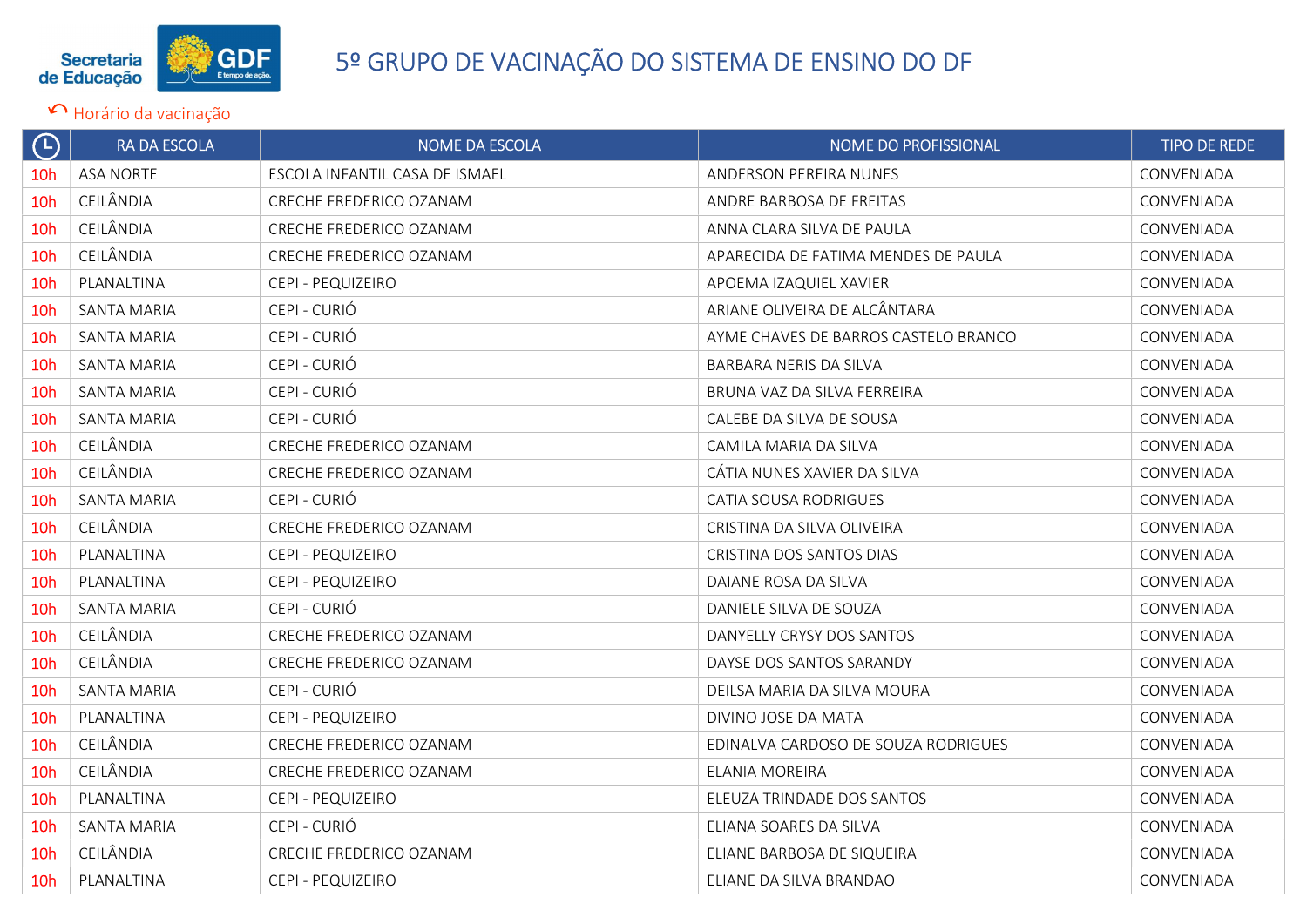# 5º GRUPO DE VACINAÇÃO DO SISTEMA DE ENSINO DO DF

↶ Horário da vacinação

| 🕒 | RA DA ESCOLA | NOME DA ESCOLA | NOME DO PROFISSIONAL | TIPO DE REDE |
|---|---|---|---|---|
| 10h | ASA NORTE | ESCOLA INFANTIL CASA DE ISMAEL | ANDERSON PEREIRA NUNES | CONVENIADA |
| 10h | CEILÂNDIA | CRECHE FREDERICO OZANAM | ANDRE BARBOSA DE FREITAS | CONVENIADA |
| 10h | CEILÂNDIA | CRECHE FREDERICO OZANAM | ANNA CLARA SILVA DE PAULA | CONVENIADA |
| 10h | CEILÂNDIA | CRECHE FREDERICO OZANAM | APARECIDA DE FATIMA MENDES DE PAULA | CONVENIADA |
| 10h | PLANALTINA | CEPI - PEQUIZEIRO | APOEMA IZAQUIEL XAVIER | CONVENIADA |
| 10h | SANTA MARIA | CEPI - CURIÓ | ARIANE OLIVEIRA DE ALCÂNTARA | CONVENIADA |
| 10h | SANTA MARIA | CEPI - CURIÓ | AYME CHAVES DE BARROS CASTELO BRANCO | CONVENIADA |
| 10h | SANTA MARIA | CEPI - CURIÓ | BARBARA NERIS DA SILVA | CONVENIADA |
| 10h | SANTA MARIA | CEPI - CURIÓ | BRUNA VAZ DA SILVA FERREIRA | CONVENIADA |
| 10h | SANTA MARIA | CEPI - CURIÓ | CALEBE DA SILVA DE SOUSA | CONVENIADA |
| 10h | CEILÂNDIA | CRECHE FREDERICO OZANAM | CAMILA MARIA DA SILVA | CONVENIADA |
| 10h | CEILÂNDIA | CRECHE FREDERICO OZANAM | CÁTIA NUNES XAVIER DA SILVA | CONVENIADA |
| 10h | SANTA MARIA | CEPI - CURIÓ | CATIA SOUSA RODRIGUES | CONVENIADA |
| 10h | CEILÂNDIA | CRECHE FREDERICO OZANAM | CRISTINA DA SILVA OLIVEIRA | CONVENIADA |
| 10h | PLANALTINA | CEPI - PEQUIZEIRO | CRISTINA DOS SANTOS DIAS | CONVENIADA |
| 10h | PLANALTINA | CEPI - PEQUIZEIRO | DAIANE ROSA DA SILVA | CONVENIADA |
| 10h | SANTA MARIA | CEPI - CURIÓ | DANIELE SILVA DE SOUZA | CONVENIADA |
| 10h | CEILÂNDIA | CRECHE FREDERICO OZANAM | DANYELLY CRYSY DOS SANTOS | CONVENIADA |
| 10h | CEILÂNDIA | CRECHE FREDERICO OZANAM | DAYSE DOS SANTOS SARANDY | CONVENIADA |
| 10h | SANTA MARIA | CEPI - CURIÓ | DEILSA MARIA DA SILVA MOURA | CONVENIADA |
| 10h | PLANALTINA | CEPI - PEQUIZEIRO | DIVINO JOSE DA MATA | CONVENIADA |
| 10h | CEILÂNDIA | CRECHE FREDERICO OZANAM | EDINALVA CARDOSO DE SOUZA RODRIGUES | CONVENIADA |
| 10h | CEILÂNDIA | CRECHE FREDERICO OZANAM | ELANIA MOREIRA | CONVENIADA |
| 10h | PLANALTINA | CEPI - PEQUIZEIRO | ELEUZA TRINDADE DOS SANTOS | CONVENIADA |
| 10h | SANTA MARIA | CEPI - CURIÓ | ELIANA SOARES DA SILVA | CONVENIADA |
| 10h | CEILÂNDIA | CRECHE FREDERICO OZANAM | ELIANE BARBOSA DE SIQUEIRA | CONVENIADA |
| 10h | PLANALTINA | CEPI - PEQUIZEIRO | ELIANE DA SILVA BRANDAO | CONVENIADA |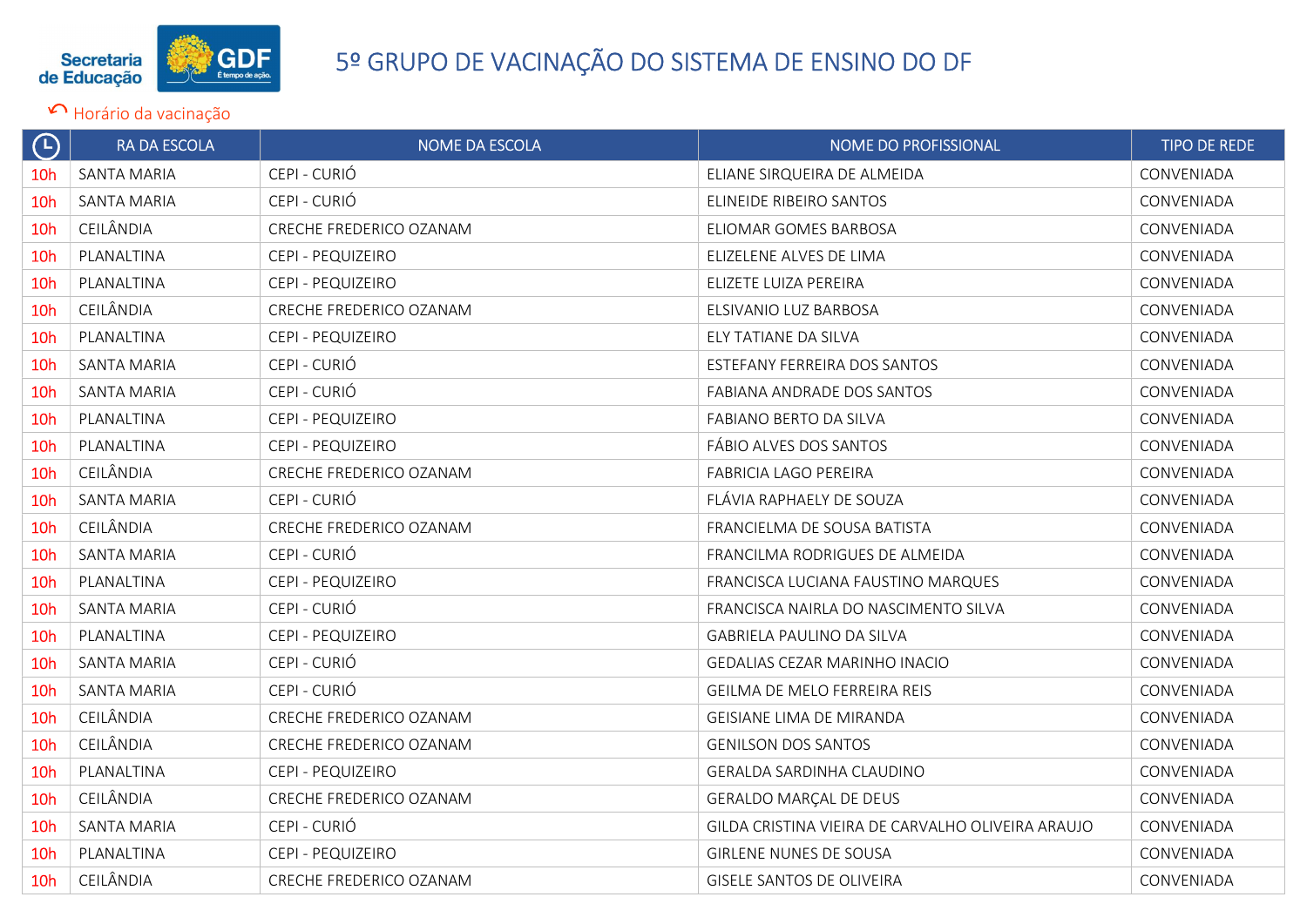# 5º GRUPO DE VACINAÇÃO DO SISTEMA DE ENSINO DO DF

Horário da vacinação

| | RA DA ESCOLA | NOME DA ESCOLA | NOME DO PROFISSIONAL | TIPO DE REDE |
|---|---|---|---|---|
| 10h | SANTA MARIA | CEPI - CURIÓ | ELIANE SIRQUEIRA DE ALMEIDA | CONVENIADA |
| 10h | SANTA MARIA | CEPI - CURIÓ | ELINEIDE RIBEIRO SANTOS | CONVENIADA |
| 10h | CEILÂNDIA | CRECHE FREDERICO OZANAM | ELIOMAR GOMES BARBOSA | CONVENIADA |
| 10h | PLANALTINA | CEPI - PEQUIZEIRO | ELIZELENE ALVES DE LIMA | CONVENIADA |
| 10h | PLANALTINA | CEPI - PEQUIZEIRO | ELIZETE LUIZA PEREIRA | CONVENIADA |
| 10h | CEILÂNDIA | CRECHE FREDERICO OZANAM | ELSIVANIO LUZ BARBOSA | CONVENIADA |
| 10h | PLANALTINA | CEPI - PEQUIZEIRO | ELY TATIANE DA SILVA | CONVENIADA |
| 10h | SANTA MARIA | CEPI - CURIÓ | ESTEFANY FERREIRA DOS SANTOS | CONVENIADA |
| 10h | SANTA MARIA | CEPI - CURIÓ | FABIANA ANDRADE DOS SANTOS | CONVENIADA |
| 10h | PLANALTINA | CEPI - PEQUIZEIRO | FABIANO BERTO DA SILVA | CONVENIADA |
| 10h | PLANALTINA | CEPI - PEQUIZEIRO | FÁBIO ALVES DOS SANTOS | CONVENIADA |
| 10h | CEILÂNDIA | CRECHE FREDERICO OZANAM | FABRICIA LAGO PEREIRA | CONVENIADA |
| 10h | SANTA MARIA | CEPI - CURIÓ | FLÁVIA RAPHAELY DE SOUZA | CONVENIADA |
| 10h | CEILÂNDIA | CRECHE FREDERICO OZANAM | FRANCIELMA DE SOUSA BATISTA | CONVENIADA |
| 10h | SANTA MARIA | CEPI - CURIÓ | FRANCILMA RODRIGUES DE ALMEIDA | CONVENIADA |
| 10h | PLANALTINA | CEPI - PEQUIZEIRO | FRANCISCA LUCIANA FAUSTINO MARQUES | CONVENIADA |
| 10h | SANTA MARIA | CEPI - CURIÓ | FRANCISCA NAIRLA DO NASCIMENTO SILVA | CONVENIADA |
| 10h | PLANALTINA | CEPI - PEQUIZEIRO | GABRIELA PAULINO DA SILVA | CONVENIADA |
| 10h | SANTA MARIA | CEPI - CURIÓ | GEDALIAS CEZAR MARINHO INACIO | CONVENIADA |
| 10h | SANTA MARIA | CEPI - CURIÓ | GEILMA DE MELO FERREIRA REIS | CONVENIADA |
| 10h | CEILÂNDIA | CRECHE FREDERICO OZANAM | GEISIANE LIMA DE MIRANDA | CONVENIADA |
| 10h | CEILÂNDIA | CRECHE FREDERICO OZANAM | GENILSON DOS SANTOS | CONVENIADA |
| 10h | PLANALTINA | CEPI - PEQUIZEIRO | GERALDA SARDINHA CLAUDINO | CONVENIADA |
| 10h | CEILÂNDIA | CRECHE FREDERICO OZANAM | GERALDO MARÇAL DE DEUS | CONVENIADA |
| 10h | SANTA MARIA | CEPI - CURIÓ | GILDA CRISTINA VIEIRA DE CARVALHO OLIVEIRA ARAUJO | CONVENIADA |
| 10h | PLANALTINA | CEPI - PEQUIZEIRO | GIRLENE NUNES DE SOUSA | CONVENIADA |
| 10h | CEILÂNDIA | CRECHE FREDERICO OZANAM | GISELE SANTOS DE OLIVEIRA | CONVENIADA |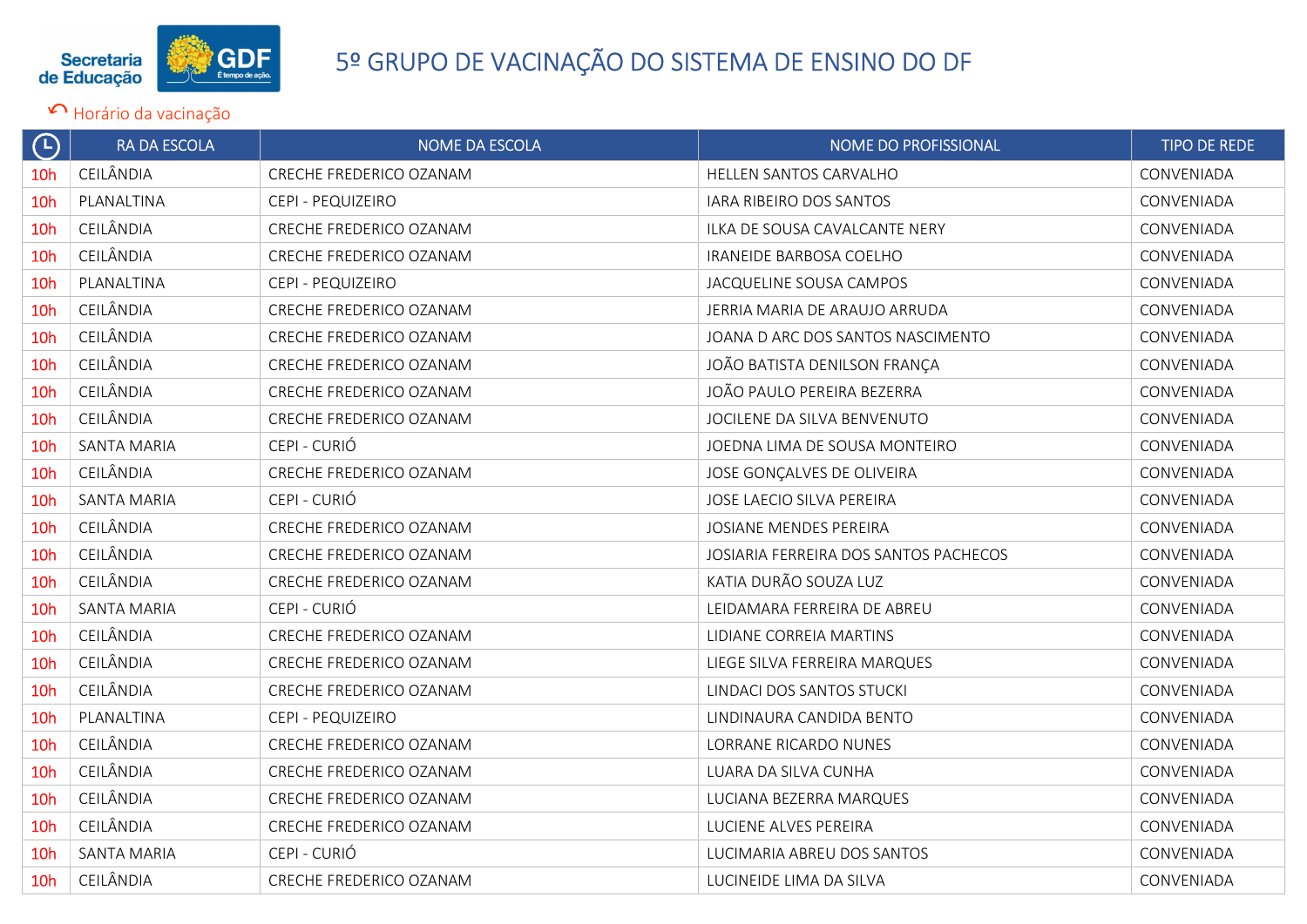# 5º GRUPO DE VACINAÇÃO DO SISTEMA DE ENSINO DO DF

Horário da vacinação

| ⏲ | RA DA ESCOLA | NOME DA ESCOLA | NOME DO PROFISSIONAL | TIPO DE REDE |
|---|---|---|---|---|
| 10h | CEILÂNDIA | CRECHE FREDERICO OZANAM | HELLEN SANTOS CARVALHO | CONVENIADA |
| 10h | PLANALTINA | CEPI - PEQUIZEIRO | IARA RIBEIRO DOS SANTOS | CONVENIADA |
| 10h | CEILÂNDIA | CRECHE FREDERICO OZANAM | ILKA DE SOUSA CAVALCANTE NERY | CONVENIADA |
| 10h | CEILÂNDIA | CRECHE FREDERICO OZANAM | IRANEIDE BARBOSA COELHO | CONVENIADA |
| 10h | PLANALTINA | CEPI - PEQUIZEIRO | JACQUELINE SOUSA CAMPOS | CONVENIADA |
| 10h | CEILÂNDIA | CRECHE FREDERICO OZANAM | JERRIA MARIA DE ARAUJO ARRUDA | CONVENIADA |
| 10h | CEILÂNDIA | CRECHE FREDERICO OZANAM | JOANA D ARC DOS SANTOS NASCIMENTO | CONVENIADA |
| 10h | CEILÂNDIA | CRECHE FREDERICO OZANAM | JOÃO BATISTA DENILSON FRANÇA | CONVENIADA |
| 10h | CEILÂNDIA | CRECHE FREDERICO OZANAM | JOÃO PAULO PEREIRA BEZERRA | CONVENIADA |
| 10h | CEILÂNDIA | CRECHE FREDERICO OZANAM | JOCILENE DA SILVA BENVENUTO | CONVENIADA |
| 10h | SANTA MARIA | CEPI - CURIÓ | JOEDNA LIMA DE SOUSA MONTEIRO | CONVENIADA |
| 10h | CEILÂNDIA | CRECHE FREDERICO OZANAM | JOSE GONÇALVES DE OLIVEIRA | CONVENIADA |
| 10h | SANTA MARIA | CEPI - CURIÓ | JOSE LAECIO SILVA PEREIRA | CONVENIADA |
| 10h | CEILÂNDIA | CRECHE FREDERICO OZANAM | JOSIANE MENDES PEREIRA | CONVENIADA |
| 10h | CEILÂNDIA | CRECHE FREDERICO OZANAM | JOSIARIA FERREIRA DOS SANTOS PACHECOS | CONVENIADA |
| 10h | CEILÂNDIA | CRECHE FREDERICO OZANAM | KATIA DURÃO SOUZA LUZ | CONVENIADA |
| 10h | SANTA MARIA | CEPI - CURIÓ | LEIDAMARA FERREIRA DE ABREU | CONVENIADA |
| 10h | CEILÂNDIA | CRECHE FREDERICO OZANAM | LIDIANE CORREIA MARTINS | CONVENIADA |
| 10h | CEILÂNDIA | CRECHE FREDERICO OZANAM | LIEGE SILVA FERREIRA MARQUES | CONVENIADA |
| 10h | CEILÂNDIA | CRECHE FREDERICO OZANAM | LINDACI DOS SANTOS STUCKI | CONVENIADA |
| 10h | PLANALTINA | CEPI - PEQUIZEIRO | LINDINAURA CANDIDA BENTO | CONVENIADA |
| 10h | CEILÂNDIA | CRECHE FREDERICO OZANAM | LORRANE RICARDO NUNES | CONVENIADA |
| 10h | CEILÂNDIA | CRECHE FREDERICO OZANAM | LUARA DA SILVA CUNHA | CONVENIADA |
| 10h | CEILÂNDIA | CRECHE FREDERICO OZANAM | LUCIANA BEZERRA MARQUES | CONVENIADA |
| 10h | CEILÂNDIA | CRECHE FREDERICO OZANAM | LUCIENE ALVES PEREIRA | CONVENIADA |
| 10h | SANTA MARIA | CEPI - CURIÓ | LUCIMARIA ABREU DOS SANTOS | CONVENIADA |
| 10h | CEILÂNDIA | CRECHE FREDERICO OZANAM | LUCINEIDE LIMA DA SILVA | CONVENIADA |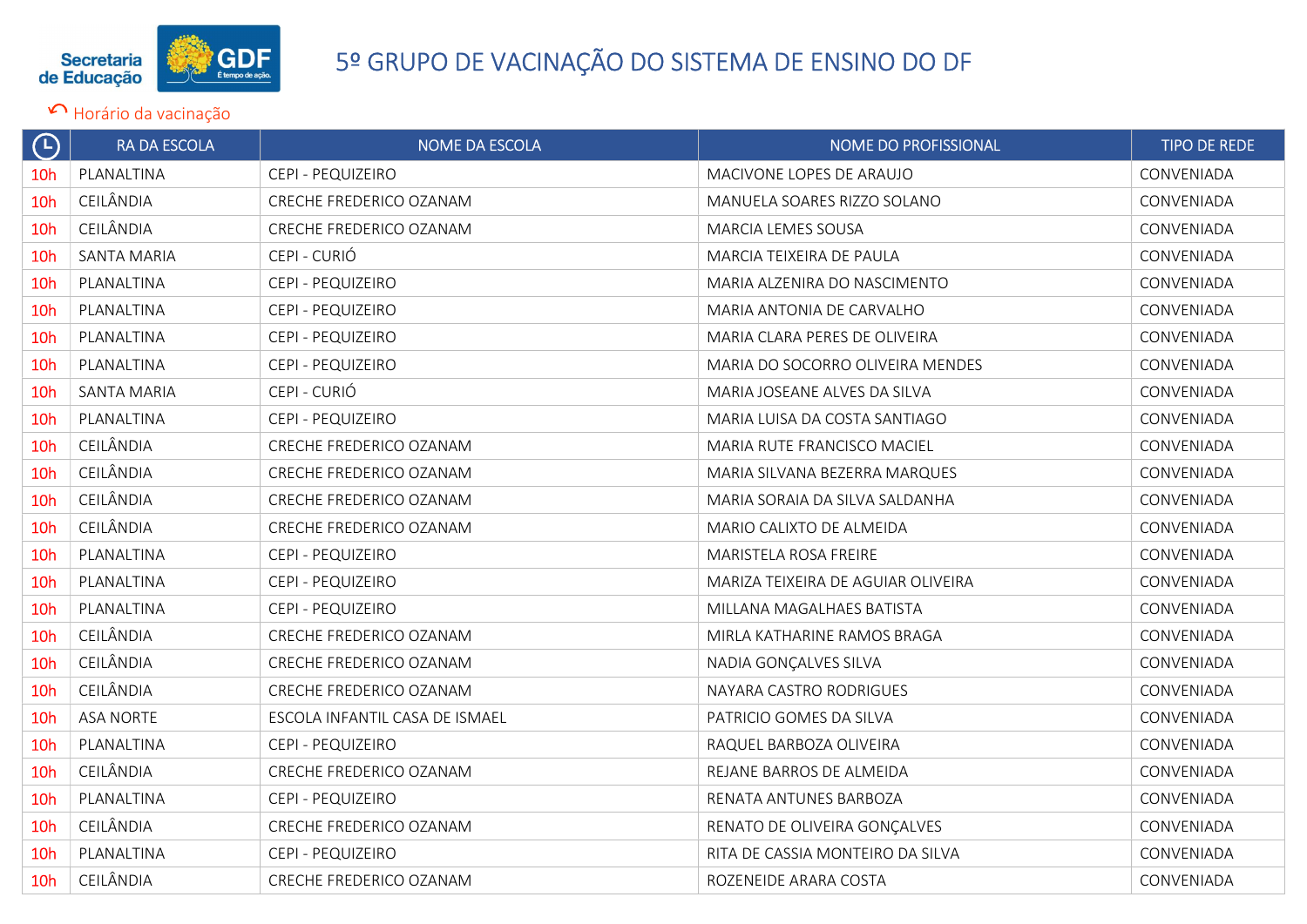# 5º GRUPO DE VACINAÇÃO DO SISTEMA DE ENSINO DO DF

↶ Horário da vacinação

| 🕒 | RA DA ESCOLA | NOME DA ESCOLA | NOME DO PROFISSIONAL | TIPO DE REDE |
|---|---|---|---|---|
| 10h | PLANALTINA | CEPI - PEQUIZEIRO | MACIVONE LOPES DE ARAUJO | CONVENIADA |
| 10h | CEILÂNDIA | CRECHE FREDERICO OZANAM | MANUELA SOARES RIZZO SOLANO | CONVENIADA |
| 10h | CEILÂNDIA | CRECHE FREDERICO OZANAM | MARCIA LEMES SOUSA | CONVENIADA |
| 10h | SANTA MARIA | CEPI - CURIÓ | MARCIA TEIXEIRA DE PAULA | CONVENIADA |
| 10h | PLANALTINA | CEPI - PEQUIZEIRO | MARIA ALZENIRA DO NASCIMENTO | CONVENIADA |
| 10h | PLANALTINA | CEPI - PEQUIZEIRO | MARIA ANTONIA DE CARVALHO | CONVENIADA |
| 10h | PLANALTINA | CEPI - PEQUIZEIRO | MARIA CLARA PERES DE OLIVEIRA | CONVENIADA |
| 10h | PLANALTINA | CEPI - PEQUIZEIRO | MARIA DO SOCORRO OLIVEIRA MENDES | CONVENIADA |
| 10h | SANTA MARIA | CEPI - CURIÓ | MARIA JOSEANE ALVES DA SILVA | CONVENIADA |
| 10h | PLANALTINA | CEPI - PEQUIZEIRO | MARIA LUISA DA COSTA SANTIAGO | CONVENIADA |
| 10h | CEILÂNDIA | CRECHE FREDERICO OZANAM | MARIA RUTE FRANCISCO MACIEL | CONVENIADA |
| 10h | CEILÂNDIA | CRECHE FREDERICO OZANAM | MARIA SILVANA BEZERRA MARQUES | CONVENIADA |
| 10h | CEILÂNDIA | CRECHE FREDERICO OZANAM | MARIA SORAIA DA SILVA SALDANHA | CONVENIADA |
| 10h | CEILÂNDIA | CRECHE FREDERICO OZANAM | MARIO CALIXTO DE ALMEIDA | CONVENIADA |
| 10h | PLANALTINA | CEPI - PEQUIZEIRO | MARISTELA ROSA FREIRE | CONVENIADA |
| 10h | PLANALTINA | CEPI - PEQUIZEIRO | MARIZA TEIXEIRA DE AGUIAR OLIVEIRA | CONVENIADA |
| 10h | PLANALTINA | CEPI - PEQUIZEIRO | MILLANA MAGALHAES BATISTA | CONVENIADA |
| 10h | CEILÂNDIA | CRECHE FREDERICO OZANAM | MIRLA KATHARINE RAMOS BRAGA | CONVENIADA |
| 10h | CEILÂNDIA | CRECHE FREDERICO OZANAM | NADIA GONÇALVES SILVA | CONVENIADA |
| 10h | CEILÂNDIA | CRECHE FREDERICO OZANAM | NAYARA CASTRO RODRIGUES | CONVENIADA |
| 10h | ASA NORTE | ESCOLA INFANTIL CASA DE ISMAEL | PATRICIO GOMES DA SILVA | CONVENIADA |
| 10h | PLANALTINA | CEPI - PEQUIZEIRO | RAQUEL BARBOZA OLIVEIRA | CONVENIADA |
| 10h | CEILÂNDIA | CRECHE FREDERICO OZANAM | REJANE BARROS DE ALMEIDA | CONVENIADA |
| 10h | PLANALTINA | CEPI - PEQUIZEIRO | RENATA ANTUNES BARBOZA | CONVENIADA |
| 10h | CEILÂNDIA | CRECHE FREDERICO OZANAM | RENATO DE OLIVEIRA GONÇALVES | CONVENIADA |
| 10h | PLANALTINA | CEPI - PEQUIZEIRO | RITA DE CASSIA MONTEIRO DA SILVA | CONVENIADA |
| 10h | CEILÂNDIA | CRECHE FREDERICO OZANAM | ROZENEIDE ARARA COSTA | CONVENIADA |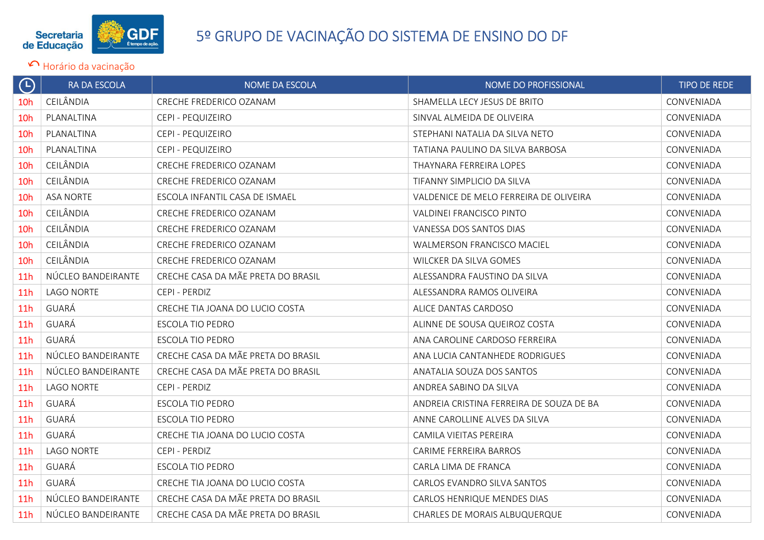# 5º GRUPO DE VACINAÇÃO DO SISTEMA DE ENSINO DO DF

Horário da vacinação

| Horário | RA DA ESCOLA | NOME DA ESCOLA | NOME DO PROFISSIONAL | TIPO DE REDE |
|---|---|---|---|---|
| 10h | CEILÂNDIA | CRECHE FREDERICO OZANAM | SHAMELLA LECY JESUS DE BRITO | CONVENIADA |
| 10h | PLANALTINA | CEPI - PEQUIZEIRO | SINVAL ALMEIDA DE OLIVEIRA | CONVENIADA |
| 10h | PLANALTINA | CEPI - PEQUIZEIRO | STEPHANI NATALIA DA SILVA NETO | CONVENIADA |
| 10h | PLANALTINA | CEPI - PEQUIZEIRO | TATIANA PAULINO DA SILVA BARBOSA | CONVENIADA |
| 10h | CEILÂNDIA | CRECHE FREDERICO OZANAM | THAYNARA FERREIRA LOPES | CONVENIADA |
| 10h | CEILÂNDIA | CRECHE FREDERICO OZANAM | TIFANNY SIMPLICIO DA SILVA | CONVENIADA |
| 10h | ASA NORTE | ESCOLA INFANTIL CASA DE ISMAEL | VALDENICE DE MELO FERREIRA DE OLIVEIRA | CONVENIADA |
| 10h | CEILÂNDIA | CRECHE FREDERICO OZANAM | VALDINEI FRANCISCO PINTO | CONVENIADA |
| 10h | CEILÂNDIA | CRECHE FREDERICO OZANAM | VANESSA DOS SANTOS DIAS | CONVENIADA |
| 10h | CEILÂNDIA | CRECHE FREDERICO OZANAM | WALMERSON FRANCISCO MACIEL | CONVENIADA |
| 10h | CEILÂNDIA | CRECHE FREDERICO OZANAM | WILCKER DA SILVA GOMES | CONVENIADA |
| 11h | NÚCLEO BANDEIRANTE | CRECHE CASA DA MÃE PRETA DO BRASIL | ALESSANDRA FAUSTINO DA SILVA | CONVENIADA |
| 11h | LAGO NORTE | CEPI - PERDIZ | ALESSANDRA RAMOS OLIVEIRA | CONVENIADA |
| 11h | GUARÁ | CRECHE TIA JOANA DO LUCIO COSTA | ALICE DANTAS CARDOSO | CONVENIADA |
| 11h | GUARÁ | ESCOLA TIO PEDRO | ALINNE DE SOUSA QUEIROZ COSTA | CONVENIADA |
| 11h | GUARÁ | ESCOLA TIO PEDRO | ANA CAROLINE CARDOSO FERREIRA | CONVENIADA |
| 11h | NÚCLEO BANDEIRANTE | CRECHE CASA DA MÃE PRETA DO BRASIL | ANA LUCIA CANTANHEDE RODRIGUES | CONVENIADA |
| 11h | NÚCLEO BANDEIRANTE | CRECHE CASA DA MÃE PRETA DO BRASIL | ANATALIA SOUZA DOS SANTOS | CONVENIADA |
| 11h | LAGO NORTE | CEPI - PERDIZ | ANDREA SABINO DA SILVA | CONVENIADA |
| 11h | GUARÁ | ESCOLA TIO PEDRO | ANDREIA CRISTINA FERREIRA DE SOUZA DE BA | CONVENIADA |
| 11h | GUARÁ | ESCOLA TIO PEDRO | ANNE CAROLLINE ALVES DA SILVA | CONVENIADA |
| 11h | GUARÁ | CRECHE TIA JOANA DO LUCIO COSTA | CAMILA VIEITAS PEREIRA | CONVENIADA |
| 11h | LAGO NORTE | CEPI - PERDIZ | CARIME FERREIRA BARROS | CONVENIADA |
| 11h | GUARÁ | ESCOLA TIO PEDRO | CARLA LIMA DE FRANCA | CONVENIADA |
| 11h | GUARÁ | CRECHE TIA JOANA DO LUCIO COSTA | CARLOS EVANDRO SILVA SANTOS | CONVENIADA |
| 11h | NÚCLEO BANDEIRANTE | CRECHE CASA DA MÃE PRETA DO BRASIL | CARLOS HENRIQUE MENDES DIAS | CONVENIADA |
| 11h | NÚCLEO BANDEIRANTE | CRECHE CASA DA MÃE PRETA DO BRASIL | CHARLES DE MORAIS ALBUQUERQUE | CONVENIADA |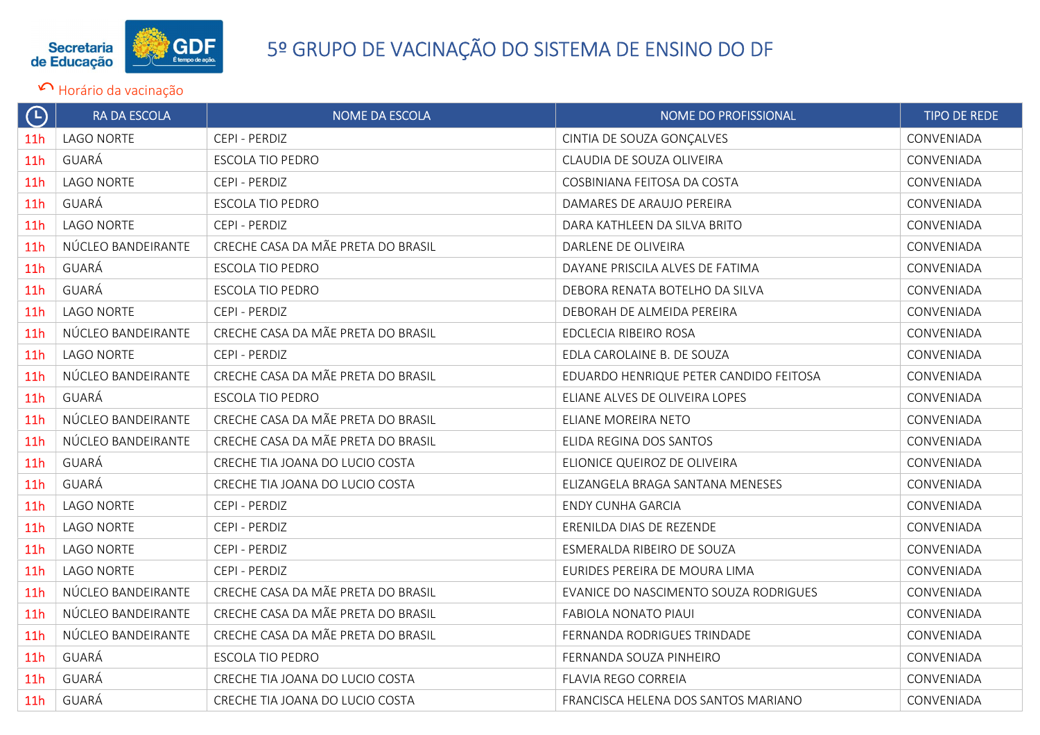Secretaria de Educação

GDF É tempo de ação.

# 5º GRUPO DE VACINAÇÃO DO SISTEMA DE ENSINO DO DF

Horário da vacinação

| | RA DA ESCOLA | NOME DA ESCOLA | NOME DO PROFISSIONAL | TIPO DE REDE |
|---|---|---|---|---|
| 11h | LAGO NORTE | CEPI - PERDIZ | CINTIA DE SOUZA GONÇALVES | CONVENIADA |
| 11h | GUARÁ | ESCOLA TIO PEDRO | CLAUDIA DE SOUZA OLIVEIRA | CONVENIADA |
| 11h | LAGO NORTE | CEPI - PERDIZ | COSBINIANA FEITOSA DA COSTA | CONVENIADA |
| 11h | GUARÁ | ESCOLA TIO PEDRO | DAMARES DE ARAUJO PEREIRA | CONVENIADA |
| 11h | LAGO NORTE | CEPI - PERDIZ | DARA KATHLEEN DA SILVA BRITO | CONVENIADA |
| 11h | NÚCLEO BANDEIRANTE | CRECHE CASA DA MÃE PRETA DO BRASIL | DARLENE DE OLIVEIRA | CONVENIADA |
| 11h | GUARÁ | ESCOLA TIO PEDRO | DAYANE PRISCILA ALVES DE FATIMA | CONVENIADA |
| 11h | GUARÁ | ESCOLA TIO PEDRO | DEBORA RENATA BOTELHO DA SILVA | CONVENIADA |
| 11h | LAGO NORTE | CEPI - PERDIZ | DEBORAH DE ALMEIDA PEREIRA | CONVENIADA |
| 11h | NÚCLEO BANDEIRANTE | CRECHE CASA DA MÃE PRETA DO BRASIL | EDCLECIA RIBEIRO ROSA | CONVENIADA |
| 11h | LAGO NORTE | CEPI - PERDIZ | EDLA CAROLAINE B. DE SOUZA | CONVENIADA |
| 11h | NÚCLEO BANDEIRANTE | CRECHE CASA DA MÃE PRETA DO BRASIL | EDUARDO HENRIQUE PETER CANDIDO FEITOSA | CONVENIADA |
| 11h | GUARÁ | ESCOLA TIO PEDRO | ELIANE ALVES DE OLIVEIRA LOPES | CONVENIADA |
| 11h | NÚCLEO BANDEIRANTE | CRECHE CASA DA MÃE PRETA DO BRASIL | ELIANE MOREIRA NETO | CONVENIADA |
| 11h | NÚCLEO BANDEIRANTE | CRECHE CASA DA MÃE PRETA DO BRASIL | ELIDA REGINA DOS SANTOS | CONVENIADA |
| 11h | GUARÁ | CRECHE TIA JOANA DO LUCIO COSTA | ELIONICE QUEIROZ DE OLIVEIRA | CONVENIADA |
| 11h | GUARÁ | CRECHE TIA JOANA DO LUCIO COSTA | ELIZANGELA BRAGA SANTANA MENESES | CONVENIADA |
| 11h | LAGO NORTE | CEPI - PERDIZ | ENDY CUNHA GARCIA | CONVENIADA |
| 11h | LAGO NORTE | CEPI - PERDIZ | ERENILDA DIAS DE REZENDE | CONVENIADA |
| 11h | LAGO NORTE | CEPI - PERDIZ | ESMERALDA RIBEIRO DE SOUZA | CONVENIADA |
| 11h | LAGO NORTE | CEPI - PERDIZ | EURIDES PEREIRA DE MOURA LIMA | CONVENIADA |
| 11h | NÚCLEO BANDEIRANTE | CRECHE CASA DA MÃE PRETA DO BRASIL | EVANICE DO NASCIMENTO SOUZA RODRIGUES | CONVENIADA |
| 11h | NÚCLEO BANDEIRANTE | CRECHE CASA DA MÃE PRETA DO BRASIL | FABIOLA NONATO PIAUI | CONVENIADA |
| 11h | NÚCLEO BANDEIRANTE | CRECHE CASA DA MÃE PRETA DO BRASIL | FERNANDA RODRIGUES TRINDADE | CONVENIADA |
| 11h | GUARÁ | ESCOLA TIO PEDRO | FERNANDA SOUZA PINHEIRO | CONVENIADA |
| 11h | GUARÁ | CRECHE TIA JOANA DO LUCIO COSTA | FLAVIA REGO CORREIA | CONVENIADA |
| 11h | GUARÁ | CRECHE TIA JOANA DO LUCIO COSTA | FRANCISCA HELENA DOS SANTOS MARIANO | CONVENIADA |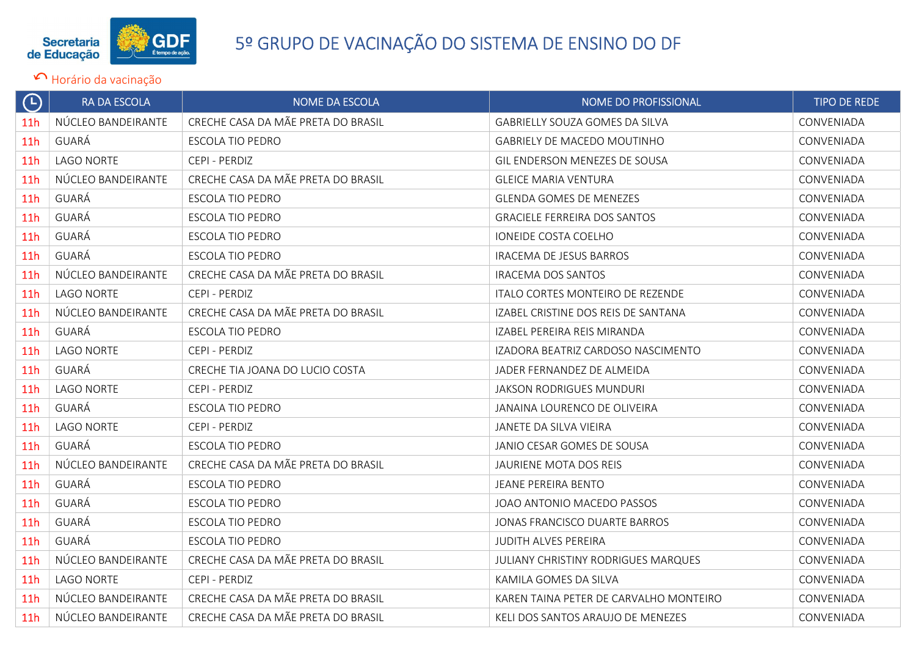# 5º GRUPO DE VACINAÇÃO DO SISTEMA DE ENSINO DO DF

↶ Horário da vacinação

| 🕒 | RA DA ESCOLA | NOME DA ESCOLA | NOME DO PROFISSIONAL | TIPO DE REDE |
|---|---|---|---|---|
| 11h | NÚCLEO BANDEIRANTE | CRECHE CASA DA MÃE PRETA DO BRASIL | GABRIELLY SOUZA GOMES DA SILVA | CONVENIADA |
| 11h | GUARÁ | ESCOLA TIO PEDRO | GABRIELY DE MACEDO MOUTINHO | CONVENIADA |
| 11h | LAGO NORTE | CEPI - PERDIZ | GIL ENDERSON MENEZES DE SOUSA | CONVENIADA |
| 11h | NÚCLEO BANDEIRANTE | CRECHE CASA DA MÃE PRETA DO BRASIL | GLEICE MARIA VENTURA | CONVENIADA |
| 11h | GUARÁ | ESCOLA TIO PEDRO | GLENDA GOMES DE MENEZES | CONVENIADA |
| 11h | GUARÁ | ESCOLA TIO PEDRO | GRACIELE FERREIRA DOS SANTOS | CONVENIADA |
| 11h | GUARÁ | ESCOLA TIO PEDRO | IONEIDE COSTA COELHO | CONVENIADA |
| 11h | GUARÁ | ESCOLA TIO PEDRO | IRACEMA DE JESUS BARROS | CONVENIADA |
| 11h | NÚCLEO BANDEIRANTE | CRECHE CASA DA MÃE PRETA DO BRASIL | IRACEMA DOS SANTOS | CONVENIADA |
| 11h | LAGO NORTE | CEPI - PERDIZ | ITALO CORTES MONTEIRO DE REZENDE | CONVENIADA |
| 11h | NÚCLEO BANDEIRANTE | CRECHE CASA DA MÃE PRETA DO BRASIL | IZABEL CRISTINE DOS REIS DE SANTANA | CONVENIADA |
| 11h | GUARÁ | ESCOLA TIO PEDRO | IZABEL PEREIRA REIS MIRANDA | CONVENIADA |
| 11h | LAGO NORTE | CEPI - PERDIZ | IZADORA BEATRIZ CARDOSO NASCIMENTO | CONVENIADA |
| 11h | GUARÁ | CRECHE TIA JOANA DO LUCIO COSTA | JADER FERNANDEZ DE ALMEIDA | CONVENIADA |
| 11h | LAGO NORTE | CEPI - PERDIZ | JAKSON RODRIGUES MUNDURI | CONVENIADA |
| 11h | GUARÁ | ESCOLA TIO PEDRO | JANAINA LOURENCO DE OLIVEIRA | CONVENIADA |
| 11h | LAGO NORTE | CEPI - PERDIZ | JANETE DA SILVA VIEIRA | CONVENIADA |
| 11h | GUARÁ | ESCOLA TIO PEDRO | JANIO CESAR GOMES DE SOUSA | CONVENIADA |
| 11h | NÚCLEO BANDEIRANTE | CRECHE CASA DA MÃE PRETA DO BRASIL | JAURIENE MOTA DOS REIS | CONVENIADA |
| 11h | GUARÁ | ESCOLA TIO PEDRO | JEANE PEREIRA BENTO | CONVENIADA |
| 11h | GUARÁ | ESCOLA TIO PEDRO | JOAO ANTONIO MACEDO PASSOS | CONVENIADA |
| 11h | GUARÁ | ESCOLA TIO PEDRO | JONAS FRANCISCO DUARTE BARROS | CONVENIADA |
| 11h | GUARÁ | ESCOLA TIO PEDRO | JUDITH ALVES PEREIRA | CONVENIADA |
| 11h | NÚCLEO BANDEIRANTE | CRECHE CASA DA MÃE PRETA DO BRASIL | JULIANY CHRISTINY RODRIGUES MARQUES | CONVENIADA |
| 11h | LAGO NORTE | CEPI - PERDIZ | KAMILA GOMES DA SILVA | CONVENIADA |
| 11h | NÚCLEO BANDEIRANTE | CRECHE CASA DA MÃE PRETA DO BRASIL | KAREN TAINA PETER DE CARVALHO MONTEIRO | CONVENIADA |
| 11h | NÚCLEO BANDEIRANTE | CRECHE CASA DA MÃE PRETA DO BRASIL | KELI DOS SANTOS ARAUJO DE MENEZES | CONVENIADA |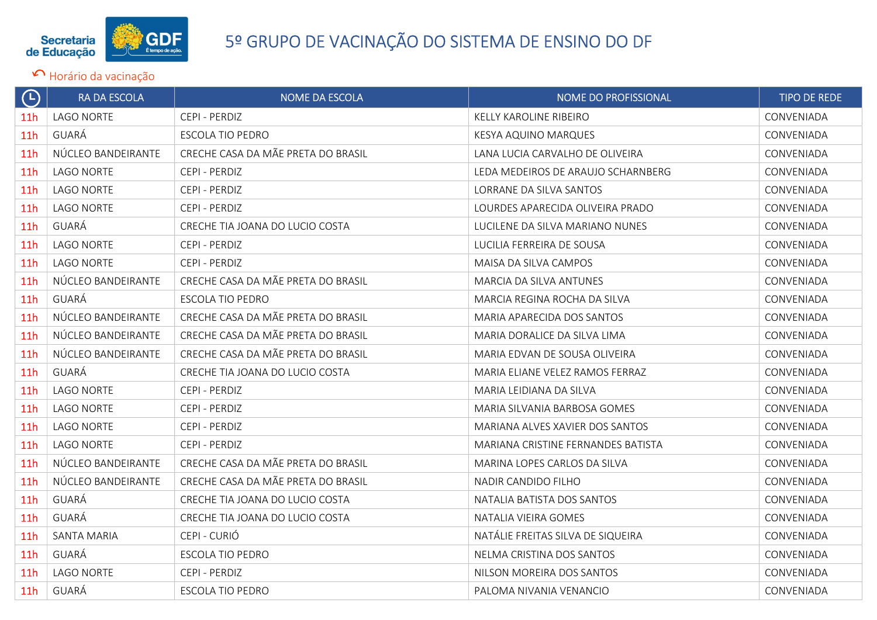# 5º GRUPO DE VACINAÇÃO DO SISTEMA DE ENSINO DO DF

Horário da vacinação

| ⏲ | RA DA ESCOLA | NOME DA ESCOLA | NOME DO PROFISSIONAL | TIPO DE REDE |
|---|---|---|---|---|
| 11h | LAGO NORTE | CEPI - PERDIZ | KELLY KAROLINE RIBEIRO | CONVENIADA |
| 11h | GUARÁ | ESCOLA TIO PEDRO | KESYA AQUINO MARQUES | CONVENIADA |
| 11h | NÚCLEO BANDEIRANTE | CRECHE CASA DA MÃE PRETA DO BRASIL | LANA LUCIA CARVALHO DE OLIVEIRA | CONVENIADA |
| 11h | LAGO NORTE | CEPI - PERDIZ | LEDA MEDEIROS DE ARAUJO SCHARNBERG | CONVENIADA |
| 11h | LAGO NORTE | CEPI - PERDIZ | LORRANE DA SILVA SANTOS | CONVENIADA |
| 11h | LAGO NORTE | CEPI - PERDIZ | LOURDES APARECIDA OLIVEIRA PRADO | CONVENIADA |
| 11h | GUARÁ | CRECHE TIA JOANA DO LUCIO COSTA | LUCILENE DA SILVA MARIANO NUNES | CONVENIADA |
| 11h | LAGO NORTE | CEPI - PERDIZ | LUCILIA FERREIRA DE SOUSA | CONVENIADA |
| 11h | LAGO NORTE | CEPI - PERDIZ | MAISA DA SILVA CAMPOS | CONVENIADA |
| 11h | NÚCLEO BANDEIRANTE | CRECHE CASA DA MÃE PRETA DO BRASIL | MARCIA DA SILVA ANTUNES | CONVENIADA |
| 11h | GUARÁ | ESCOLA TIO PEDRO | MARCIA REGINA ROCHA DA SILVA | CONVENIADA |
| 11h | NÚCLEO BANDEIRANTE | CRECHE CASA DA MÃE PRETA DO BRASIL | MARIA APARECIDA DOS SANTOS | CONVENIADA |
| 11h | NÚCLEO BANDEIRANTE | CRECHE CASA DA MÃE PRETA DO BRASIL | MARIA DORALICE DA SILVA LIMA | CONVENIADA |
| 11h | NÚCLEO BANDEIRANTE | CRECHE CASA DA MÃE PRETA DO BRASIL | MARIA EDVAN DE SOUSA OLIVEIRA | CONVENIADA |
| 11h | GUARÁ | CRECHE TIA JOANA DO LUCIO COSTA | MARIA ELIANE VELEZ RAMOS FERRAZ | CONVENIADA |
| 11h | LAGO NORTE | CEPI - PERDIZ | MARIA LEIDIANA DA SILVA | CONVENIADA |
| 11h | LAGO NORTE | CEPI - PERDIZ | MARIA SILVANIA BARBOSA GOMES | CONVENIADA |
| 11h | LAGO NORTE | CEPI - PERDIZ | MARIANA ALVES XAVIER DOS SANTOS | CONVENIADA |
| 11h | LAGO NORTE | CEPI - PERDIZ | MARIANA CRISTINE FERNANDES BATISTA | CONVENIADA |
| 11h | NÚCLEO BANDEIRANTE | CRECHE CASA DA MÃE PRETA DO BRASIL | MARINA LOPES CARLOS DA SILVA | CONVENIADA |
| 11h | NÚCLEO BANDEIRANTE | CRECHE CASA DA MÃE PRETA DO BRASIL | NADIR CANDIDO FILHO | CONVENIADA |
| 11h | GUARÁ | CRECHE TIA JOANA DO LUCIO COSTA | NATALIA BATISTA DOS SANTOS | CONVENIADA |
| 11h | GUARÁ | CRECHE TIA JOANA DO LUCIO COSTA | NATALIA VIEIRA GOMES | CONVENIADA |
| 11h | SANTA MARIA | CEPI - CURIÓ | NATÁLIE FREITAS SILVA DE SIQUEIRA | CONVENIADA |
| 11h | GUARÁ | ESCOLA TIO PEDRO | NELMA CRISTINA DOS SANTOS | CONVENIADA |
| 11h | LAGO NORTE | CEPI - PERDIZ | NILSON MOREIRA DOS SANTOS | CONVENIADA |
| 11h | GUARÁ | ESCOLA TIO PEDRO | PALOMA NIVANIA VENANCIO | CONVENIADA |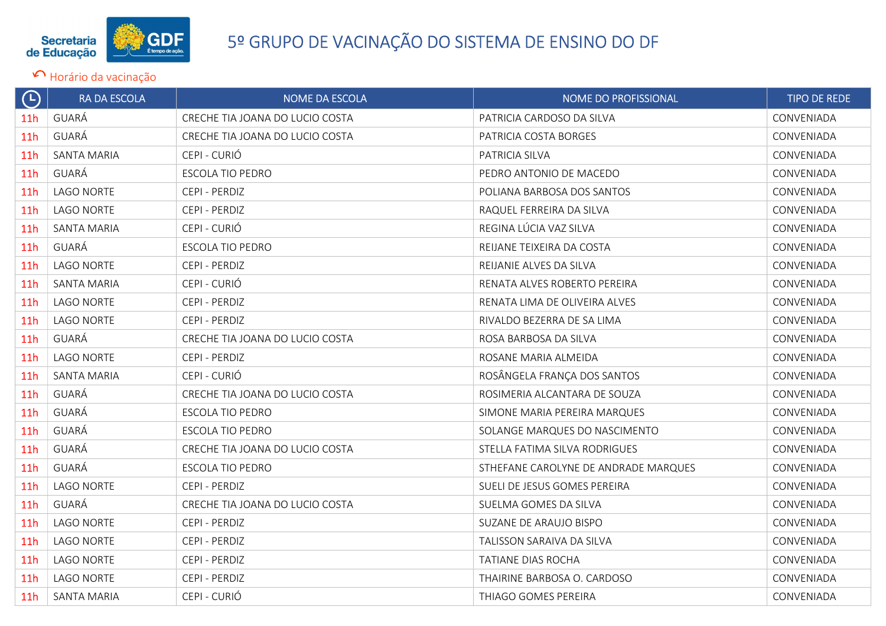# 5º GRUPO DE VACINAÇÃO DO SISTEMA DE ENSINO DO DF

Horário da vacinação

| | RA DA ESCOLA | NOME DA ESCOLA | NOME DO PROFISSIONAL | TIPO DE REDE |
|---|---|---|---|---|
| 11h | GUARÁ | CRECHE TIA JOANA DO LUCIO COSTA | PATRICIA CARDOSO DA SILVA | CONVENIADA |
| 11h | GUARÁ | CRECHE TIA JOANA DO LUCIO COSTA | PATRICIA COSTA BORGES | CONVENIADA |
| 11h | SANTA MARIA | CEPI - CURIÓ | PATRICIA SILVA | CONVENIADA |
| 11h | GUARÁ | ESCOLA TIO PEDRO | PEDRO ANTONIO DE MACEDO | CONVENIADA |
| 11h | LAGO NORTE | CEPI - PERDIZ | POLIANA BARBOSA DOS SANTOS | CONVENIADA |
| 11h | LAGO NORTE | CEPI - PERDIZ | RAQUEL FERREIRA DA SILVA | CONVENIADA |
| 11h | SANTA MARIA | CEPI - CURIÓ | REGINA LÚCIA VAZ SILVA | CONVENIADA |
| 11h | GUARÁ | ESCOLA TIO PEDRO | REIJANE TEIXEIRA DA COSTA | CONVENIADA |
| 11h | LAGO NORTE | CEPI - PERDIZ | REIJANIE ALVES DA SILVA | CONVENIADA |
| 11h | SANTA MARIA | CEPI - CURIÓ | RENATA ALVES ROBERTO PEREIRA | CONVENIADA |
| 11h | LAGO NORTE | CEPI - PERDIZ | RENATA LIMA DE OLIVEIRA ALVES | CONVENIADA |
| 11h | LAGO NORTE | CEPI - PERDIZ | RIVALDO BEZERRA DE SA LIMA | CONVENIADA |
| 11h | GUARÁ | CRECHE TIA JOANA DO LUCIO COSTA | ROSA BARBOSA DA SILVA | CONVENIADA |
| 11h | LAGO NORTE | CEPI - PERDIZ | ROSANE MARIA ALMEIDA | CONVENIADA |
| 11h | SANTA MARIA | CEPI - CURIÓ | ROSÂNGELA FRANÇA DOS SANTOS | CONVENIADA |
| 11h | GUARÁ | CRECHE TIA JOANA DO LUCIO COSTA | ROSIMERIA ALCANTARA DE SOUZA | CONVENIADA |
| 11h | GUARÁ | ESCOLA TIO PEDRO | SIMONE MARIA PEREIRA MARQUES | CONVENIADA |
| 11h | GUARÁ | ESCOLA TIO PEDRO | SOLANGE MARQUES DO NASCIMENTO | CONVENIADA |
| 11h | GUARÁ | CRECHE TIA JOANA DO LUCIO COSTA | STELLA FATIMA SILVA RODRIGUES | CONVENIADA |
| 11h | GUARÁ | ESCOLA TIO PEDRO | STHEFANE CAROLYNE DE ANDRADE MARQUES | CONVENIADA |
| 11h | LAGO NORTE | CEPI - PERDIZ | SUELI DE JESUS GOMES PEREIRA | CONVENIADA |
| 11h | GUARÁ | CRECHE TIA JOANA DO LUCIO COSTA | SUELMA GOMES DA SILVA | CONVENIADA |
| 11h | LAGO NORTE | CEPI - PERDIZ | SUZANE DE ARAUJO BISPO | CONVENIADA |
| 11h | LAGO NORTE | CEPI - PERDIZ | TALISSON SARAIVA DA SILVA | CONVENIADA |
| 11h | LAGO NORTE | CEPI - PERDIZ | TATIANE DIAS ROCHA | CONVENIADA |
| 11h | LAGO NORTE | CEPI - PERDIZ | THAIRINE BARBOSA O. CARDOSO | CONVENIADA |
| 11h | SANTA MARIA | CEPI - CURIÓ | THIAGO GOMES PEREIRA | CONVENIADA |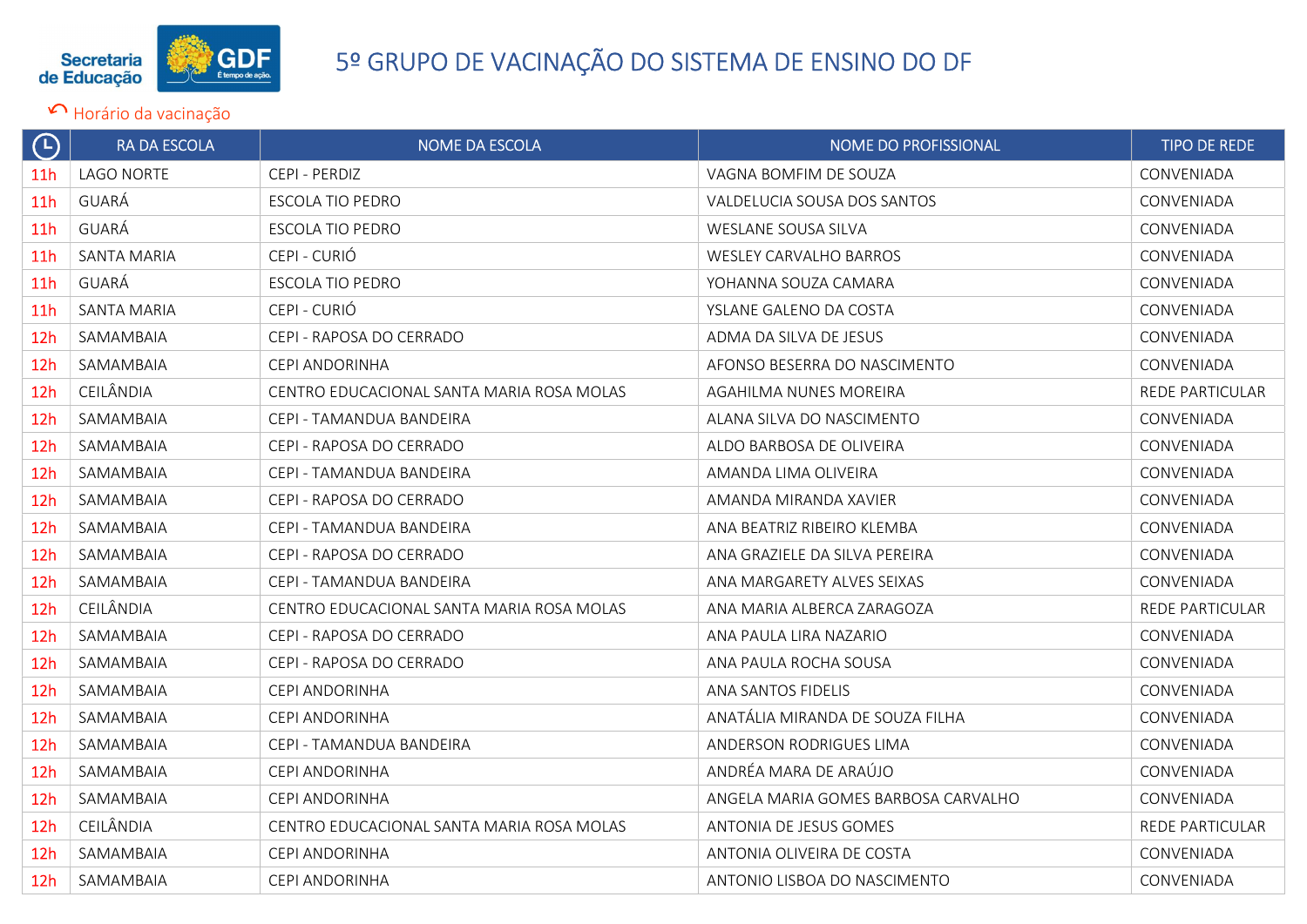# 5º GRUPO DE VACINAÇÃO DO SISTEMA DE ENSINO DO DF

Horário da vacinação

| | RA DA ESCOLA | NOME DA ESCOLA | NOME DO PROFISSIONAL | TIPO DE REDE |
|---|---|---|---|---|
| 11h | LAGO NORTE | CEPI - PERDIZ | VAGNA BOMFIM DE SOUZA | CONVENIADA |
| 11h | GUARÁ | ESCOLA TIO PEDRO | VALDELUCIA SOUSA DOS SANTOS | CONVENIADA |
| 11h | GUARÁ | ESCOLA TIO PEDRO | WESLANE SOUSA SILVA | CONVENIADA |
| 11h | SANTA MARIA | CEPI - CURIÓ | WESLEY CARVALHO BARROS | CONVENIADA |
| 11h | GUARÁ | ESCOLA TIO PEDRO | YOHANNA SOUZA CAMARA | CONVENIADA |
| 11h | SANTA MARIA | CEPI - CURIÓ | YSLANE GALENO DA COSTA | CONVENIADA |
| 12h | SAMAMBAIA | CEPI - RAPOSA DO CERRADO | ADMA DA SILVA DE JESUS | CONVENIADA |
| 12h | SAMAMBAIA | CEPI ANDORINHA | AFONSO BESERRA DO NASCIMENTO | CONVENIADA |
| 12h | CEILÂNDIA | CENTRO EDUCACIONAL SANTA MARIA ROSA MOLAS | AGAHILMA NUNES MOREIRA | REDE PARTICULAR |
| 12h | SAMAMBAIA | CEPI - TAMANDUA BANDEIRA | ALANA SILVA DO NASCIMENTO | CONVENIADA |
| 12h | SAMAMBAIA | CEPI - RAPOSA DO CERRADO | ALDO BARBOSA DE OLIVEIRA | CONVENIADA |
| 12h | SAMAMBAIA | CEPI - TAMANDUA BANDEIRA | AMANDA LIMA OLIVEIRA | CONVENIADA |
| 12h | SAMAMBAIA | CEPI - RAPOSA DO CERRADO | AMANDA MIRANDA XAVIER | CONVENIADA |
| 12h | SAMAMBAIA | CEPI - TAMANDUA BANDEIRA | ANA BEATRIZ RIBEIRO KLEMBA | CONVENIADA |
| 12h | SAMAMBAIA | CEPI - RAPOSA DO CERRADO | ANA GRAZIELE DA SILVA PEREIRA | CONVENIADA |
| 12h | SAMAMBAIA | CEPI - TAMANDUA BANDEIRA | ANA MARGARETY ALVES SEIXAS | CONVENIADA |
| 12h | CEILÂNDIA | CENTRO EDUCACIONAL SANTA MARIA ROSA MOLAS | ANA MARIA ALBERCA ZARAGOZA | REDE PARTICULAR |
| 12h | SAMAMBAIA | CEPI - RAPOSA DO CERRADO | ANA PAULA LIRA NAZARIO | CONVENIADA |
| 12h | SAMAMBAIA | CEPI - RAPOSA DO CERRADO | ANA PAULA ROCHA SOUSA | CONVENIADA |
| 12h | SAMAMBAIA | CEPI ANDORINHA | ANA SANTOS FIDELIS | CONVENIADA |
| 12h | SAMAMBAIA | CEPI ANDORINHA | ANATÁLIA MIRANDA DE SOUZA FILHA | CONVENIADA |
| 12h | SAMAMBAIA | CEPI - TAMANDUA BANDEIRA | ANDERSON RODRIGUES LIMA | CONVENIADA |
| 12h | SAMAMBAIA | CEPI ANDORINHA | ANDRÉA MARA DE ARAÚJO | CONVENIADA |
| 12h | SAMAMBAIA | CEPI ANDORINHA | ANGELA MARIA GOMES BARBOSA CARVALHO | CONVENIADA |
| 12h | CEILÂNDIA | CENTRO EDUCACIONAL SANTA MARIA ROSA MOLAS | ANTONIA DE JESUS GOMES | REDE PARTICULAR |
| 12h | SAMAMBAIA | CEPI ANDORINHA | ANTONIA OLIVEIRA DE COSTA | CONVENIADA |
| 12h | SAMAMBAIA | CEPI ANDORINHA | ANTONIO LISBOA DO NASCIMENTO | CONVENIADA |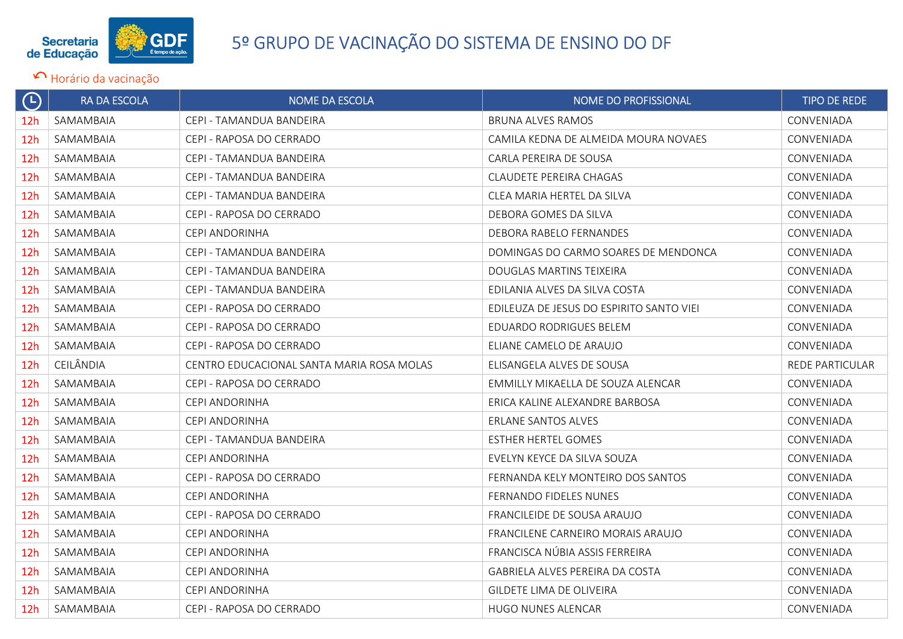# 5º GRUPO DE VACINAÇÃO DO SISTEMA DE ENSINO DO DF

Horário da vacinação

| | RA DA ESCOLA | NOME DA ESCOLA | NOME DO PROFISSIONAL | TIPO DE REDE |
|---|---|---|---|---|
| 12h | SAMAMBAIA | CEPI - TAMANDUA BANDEIRA | BRUNA ALVES RAMOS | CONVENIADA |
| 12h | SAMAMBAIA | CEPI - RAPOSA DO CERRADO | CAMILA KEDNA DE ALMEIDA MOURA NOVAES | CONVENIADA |
| 12h | SAMAMBAIA | CEPI - TAMANDUA BANDEIRA | CARLA PEREIRA DE SOUSA | CONVENIADA |
| 12h | SAMAMBAIA | CEPI - TAMANDUA BANDEIRA | CLAUDETE PEREIRA CHAGAS | CONVENIADA |
| 12h | SAMAMBAIA | CEPI - TAMANDUA BANDEIRA | CLEA MARIA HERTEL DA SILVA | CONVENIADA |
| 12h | SAMAMBAIA | CEPI - RAPOSA DO CERRADO | DEBORA GOMES DA SILVA | CONVENIADA |
| 12h | SAMAMBAIA | CEPI ANDORINHA | DEBORA RABELO FERNANDES | CONVENIADA |
| 12h | SAMAMBAIA | CEPI - TAMANDUA BANDEIRA | DOMINGAS DO CARMO SOARES DE MENDONCA | CONVENIADA |
| 12h | SAMAMBAIA | CEPI - TAMANDUA BANDEIRA | DOUGLAS MARTINS TEIXEIRA | CONVENIADA |
| 12h | SAMAMBAIA | CEPI - TAMANDUA BANDEIRA | EDILANIA ALVES DA SILVA COSTA | CONVENIADA |
| 12h | SAMAMBAIA | CEPI - RAPOSA DO CERRADO | EDILEUZA DE JESUS DO ESPIRITO SANTO VIEI | CONVENIADA |
| 12h | SAMAMBAIA | CEPI - RAPOSA DO CERRADO | EDUARDO RODRIGUES BELEM | CONVENIADA |
| 12h | SAMAMBAIA | CEPI - RAPOSA DO CERRADO | ELIANE CAMELO DE ARAUJO | CONVENIADA |
| 12h | CEILÂNDIA | CENTRO EDUCACIONAL SANTA MARIA ROSA MOLAS | ELISANGELA ALVES DE SOUSA | REDE PARTICULAR |
| 12h | SAMAMBAIA | CEPI - RAPOSA DO CERRADO | EMMILLY MIKAELLA DE SOUZA ALENCAR | CONVENIADA |
| 12h | SAMAMBAIA | CEPI ANDORINHA | ERICA KALINE ALEXANDRE BARBOSA | CONVENIADA |
| 12h | SAMAMBAIA | CEPI ANDORINHA | ERLANE SANTOS ALVES | CONVENIADA |
| 12h | SAMAMBAIA | CEPI - TAMANDUA BANDEIRA | ESTHER HERTEL GOMES | CONVENIADA |
| 12h | SAMAMBAIA | CEPI ANDORINHA | EVELYN KEYCE DA SILVA SOUZA | CONVENIADA |
| 12h | SAMAMBAIA | CEPI - RAPOSA DO CERRADO | FERNANDA KELY MONTEIRO DOS SANTOS | CONVENIADA |
| 12h | SAMAMBAIA | CEPI ANDORINHA | FERNANDO FIDELES NUNES | CONVENIADA |
| 12h | SAMAMBAIA | CEPI - RAPOSA DO CERRADO | FRANCILEIDE DE SOUSA ARAUJO | CONVENIADA |
| 12h | SAMAMBAIA | CEPI ANDORINHA | FRANCILENE CARNEIRO MORAIS ARAUJO | CONVENIADA |
| 12h | SAMAMBAIA | CEPI ANDORINHA | FRANCISCA NÚBIA ASSIS FERREIRA | CONVENIADA |
| 12h | SAMAMBAIA | CEPI ANDORINHA | GABRIELA ALVES PEREIRA DA COSTA | CONVENIADA |
| 12h | SAMAMBAIA | CEPI ANDORINHA | GILDETE LIMA DE OLIVEIRA | CONVENIADA |
| 12h | SAMAMBAIA | CEPI - RAPOSA DO CERRADO | HUGO NUNES ALENCAR | CONVENIADA |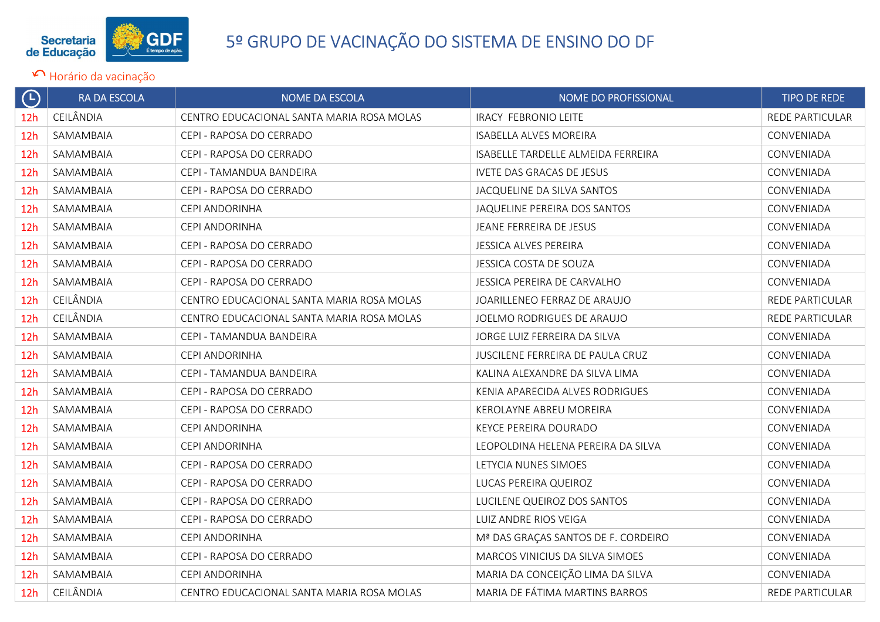# 5º GRUPO DE VACINAÇÃO DO SISTEMA DE ENSINO DO DF

Horário da vacinação

| 🕒 | RA DA ESCOLA | NOME DA ESCOLA | NOME DO PROFISSIONAL | TIPO DE REDE |
|---|---|---|---|---|
| 12h | CEILÂNDIA | CENTRO EDUCACIONAL SANTA MARIA ROSA MOLAS | IRACY  FEBRONIO LEITE | REDE PARTICULAR |
| 12h | SAMAMBAIA | CEPI - RAPOSA DO CERRADO | ISABELLA ALVES MOREIRA | CONVENIADA |
| 12h | SAMAMBAIA | CEPI - RAPOSA DO CERRADO | ISABELLE TARDELLE ALMEIDA FERREIRA | CONVENIADA |
| 12h | SAMAMBAIA | CEPI - TAMANDUA BANDEIRA | IVETE DAS GRACAS DE JESUS | CONVENIADA |
| 12h | SAMAMBAIA | CEPI - RAPOSA DO CERRADO | JACQUELINE DA SILVA SANTOS | CONVENIADA |
| 12h | SAMAMBAIA | CEPI ANDORINHA | JAQUELINE PEREIRA DOS SANTOS | CONVENIADA |
| 12h | SAMAMBAIA | CEPI ANDORINHA | JEANE FERREIRA DE JESUS | CONVENIADA |
| 12h | SAMAMBAIA | CEPI - RAPOSA DO CERRADO | JESSICA ALVES PEREIRA | CONVENIADA |
| 12h | SAMAMBAIA | CEPI - RAPOSA DO CERRADO | JESSICA COSTA DE SOUZA | CONVENIADA |
| 12h | SAMAMBAIA | CEPI - RAPOSA DO CERRADO | JESSICA PEREIRA DE CARVALHO | CONVENIADA |
| 12h | CEILÂNDIA | CENTRO EDUCACIONAL SANTA MARIA ROSA MOLAS | JOARILLENEO FERRAZ DE ARAUJO | REDE PARTICULAR |
| 12h | CEILÂNDIA | CENTRO EDUCACIONAL SANTA MARIA ROSA MOLAS | JOELMO RODRIGUES DE ARAUJO | REDE PARTICULAR |
| 12h | SAMAMBAIA | CEPI - TAMANDUA BANDEIRA | JORGE LUIZ FERREIRA DA SILVA | CONVENIADA |
| 12h | SAMAMBAIA | CEPI ANDORINHA | JUSCILENE FERREIRA DE PAULA CRUZ | CONVENIADA |
| 12h | SAMAMBAIA | CEPI - TAMANDUA BANDEIRA | KALINA ALEXANDRE DA SILVA LIMA | CONVENIADA |
| 12h | SAMAMBAIA | CEPI - RAPOSA DO CERRADO | KENIA APARECIDA ALVES RODRIGUES | CONVENIADA |
| 12h | SAMAMBAIA | CEPI - RAPOSA DO CERRADO | KEROLAYNE ABREU MOREIRA | CONVENIADA |
| 12h | SAMAMBAIA | CEPI ANDORINHA | KEYCE PEREIRA DOURADO | CONVENIADA |
| 12h | SAMAMBAIA | CEPI ANDORINHA | LEOPOLDINA HELENA PEREIRA DA SILVA | CONVENIADA |
| 12h | SAMAMBAIA | CEPI - RAPOSA DO CERRADO | LETYCIA NUNES SIMOES | CONVENIADA |
| 12h | SAMAMBAIA | CEPI - RAPOSA DO CERRADO | LUCAS PEREIRA QUEIROZ | CONVENIADA |
| 12h | SAMAMBAIA | CEPI - RAPOSA DO CERRADO | LUCILENE QUEIROZ DOS SANTOS | CONVENIADA |
| 12h | SAMAMBAIA | CEPI - RAPOSA DO CERRADO | LUIZ ANDRE RIOS VEIGA | CONVENIADA |
| 12h | SAMAMBAIA | CEPI ANDORINHA | Mª DAS GRAÇAS SANTOS DE F. CORDEIRO | CONVENIADA |
| 12h | SAMAMBAIA | CEPI - RAPOSA DO CERRADO | MARCOS VINICIUS DA SILVA SIMOES | CONVENIADA |
| 12h | SAMAMBAIA | CEPI ANDORINHA | MARIA DA CONCEIÇÃO LIMA DA SILVA | CONVENIADA |
| 12h | CEILÂNDIA | CENTRO EDUCACIONAL SANTA MARIA ROSA MOLAS | MARIA DE FÁTIMA MARTINS BARROS | REDE PARTICULAR |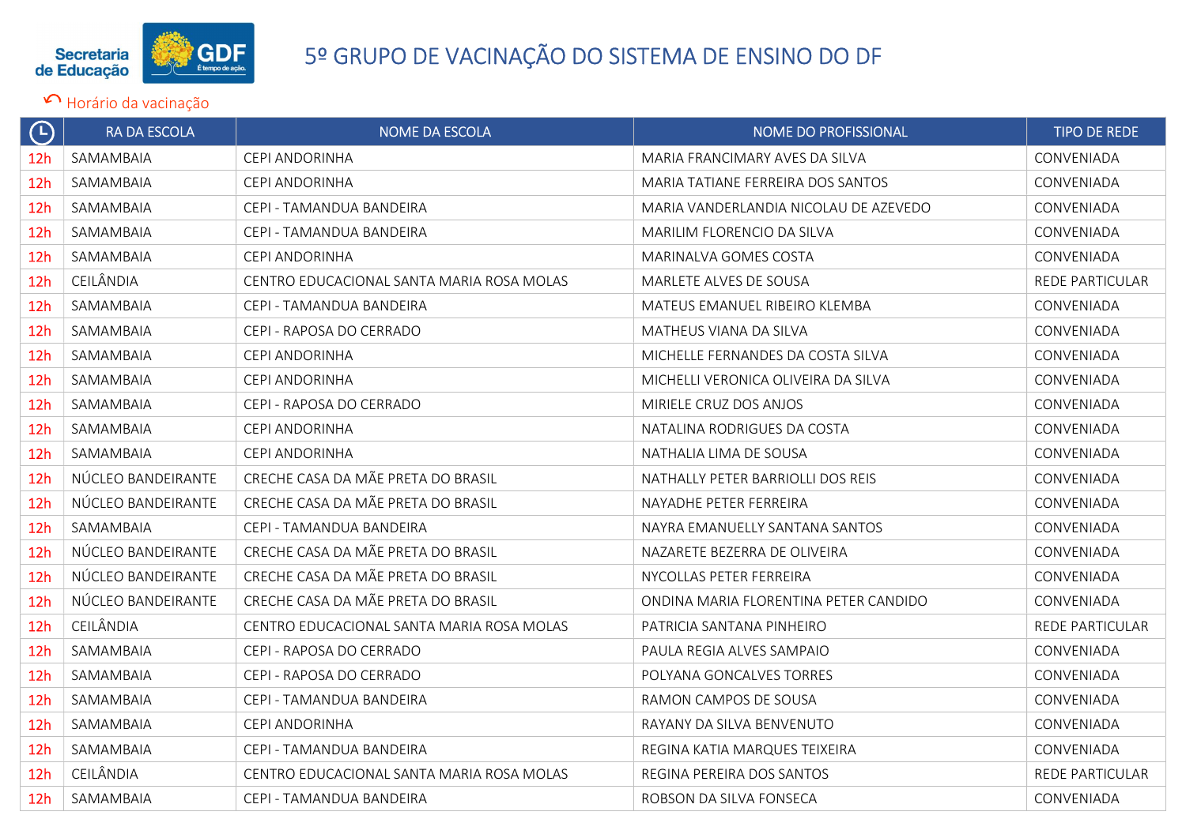# 5º GRUPO DE VACINAÇÃO DO SISTEMA DE ENSINO DO DF

Horário da vacinação

| | RA DA ESCOLA | NOME DA ESCOLA | NOME DO PROFISSIONAL | TIPO DE REDE |
|---|---|---|---|---|
| 12h | SAMAMBAIA | CEPI ANDORINHA | MARIA FRANCIMARY AVES DA SILVA | CONVENIADA |
| 12h | SAMAMBAIA | CEPI ANDORINHA | MARIA TATIANE FERREIRA DOS SANTOS | CONVENIADA |
| 12h | SAMAMBAIA | CEPI - TAMANDUA BANDEIRA | MARIA VANDERLANDIA NICOLAU DE AZEVEDO | CONVENIADA |
| 12h | SAMAMBAIA | CEPI - TAMANDUA BANDEIRA | MARILIM FLORENCIO DA SILVA | CONVENIADA |
| 12h | SAMAMBAIA | CEPI ANDORINHA | MARINALVA GOMES COSTA | CONVENIADA |
| 12h | CEILÂNDIA | CENTRO EDUCACIONAL SANTA MARIA ROSA MOLAS | MARLETE ALVES DE SOUSA | REDE PARTICULAR |
| 12h | SAMAMBAIA | CEPI - TAMANDUA BANDEIRA | MATEUS EMANUEL RIBEIRO KLEMBA | CONVENIADA |
| 12h | SAMAMBAIA | CEPI - RAPOSA DO CERRADO | MATHEUS VIANA DA SILVA | CONVENIADA |
| 12h | SAMAMBAIA | CEPI ANDORINHA | MICHELLE FERNANDES DA COSTA SILVA | CONVENIADA |
| 12h | SAMAMBAIA | CEPI ANDORINHA | MICHELLI VERONICA OLIVEIRA DA SILVA | CONVENIADA |
| 12h | SAMAMBAIA | CEPI - RAPOSA DO CERRADO | MIRIELE CRUZ DOS ANJOS | CONVENIADA |
| 12h | SAMAMBAIA | CEPI ANDORINHA | NATALINA RODRIGUES DA COSTA | CONVENIADA |
| 12h | SAMAMBAIA | CEPI ANDORINHA | NATHALIA LIMA DE SOUSA | CONVENIADA |
| 12h | NÚCLEO BANDEIRANTE | CRECHE CASA DA MÃE PRETA DO BRASIL | NATHALLY PETER BARRIOLLI DOS REIS | CONVENIADA |
| 12h | NÚCLEO BANDEIRANTE | CRECHE CASA DA MÃE PRETA DO BRASIL | NAYADHE PETER FERREIRA | CONVENIADA |
| 12h | SAMAMBAIA | CEPI - TAMANDUA BANDEIRA | NAYRA EMANUELLY SANTANA SANTOS | CONVENIADA |
| 12h | NÚCLEO BANDEIRANTE | CRECHE CASA DA MÃE PRETA DO BRASIL | NAZARETE BEZERRA DE OLIVEIRA | CONVENIADA |
| 12h | NÚCLEO BANDEIRANTE | CRECHE CASA DA MÃE PRETA DO BRASIL | NYCOLLAS PETER FERREIRA | CONVENIADA |
| 12h | NÚCLEO BANDEIRANTE | CRECHE CASA DA MÃE PRETA DO BRASIL | ONDINA MARIA FLORENTINA PETER CANDIDO | CONVENIADA |
| 12h | CEILÂNDIA | CENTRO EDUCACIONAL SANTA MARIA ROSA MOLAS | PATRICIA SANTANA PINHEIRO | REDE PARTICULAR |
| 12h | SAMAMBAIA | CEPI - RAPOSA DO CERRADO | PAULA REGIA ALVES SAMPAIO | CONVENIADA |
| 12h | SAMAMBAIA | CEPI - RAPOSA DO CERRADO | POLYANA GONCALVES TORRES | CONVENIADA |
| 12h | SAMAMBAIA | CEPI - TAMANDUA BANDEIRA | RAMON CAMPOS DE SOUSA | CONVENIADA |
| 12h | SAMAMBAIA | CEPI ANDORINHA | RAYANY DA SILVA BENVENUTO | CONVENIADA |
| 12h | SAMAMBAIA | CEPI - TAMANDUA BANDEIRA | REGINA KATIA MARQUES TEIXEIRA | CONVENIADA |
| 12h | CEILÂNDIA | CENTRO EDUCACIONAL SANTA MARIA ROSA MOLAS | REGINA PEREIRA DOS SANTOS | REDE PARTICULAR |
| 12h | SAMAMBAIA | CEPI - TAMANDUA BANDEIRA | ROBSON DA SILVA FONSECA | CONVENIADA |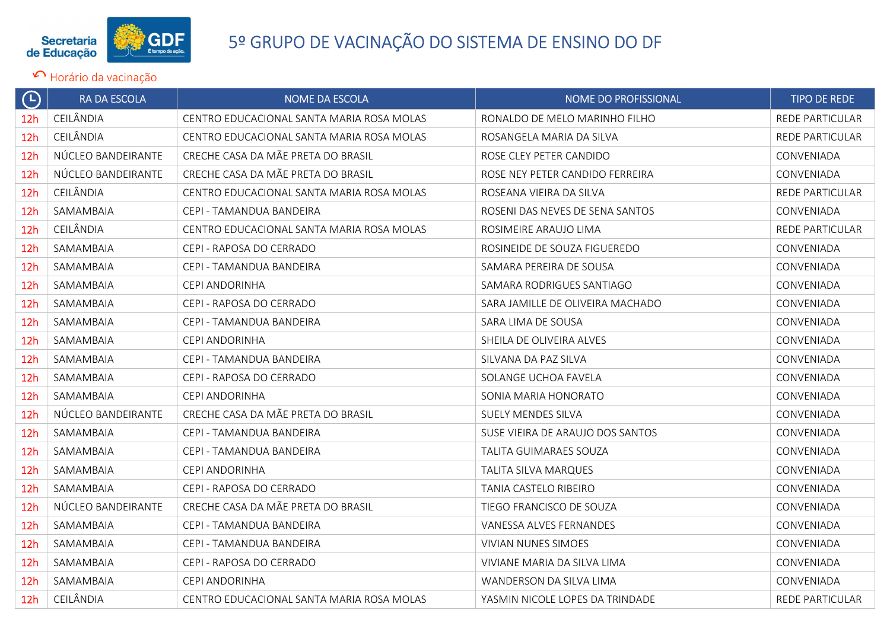# 5º GRUPO DE VACINAÇÃO DO SISTEMA DE ENSINO DO DF

↶ Horário da vacinação

| 🕒 | RA DA ESCOLA | NOME DA ESCOLA | NOME DO PROFISSIONAL | TIPO DE REDE |
|---|---|---|---|---|
| 12h | CEILÂNDIA | CENTRO EDUCACIONAL SANTA MARIA ROSA MOLAS | RONALDO DE MELO MARINHO FILHO | REDE PARTICULAR |
| 12h | CEILÂNDIA | CENTRO EDUCACIONAL SANTA MARIA ROSA MOLAS | ROSANGELA MARIA DA SILVA | REDE PARTICULAR |
| 12h | NÚCLEO BANDEIRANTE | CRECHE CASA DA MÃE PRETA DO BRASIL | ROSE CLEY PETER CANDIDO | CONVENIADA |
| 12h | NÚCLEO BANDEIRANTE | CRECHE CASA DA MÃE PRETA DO BRASIL | ROSE NEY PETER CANDIDO FERREIRA | CONVENIADA |
| 12h | CEILÂNDIA | CENTRO EDUCACIONAL SANTA MARIA ROSA MOLAS | ROSEANA VIEIRA DA SILVA | REDE PARTICULAR |
| 12h | SAMAMBAIA | CEPI - TAMANDUA BANDEIRA | ROSENI DAS NEVES DE SENA SANTOS | CONVENIADA |
| 12h | CEILÂNDIA | CENTRO EDUCACIONAL SANTA MARIA ROSA MOLAS | ROSIMEIRE ARAUJO LIMA | REDE PARTICULAR |
| 12h | SAMAMBAIA | CEPI - RAPOSA DO CERRADO | ROSINEIDE DE SOUZA FIGUEREDO | CONVENIADA |
| 12h | SAMAMBAIA | CEPI - TAMANDUA BANDEIRA | SAMARA PEREIRA DE SOUSA | CONVENIADA |
| 12h | SAMAMBAIA | CEPI ANDORINHA | SAMARA RODRIGUES SANTIAGO | CONVENIADA |
| 12h | SAMAMBAIA | CEPI - RAPOSA DO CERRADO | SARA JAMILLE DE OLIVEIRA MACHADO | CONVENIADA |
| 12h | SAMAMBAIA | CEPI - TAMANDUA BANDEIRA | SARA LIMA DE SOUSA | CONVENIADA |
| 12h | SAMAMBAIA | CEPI ANDORINHA | SHEILA DE OLIVEIRA ALVES | CONVENIADA |
| 12h | SAMAMBAIA | CEPI - TAMANDUA BANDEIRA | SILVANA DA PAZ SILVA | CONVENIADA |
| 12h | SAMAMBAIA | CEPI - RAPOSA DO CERRADO | SOLANGE UCHOA FAVELA | CONVENIADA |
| 12h | SAMAMBAIA | CEPI ANDORINHA | SONIA MARIA HONORATO | CONVENIADA |
| 12h | NÚCLEO BANDEIRANTE | CRECHE CASA DA MÃE PRETA DO BRASIL | SUELY MENDES SILVA | CONVENIADA |
| 12h | SAMAMBAIA | CEPI - TAMANDUA BANDEIRA | SUSE VIEIRA DE ARAUJO DOS SANTOS | CONVENIADA |
| 12h | SAMAMBAIA | CEPI - TAMANDUA BANDEIRA | TALITA GUIMARAES SOUZA | CONVENIADA |
| 12h | SAMAMBAIA | CEPI ANDORINHA | TALITA SILVA MARQUES | CONVENIADA |
| 12h | SAMAMBAIA | CEPI - RAPOSA DO CERRADO | TANIA CASTELO RIBEIRO | CONVENIADA |
| 12h | NÚCLEO BANDEIRANTE | CRECHE CASA DA MÃE PRETA DO BRASIL | TIEGO FRANCISCO DE SOUZA | CONVENIADA |
| 12h | SAMAMBAIA | CEPI - TAMANDUA BANDEIRA | VANESSA ALVES FERNANDES | CONVENIADA |
| 12h | SAMAMBAIA | CEPI - TAMANDUA BANDEIRA | VIVIAN NUNES SIMOES | CONVENIADA |
| 12h | SAMAMBAIA | CEPI - RAPOSA DO CERRADO | VIVIANE MARIA DA SILVA LIMA | CONVENIADA |
| 12h | SAMAMBAIA | CEPI ANDORINHA | WANDERSON DA SILVA LIMA | CONVENIADA |
| 12h | CEILÂNDIA | CENTRO EDUCACIONAL SANTA MARIA ROSA MOLAS | YASMIN NICOLE LOPES DA TRINDADE | REDE PARTICULAR |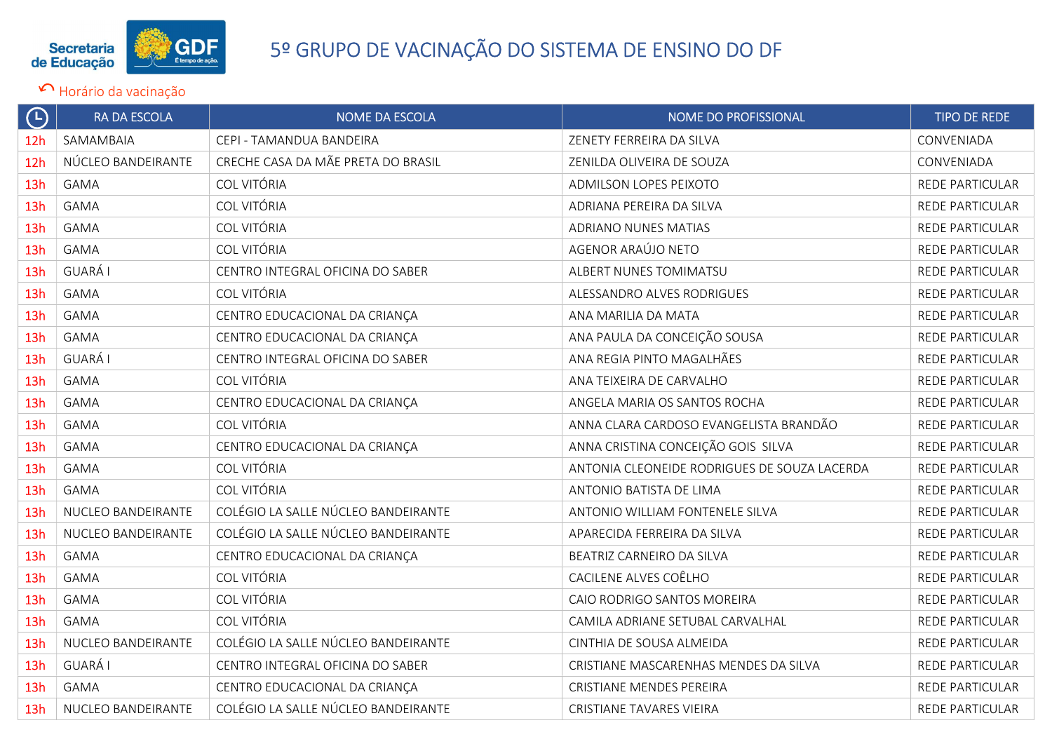# 5º GRUPO DE VACINAÇÃO DO SISTEMA DE ENSINO DO DF

↶ Horário da vacinação

| 🕒 | RA DA ESCOLA | NOME DA ESCOLA | NOME DO PROFISSIONAL | TIPO DE REDE |
|---|---|---|---|---|
| 12h | SAMAMBAIA | CEPI - TAMANDUA BANDEIRA | ZENETY FERREIRA DA SILVA | CONVENIADA |
| 12h | NÚCLEO BANDEIRANTE | CRECHE CASA DA MÃE PRETA DO BRASIL | ZENILDA OLIVEIRA DE SOUZA | CONVENIADA |
| 13h | GAMA | COL VITÓRIA | ADMILSON LOPES PEIXOTO | REDE PARTICULAR |
| 13h | GAMA | COL VITÓRIA | ADRIANA PEREIRA DA SILVA | REDE PARTICULAR |
| 13h | GAMA | COL VITÓRIA | ADRIANO NUNES MATIAS | REDE PARTICULAR |
| 13h | GAMA | COL VITÓRIA | AGENOR ARAÚJO NETO | REDE PARTICULAR |
| 13h | GUARÁ I | CENTRO INTEGRAL OFICINA DO SABER | ALBERT NUNES TOMIMATSU | REDE PARTICULAR |
| 13h | GAMA | COL VITÓRIA | ALESSANDRO ALVES RODRIGUES | REDE PARTICULAR |
| 13h | GAMA | CENTRO EDUCACIONAL DA CRIANÇA | ANA MARILIA DA MATA | REDE PARTICULAR |
| 13h | GAMA | CENTRO EDUCACIONAL DA CRIANÇA | ANA PAULA DA CONCEIÇÃO SOUSA | REDE PARTICULAR |
| 13h | GUARÁ I | CENTRO INTEGRAL OFICINA DO SABER | ANA REGIA PINTO MAGALHÃES | REDE PARTICULAR |
| 13h | GAMA | COL VITÓRIA | ANA TEIXEIRA DE CARVALHO | REDE PARTICULAR |
| 13h | GAMA | CENTRO EDUCACIONAL DA CRIANÇA | ANGELA MARIA OS SANTOS ROCHA | REDE PARTICULAR |
| 13h | GAMA | COL VITÓRIA | ANNA CLARA CARDOSO EVANGELISTA BRANDÃO | REDE PARTICULAR |
| 13h | GAMA | CENTRO EDUCACIONAL DA CRIANÇA | ANNA CRISTINA CONCEIÇÃO GOIS SILVA | REDE PARTICULAR |
| 13h | GAMA | COL VITÓRIA | ANTONIA CLEONEIDE RODRIGUES DE SOUZA LACERDA | REDE PARTICULAR |
| 13h | GAMA | COL VITÓRIA | ANTONIO BATISTA DE LIMA | REDE PARTICULAR |
| 13h | NUCLEO BANDEIRANTE | COLÉGIO LA SALLE NÚCLEO BANDEIRANTE | ANTONIO WILLIAM FONTENELE SILVA | REDE PARTICULAR |
| 13h | NUCLEO BANDEIRANTE | COLÉGIO LA SALLE NÚCLEO BANDEIRANTE | APARECIDA FERREIRA DA SILVA | REDE PARTICULAR |
| 13h | GAMA | CENTRO EDUCACIONAL DA CRIANÇA | BEATRIZ CARNEIRO DA SILVA | REDE PARTICULAR |
| 13h | GAMA | COL VITÓRIA | CACILENE ALVES COÊLHO | REDE PARTICULAR |
| 13h | GAMA | COL VITÓRIA | CAIO RODRIGO SANTOS MOREIRA | REDE PARTICULAR |
| 13h | GAMA | COL VITÓRIA | CAMILA ADRIANE SETUBAL CARVALHAL | REDE PARTICULAR |
| 13h | NUCLEO BANDEIRANTE | COLÉGIO LA SALLE NÚCLEO BANDEIRANTE | CINTHIA DE SOUSA ALMEIDA | REDE PARTICULAR |
| 13h | GUARÁ I | CENTRO INTEGRAL OFICINA DO SABER | CRISTIANE MASCARENHAS MENDES DA SILVA | REDE PARTICULAR |
| 13h | GAMA | CENTRO EDUCACIONAL DA CRIANÇA | CRISTIANE MENDES PEREIRA | REDE PARTICULAR |
| 13h | NUCLEO BANDEIRANTE | COLÉGIO LA SALLE NÚCLEO BANDEIRANTE | CRISTIANE TAVARES VIEIRA | REDE PARTICULAR |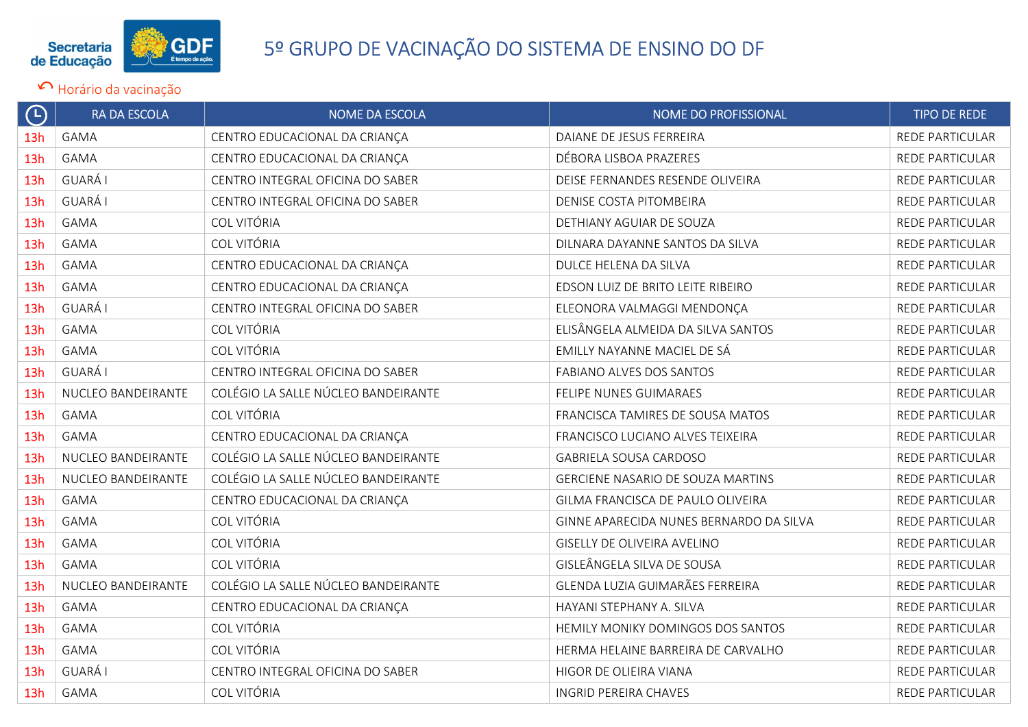# 5º GRUPO DE VACINAÇÃO DO SISTEMA DE ENSINO DO DF

Horário da vacinação

| | RA DA ESCOLA | NOME DA ESCOLA | NOME DO PROFISSIONAL | TIPO DE REDE |
|---|---|---|---|---|
| 13h | GAMA | CENTRO EDUCACIONAL DA CRIANÇA | DAIANE DE JESUS FERREIRA | REDE PARTICULAR |
| 13h | GAMA | CENTRO EDUCACIONAL DA CRIANÇA | DÉBORA LISBOA PRAZERES | REDE PARTICULAR |
| 13h | GUARÁ I | CENTRO INTEGRAL OFICINA DO SABER | DEISE FERNANDES RESENDE OLIVEIRA | REDE PARTICULAR |
| 13h | GUARÁ I | CENTRO INTEGRAL OFICINA DO SABER | DENISE COSTA PITOMBEIRA | REDE PARTICULAR |
| 13h | GAMA | COL VITÓRIA | DETHIANY AGUIAR DE SOUZA | REDE PARTICULAR |
| 13h | GAMA | COL VITÓRIA | DILNARA DAYANNE SANTOS DA SILVA | REDE PARTICULAR |
| 13h | GAMA | CENTRO EDUCACIONAL DA CRIANÇA | DULCE HELENA DA SILVA | REDE PARTICULAR |
| 13h | GAMA | CENTRO EDUCACIONAL DA CRIANÇA | EDSON LUIZ DE BRITO LEITE RIBEIRO | REDE PARTICULAR |
| 13h | GUARÁ I | CENTRO INTEGRAL OFICINA DO SABER | ELEONORA VALMAGGI MENDONÇA | REDE PARTICULAR |
| 13h | GAMA | COL VITÓRIA | ELISÂNGELA ALMEIDA DA SILVA SANTOS | REDE PARTICULAR |
| 13h | GAMA | COL VITÓRIA | EMILLY NAYANNE MACIEL DE SÁ | REDE PARTICULAR |
| 13h | GUARÁ I | CENTRO INTEGRAL OFICINA DO SABER | FABIANO ALVES DOS SANTOS | REDE PARTICULAR |
| 13h | NUCLEO BANDEIRANTE | COLÉGIO LA SALLE NÚCLEO BANDEIRANTE | FELIPE NUNES GUIMARAES | REDE PARTICULAR |
| 13h | GAMA | COL VITÓRIA | FRANCISCA TAMIRES DE SOUSA MATOS | REDE PARTICULAR |
| 13h | GAMA | CENTRO EDUCACIONAL DA CRIANÇA | FRANCISCO LUCIANO ALVES TEIXEIRA | REDE PARTICULAR |
| 13h | NUCLEO BANDEIRANTE | COLÉGIO LA SALLE NÚCLEO BANDEIRANTE | GABRIELA SOUSA CARDOSO | REDE PARTICULAR |
| 13h | NUCLEO BANDEIRANTE | COLÉGIO LA SALLE NÚCLEO BANDEIRANTE | GERCIENE NASARIO DE SOUZA MARTINS | REDE PARTICULAR |
| 13h | GAMA | CENTRO EDUCACIONAL DA CRIANÇA | GILMA FRANCISCA DE PAULO OLIVEIRA | REDE PARTICULAR |
| 13h | GAMA | COL VITÓRIA | GINNE APARECIDA NUNES BERNARDO DA SILVA | REDE PARTICULAR |
| 13h | GAMA | COL VITÓRIA | GISELLY DE OLIVEIRA AVELINO | REDE PARTICULAR |
| 13h | GAMA | COL VITÓRIA | GISLEÂNGELA SILVA DE SOUSA | REDE PARTICULAR |
| 13h | NUCLEO BANDEIRANTE | COLÉGIO LA SALLE NÚCLEO BANDEIRANTE | GLENDA LUZIA GUIMARÃES FERREIRA | REDE PARTICULAR |
| 13h | GAMA | CENTRO EDUCACIONAL DA CRIANÇA | HAYANI STEPHANY A. SILVA | REDE PARTICULAR |
| 13h | GAMA | COL VITÓRIA | HEMILY MONIKY DOMINGOS DOS SANTOS | REDE PARTICULAR |
| 13h | GAMA | COL VITÓRIA | HERMA HELAINE BARREIRA DE CARVALHO | REDE PARTICULAR |
| 13h | GUARÁ I | CENTRO INTEGRAL OFICINA DO SABER | HIGOR DE OLIEIRA VIANA | REDE PARTICULAR |
| 13h | GAMA | COL VITÓRIA | INGRID PEREIRA CHAVES | REDE PARTICULAR |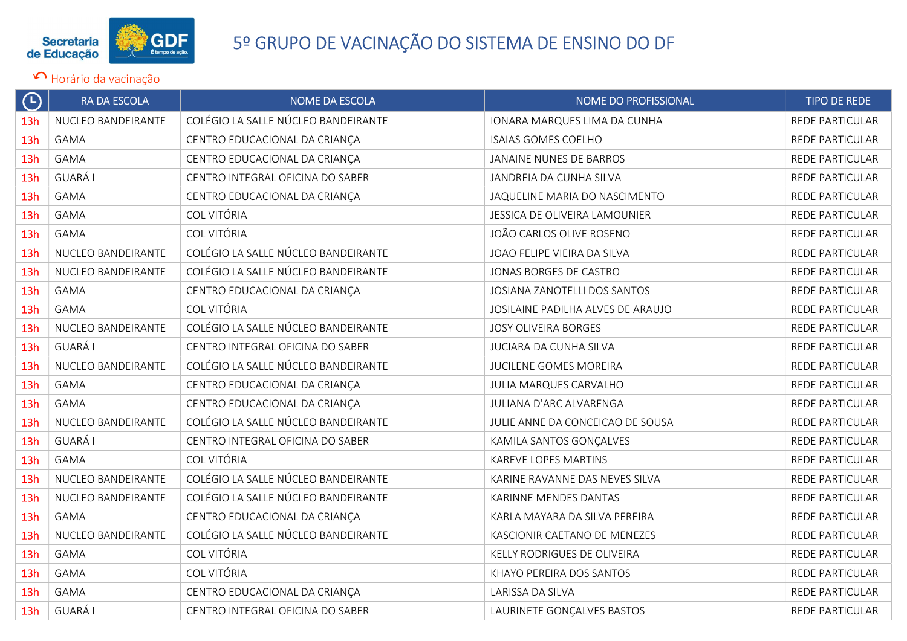# 5º GRUPO DE VACINAÇÃO DO SISTEMA DE ENSINO DO DF

↶ Horário da vacinação

| 🕒 | RA DA ESCOLA | NOME DA ESCOLA | NOME DO PROFISSIONAL | TIPO DE REDE |
|---|---|---|---|---|
| 13h | NUCLEO BANDEIRANTE | COLÉGIO LA SALLE NÚCLEO BANDEIRANTE | IONARA MARQUES LIMA DA CUNHA | REDE PARTICULAR |
| 13h | GAMA | CENTRO EDUCACIONAL DA CRIANÇA | ISAIAS GOMES COELHO | REDE PARTICULAR |
| 13h | GAMA | CENTRO EDUCACIONAL DA CRIANÇA | JANAINE NUNES DE BARROS | REDE PARTICULAR |
| 13h | GUARÁ I | CENTRO INTEGRAL OFICINA DO SABER | JANDREIA DA CUNHA SILVA | REDE PARTICULAR |
| 13h | GAMA | CENTRO EDUCACIONAL DA CRIANÇA | JAQUELINE MARIA DO NASCIMENTO | REDE PARTICULAR |
| 13h | GAMA | COL VITÓRIA | JESSICA DE OLIVEIRA LAMOUNIER | REDE PARTICULAR |
| 13h | GAMA | COL VITÓRIA | JOÃO CARLOS OLIVE ROSENO | REDE PARTICULAR |
| 13h | NUCLEO BANDEIRANTE | COLÉGIO LA SALLE NÚCLEO BANDEIRANTE | JOAO FELIPE VIEIRA DA SILVA | REDE PARTICULAR |
| 13h | NUCLEO BANDEIRANTE | COLÉGIO LA SALLE NÚCLEO BANDEIRANTE | JONAS BORGES DE CASTRO | REDE PARTICULAR |
| 13h | GAMA | CENTRO EDUCACIONAL DA CRIANÇA | JOSIANA ZANOTELLI DOS SANTOS | REDE PARTICULAR |
| 13h | GAMA | COL VITÓRIA | JOSILAINE PADILHA ALVES DE ARAUJO | REDE PARTICULAR |
| 13h | NUCLEO BANDEIRANTE | COLÉGIO LA SALLE NÚCLEO BANDEIRANTE | JOSY OLIVEIRA BORGES | REDE PARTICULAR |
| 13h | GUARÁ I | CENTRO INTEGRAL OFICINA DO SABER | JUCIARA DA CUNHA SILVA | REDE PARTICULAR |
| 13h | NUCLEO BANDEIRANTE | COLÉGIO LA SALLE NÚCLEO BANDEIRANTE | JUCILENE GOMES MOREIRA | REDE PARTICULAR |
| 13h | GAMA | CENTRO EDUCACIONAL DA CRIANÇA | JULIA MARQUES CARVALHO | REDE PARTICULAR |
| 13h | GAMA | CENTRO EDUCACIONAL DA CRIANÇA | JULIANA D'ARC ALVARENGA | REDE PARTICULAR |
| 13h | NUCLEO BANDEIRANTE | COLÉGIO LA SALLE NÚCLEO BANDEIRANTE | JULIE ANNE DA CONCEICAO DE SOUSA | REDE PARTICULAR |
| 13h | GUARÁ I | CENTRO INTEGRAL OFICINA DO SABER | KAMILA SANTOS GONÇALVES | REDE PARTICULAR |
| 13h | GAMA | COL VITÓRIA | KAREVE LOPES MARTINS | REDE PARTICULAR |
| 13h | NUCLEO BANDEIRANTE | COLÉGIO LA SALLE NÚCLEO BANDEIRANTE | KARINE RAVANNE DAS NEVES SILVA | REDE PARTICULAR |
| 13h | NUCLEO BANDEIRANTE | COLÉGIO LA SALLE NÚCLEO BANDEIRANTE | KARINNE MENDES DANTAS | REDE PARTICULAR |
| 13h | GAMA | CENTRO EDUCACIONAL DA CRIANÇA | KARLA MAYARA DA SILVA PEREIRA | REDE PARTICULAR |
| 13h | NUCLEO BANDEIRANTE | COLÉGIO LA SALLE NÚCLEO BANDEIRANTE | KASCIONIR CAETANO DE MENEZES | REDE PARTICULAR |
| 13h | GAMA | COL VITÓRIA | KELLY RODRIGUES DE OLIVEIRA | REDE PARTICULAR |
| 13h | GAMA | COL VITÓRIA | KHAYO PEREIRA DOS SANTOS | REDE PARTICULAR |
| 13h | GAMA | CENTRO EDUCACIONAL DA CRIANÇA | LARISSA DA SILVA | REDE PARTICULAR |
| 13h | GUARÁ I | CENTRO INTEGRAL OFICINA DO SABER | LAURINETE GONÇALVES BASTOS | REDE PARTICULAR |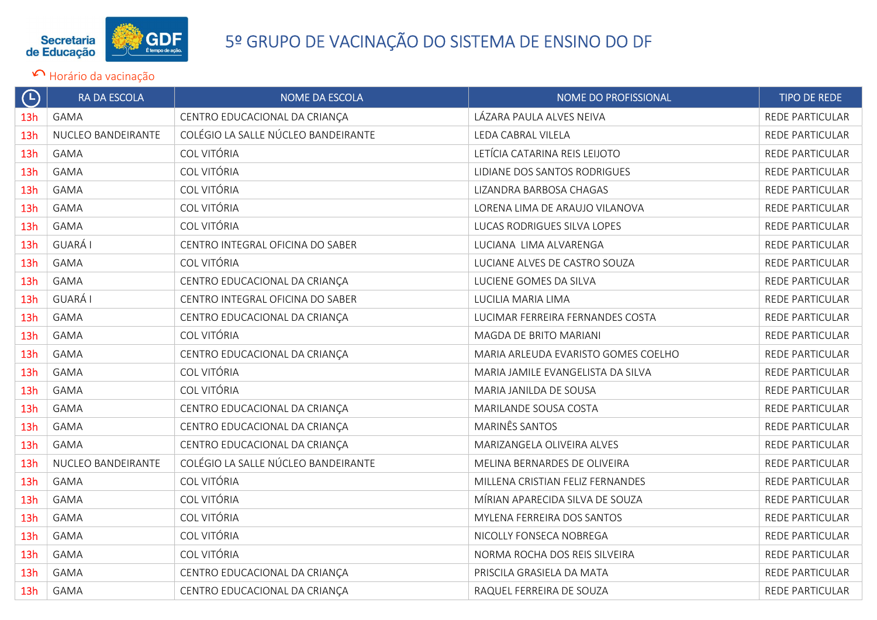Secretaria de Educação GDF

# 5º GRUPO DE VACINAÇÃO DO SISTEMA DE ENSINO DO DF

↶ Horário da vacinação

| 🕒 | RA DA ESCOLA | NOME DA ESCOLA | NOME DO PROFISSIONAL | TIPO DE REDE |
|---|---|---|---|---|
| 13h | GAMA | CENTRO EDUCACIONAL DA CRIANÇA | LÁZARA PAULA ALVES NEIVA | REDE PARTICULAR |
| 13h | NUCLEO BANDEIRANTE | COLÉGIO LA SALLE NÚCLEO BANDEIRANTE | LEDA CABRAL VILELA | REDE PARTICULAR |
| 13h | GAMA | COL VITÓRIA | LETÍCIA CATARINA REIS LEIJOTO | REDE PARTICULAR |
| 13h | GAMA | COL VITÓRIA | LIDIANE DOS SANTOS RODRIGUES | REDE PARTICULAR |
| 13h | GAMA | COL VITÓRIA | LIZANDRA BARBOSA CHAGAS | REDE PARTICULAR |
| 13h | GAMA | COL VITÓRIA | LORENA LIMA DE ARAUJO VILANOVA | REDE PARTICULAR |
| 13h | GAMA | COL VITÓRIA | LUCAS RODRIGUES SILVA LOPES | REDE PARTICULAR |
| 13h | GUARÁ I | CENTRO INTEGRAL OFICINA DO SABER | LUCIANA  LIMA ALVARENGA | REDE PARTICULAR |
| 13h | GAMA | COL VITÓRIA | LUCIANE ALVES DE CASTRO SOUZA | REDE PARTICULAR |
| 13h | GAMA | CENTRO EDUCACIONAL DA CRIANÇA | LUCIENE GOMES DA SILVA | REDE PARTICULAR |
| 13h | GUARÁ I | CENTRO INTEGRAL OFICINA DO SABER | LUCILIA MARIA LIMA | REDE PARTICULAR |
| 13h | GAMA | CENTRO EDUCACIONAL DA CRIANÇA | LUCIMAR FERREIRA FERNANDES COSTA | REDE PARTICULAR |
| 13h | GAMA | COL VITÓRIA | MAGDA DE BRITO MARIANI | REDE PARTICULAR |
| 13h | GAMA | CENTRO EDUCACIONAL DA CRIANÇA | MARIA ARLEUDA EVARISTO GOMES COELHO | REDE PARTICULAR |
| 13h | GAMA | COL VITÓRIA | MARIA JAMILE EVANGELISTA DA SILVA | REDE PARTICULAR |
| 13h | GAMA | COL VITÓRIA | MARIA JANILDA DE SOUSA | REDE PARTICULAR |
| 13h | GAMA | CENTRO EDUCACIONAL DA CRIANÇA | MARILANDE SOUSA COSTA | REDE PARTICULAR |
| 13h | GAMA | CENTRO EDUCACIONAL DA CRIANÇA | MARINÊS SANTOS | REDE PARTICULAR |
| 13h | GAMA | CENTRO EDUCACIONAL DA CRIANÇA | MARIZANGELA OLIVEIRA ALVES | REDE PARTICULAR |
| 13h | NUCLEO BANDEIRANTE | COLÉGIO LA SALLE NÚCLEO BANDEIRANTE | MELINA BERNARDES DE OLIVEIRA | REDE PARTICULAR |
| 13h | GAMA | COL VITÓRIA | MILLENA CRISTIAN FELIZ FERNANDES | REDE PARTICULAR |
| 13h | GAMA | COL VITÓRIA | MÍRIAN APARECIDA SILVA DE SOUZA | REDE PARTICULAR |
| 13h | GAMA | COL VITÓRIA | MYLENA FERREIRA DOS SANTOS | REDE PARTICULAR |
| 13h | GAMA | COL VITÓRIA | NICOLLY FONSECA NOBREGA | REDE PARTICULAR |
| 13h | GAMA | COL VITÓRIA | NORMA ROCHA DOS REIS SILVEIRA | REDE PARTICULAR |
| 13h | GAMA | CENTRO EDUCACIONAL DA CRIANÇA | PRISCILA GRASIELA DA MATA | REDE PARTICULAR |
| 13h | GAMA | CENTRO EDUCACIONAL DA CRIANÇA | RAQUEL FERREIRA DE SOUZA | REDE PARTICULAR |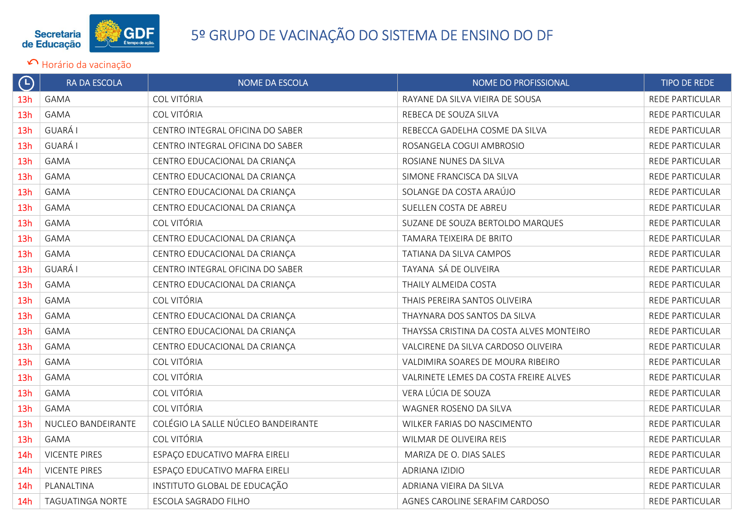# 5º GRUPO DE VACINAÇÃO DO SISTEMA DE ENSINO DO DF

Horário da vacinação

| | RA DA ESCOLA | NOME DA ESCOLA | NOME DO PROFISSIONAL | TIPO DE REDE |
|---|---|---|---|---|
| 13h | GAMA | COL VITÓRIA | RAYANE DA SILVA VIEIRA DE SOUSA | REDE PARTICULAR |
| 13h | GAMA | COL VITÓRIA | REBECA DE SOUZA SILVA | REDE PARTICULAR |
| 13h | GUARÁ I | CENTRO INTEGRAL OFICINA DO SABER | REBECCA GADELHA COSME DA SILVA | REDE PARTICULAR |
| 13h | GUARÁ I | CENTRO INTEGRAL OFICINA DO SABER | ROSANGELA COGUI AMBROSIO | REDE PARTICULAR |
| 13h | GAMA | CENTRO EDUCACIONAL DA CRIANÇA | ROSIANE NUNES DA SILVA | REDE PARTICULAR |
| 13h | GAMA | CENTRO EDUCACIONAL DA CRIANÇA | SIMONE FRANCISCA DA SILVA | REDE PARTICULAR |
| 13h | GAMA | CENTRO EDUCACIONAL DA CRIANÇA | SOLANGE DA COSTA ARAÚJO | REDE PARTICULAR |
| 13h | GAMA | CENTRO EDUCACIONAL DA CRIANÇA | SUELLEN COSTA DE ABREU | REDE PARTICULAR |
| 13h | GAMA | COL VITÓRIA | SUZANE DE SOUZA BERTOLDO MARQUES | REDE PARTICULAR |
| 13h | GAMA | CENTRO EDUCACIONAL DA CRIANÇA | TAMARA TEIXEIRA DE BRITO | REDE PARTICULAR |
| 13h | GAMA | CENTRO EDUCACIONAL DA CRIANÇA | TATIANA DA SILVA CAMPOS | REDE PARTICULAR |
| 13h | GUARÁ I | CENTRO INTEGRAL OFICINA DO SABER | TAYANA SÁ DE OLIVEIRA | REDE PARTICULAR |
| 13h | GAMA | CENTRO EDUCACIONAL DA CRIANÇA | THAILY ALMEIDA COSTA | REDE PARTICULAR |
| 13h | GAMA | COL VITÓRIA | THAIS PEREIRA SANTOS OLIVEIRA | REDE PARTICULAR |
| 13h | GAMA | CENTRO EDUCACIONAL DA CRIANÇA | THAYNARA DOS SANTOS DA SILVA | REDE PARTICULAR |
| 13h | GAMA | CENTRO EDUCACIONAL DA CRIANÇA | THAYSSA CRISTINA DA COSTA ALVES MONTEIRO | REDE PARTICULAR |
| 13h | GAMA | CENTRO EDUCACIONAL DA CRIANÇA | VALCIRENE DA SILVA CARDOSO OLIVEIRA | REDE PARTICULAR |
| 13h | GAMA | COL VITÓRIA | VALDIMIRA SOARES DE MOURA RIBEIRO | REDE PARTICULAR |
| 13h | GAMA | COL VITÓRIA | VALRINETE LEMES DA COSTA FREIRE ALVES | REDE PARTICULAR |
| 13h | GAMA | COL VITÓRIA | VERA LÚCIA DE SOUZA | REDE PARTICULAR |
| 13h | GAMA | COL VITÓRIA | WAGNER ROSENO DA SILVA | REDE PARTICULAR |
| 13h | NUCLEO BANDEIRANTE | COLÉGIO LA SALLE NÚCLEO BANDEIRANTE | WILKER FARIAS DO NASCIMENTO | REDE PARTICULAR |
| 13h | GAMA | COL VITÓRIA | WILMAR DE OLIVEIRA REIS | REDE PARTICULAR |
| 14h | VICENTE PIRES | ESPAÇO EDUCATIVO MAFRA EIRELI | MARIZA DE O. DIAS SALES | REDE PARTICULAR |
| 14h | VICENTE PIRES | ESPAÇO EDUCATIVO MAFRA EIRELI | ADRIANA IZIDIO | REDE PARTICULAR |
| 14h | PLANALTINA | INSTITUTO GLOBAL DE EDUCAÇÃO | ADRIANA VIEIRA DA SILVA | REDE PARTICULAR |
| 14h | TAGUATINGA NORTE | ESCOLA SAGRADO FILHO | AGNES CAROLINE SERAFIM CARDOSO | REDE PARTICULAR |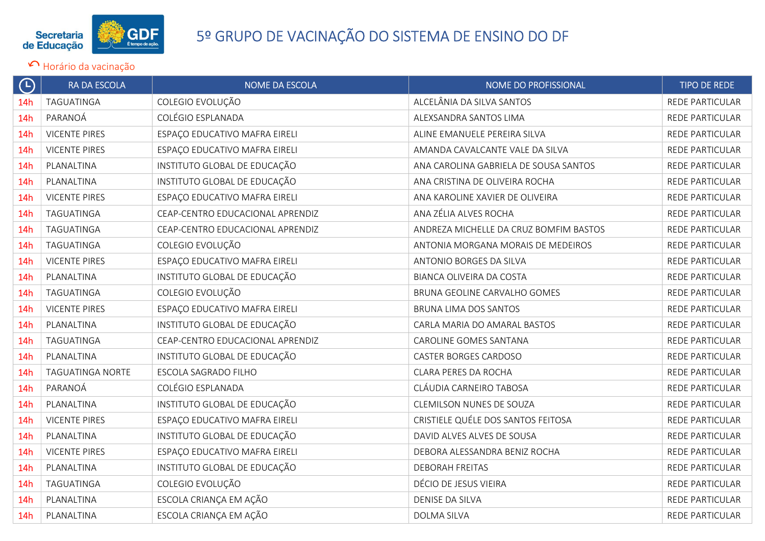# 5º GRUPO DE VACINAÇÃO DO SISTEMA DE ENSINO DO DF

Horário da vacinação

| | RA DA ESCOLA | NOME DA ESCOLA | NOME DO PROFISSIONAL | TIPO DE REDE |
|---|---|---|---|---|
| 14h | TAGUATINGA | COLEGIO EVOLUÇÃO | ALCELÂNIA DA SILVA SANTOS | REDE PARTICULAR |
| 14h | PARANOÁ | COLÉGIO ESPLANADA | ALEXSANDRA SANTOS LIMA | REDE PARTICULAR |
| 14h | VICENTE PIRES | ESPAÇO EDUCATIVO MAFRA EIRELI | ALINE EMANUELE PEREIRA SILVA | REDE PARTICULAR |
| 14h | VICENTE PIRES | ESPAÇO EDUCATIVO MAFRA EIRELI | AMANDA CAVALCANTE VALE DA SILVA | REDE PARTICULAR |
| 14h | PLANALTINA | INSTITUTO GLOBAL DE EDUCAÇÃO | ANA CAROLINA GABRIELA DE SOUSA SANTOS | REDE PARTICULAR |
| 14h | PLANALTINA | INSTITUTO GLOBAL DE EDUCAÇÃO | ANA CRISTINA DE OLIVEIRA ROCHA | REDE PARTICULAR |
| 14h | VICENTE PIRES | ESPAÇO EDUCATIVO MAFRA EIRELI | ANA KAROLINE XAVIER DE OLIVEIRA | REDE PARTICULAR |
| 14h | TAGUATINGA | CEAP-CENTRO EDUCACIONAL APRENDIZ | ANA ZÉLIA ALVES ROCHA | REDE PARTICULAR |
| 14h | TAGUATINGA | CEAP-CENTRO EDUCACIONAL APRENDIZ | ANDREZA MICHELLE DA CRUZ BOMFIM BASTOS | REDE PARTICULAR |
| 14h | TAGUATINGA | COLEGIO EVOLUÇÃO | ANTONIA MORGANA MORAIS DE MEDEIROS | REDE PARTICULAR |
| 14h | VICENTE PIRES | ESPAÇO EDUCATIVO MAFRA EIRELI | ANTONIO BORGES DA SILVA | REDE PARTICULAR |
| 14h | PLANALTINA | INSTITUTO GLOBAL DE EDUCAÇÃO | BIANCA OLIVEIRA DA COSTA | REDE PARTICULAR |
| 14h | TAGUATINGA | COLEGIO EVOLUÇÃO | BRUNA GEOLINE CARVALHO GOMES | REDE PARTICULAR |
| 14h | VICENTE PIRES | ESPAÇO EDUCATIVO MAFRA EIRELI | BRUNA LIMA DOS SANTOS | REDE PARTICULAR |
| 14h | PLANALTINA | INSTITUTO GLOBAL DE EDUCAÇÃO | CARLA MARIA DO AMARAL BASTOS | REDE PARTICULAR |
| 14h | TAGUATINGA | CEAP-CENTRO EDUCACIONAL APRENDIZ | CAROLINE GOMES SANTANA | REDE PARTICULAR |
| 14h | PLANALTINA | INSTITUTO GLOBAL DE EDUCAÇÃO | CASTER BORGES CARDOSO | REDE PARTICULAR |
| 14h | TAGUATINGA NORTE | ESCOLA SAGRADO FILHO | CLARA PERES DA ROCHA | REDE PARTICULAR |
| 14h | PARANOÁ | COLÉGIO ESPLANADA | CLÁUDIA CARNEIRO TABOSA | REDE PARTICULAR |
| 14h | PLANALTINA | INSTITUTO GLOBAL DE EDUCAÇÃO | CLEMILSON NUNES DE SOUZA | REDE PARTICULAR |
| 14h | VICENTE PIRES | ESPAÇO EDUCATIVO MAFRA EIRELI | CRISTIELE QUÉLE DOS SANTOS FEITOSA | REDE PARTICULAR |
| 14h | PLANALTINA | INSTITUTO GLOBAL DE EDUCAÇÃO | DAVID ALVES ALVES DE SOUSA | REDE PARTICULAR |
| 14h | VICENTE PIRES | ESPAÇO EDUCATIVO MAFRA EIRELI | DEBORA ALESSANDRA BENIZ ROCHA | REDE PARTICULAR |
| 14h | PLANALTINA | INSTITUTO GLOBAL DE EDUCAÇÃO | DEBORAH FREITAS | REDE PARTICULAR |
| 14h | TAGUATINGA | COLEGIO EVOLUÇÃO | DÉCIO DE JESUS VIEIRA | REDE PARTICULAR |
| 14h | PLANALTINA | ESCOLA CRIANÇA EM AÇÃO | DENISE DA SILVA | REDE PARTICULAR |
| 14h | PLANALTINA | ESCOLA CRIANÇA EM AÇÃO | DOLMA SILVA | REDE PARTICULAR |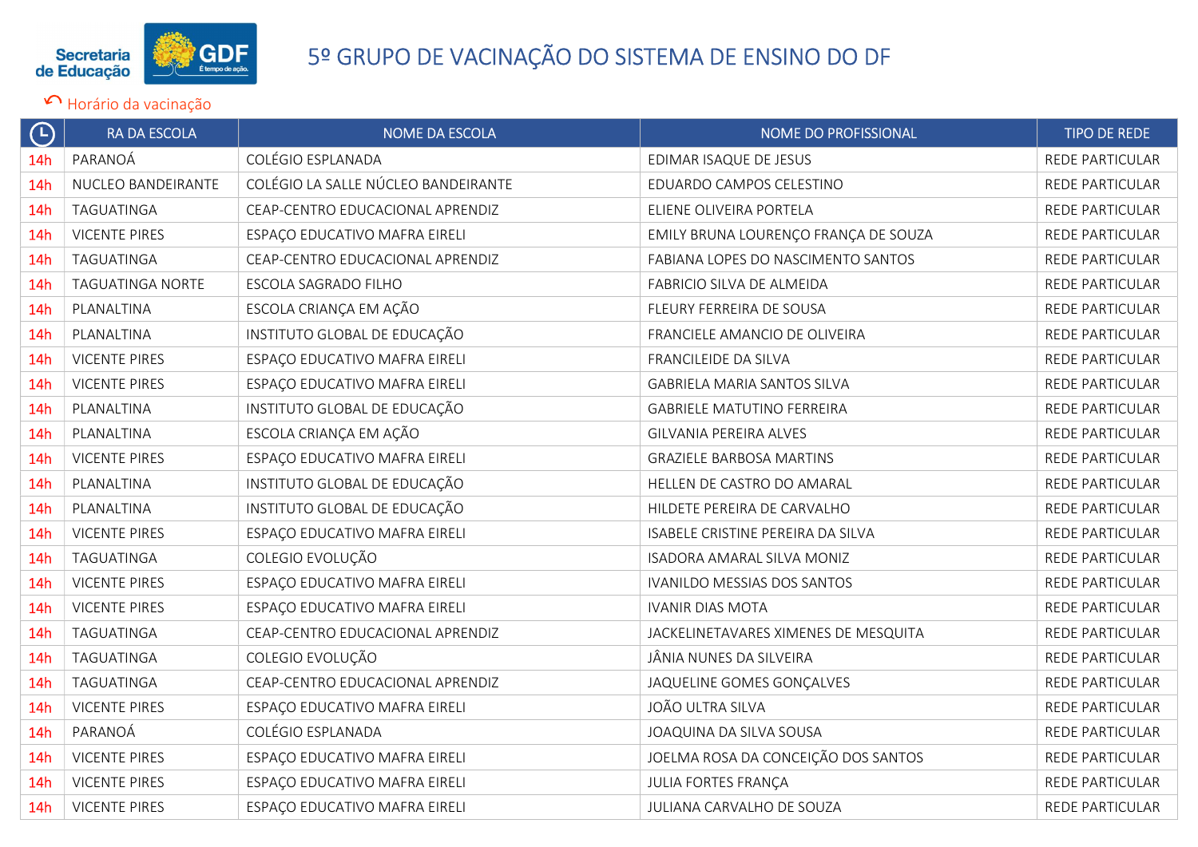# 5º GRUPO DE VACINAÇÃO DO SISTEMA DE ENSINO DO DF

Horário da vacinação

| | RA DA ESCOLA | NOME DA ESCOLA | NOME DO PROFISSIONAL | TIPO DE REDE |
|---|---|---|---|---|
| 14h | PARANOÁ | COLÉGIO ESPLANADA | EDIMAR ISAQUE DE JESUS | REDE PARTICULAR |
| 14h | NUCLEO BANDEIRANTE | COLÉGIO LA SALLE NÚCLEO BANDEIRANTE | EDUARDO CAMPOS CELESTINO | REDE PARTICULAR |
| 14h | TAGUATINGA | CEAP-CENTRO EDUCACIONAL APRENDIZ | ELIENE OLIVEIRA PORTELA | REDE PARTICULAR |
| 14h | VICENTE PIRES | ESPAÇO EDUCATIVO MAFRA EIRELI | EMILY BRUNA LOURENÇO FRANÇA DE SOUZA | REDE PARTICULAR |
| 14h | TAGUATINGA | CEAP-CENTRO EDUCACIONAL APRENDIZ | FABIANA LOPES DO NASCIMENTO SANTOS | REDE PARTICULAR |
| 14h | TAGUATINGA NORTE | ESCOLA SAGRADO FILHO | FABRICIO SILVA DE ALMEIDA | REDE PARTICULAR |
| 14h | PLANALTINA | ESCOLA CRIANÇA EM AÇÃO | FLEURY FERREIRA DE SOUSA | REDE PARTICULAR |
| 14h | PLANALTINA | INSTITUTO GLOBAL DE EDUCAÇÃO | FRANCIELE AMANCIO DE OLIVEIRA | REDE PARTICULAR |
| 14h | VICENTE PIRES | ESPAÇO EDUCATIVO MAFRA EIRELI | FRANCILEIDE DA SILVA | REDE PARTICULAR |
| 14h | VICENTE PIRES | ESPAÇO EDUCATIVO MAFRA EIRELI | GABRIELA MARIA SANTOS SILVA | REDE PARTICULAR |
| 14h | PLANALTINA | INSTITUTO GLOBAL DE EDUCAÇÃO | GABRIELE MATUTINO FERREIRA | REDE PARTICULAR |
| 14h | PLANALTINA | ESCOLA CRIANÇA EM AÇÃO | GILVANIA PEREIRA ALVES | REDE PARTICULAR |
| 14h | VICENTE PIRES | ESPAÇO EDUCATIVO MAFRA EIRELI | GRAZIELE BARBOSA MARTINS | REDE PARTICULAR |
| 14h | PLANALTINA | INSTITUTO GLOBAL DE EDUCAÇÃO | HELLEN DE CASTRO DO AMARAL | REDE PARTICULAR |
| 14h | PLANALTINA | INSTITUTO GLOBAL DE EDUCAÇÃO | HILDETE PEREIRA DE CARVALHO | REDE PARTICULAR |
| 14h | VICENTE PIRES | ESPAÇO EDUCATIVO MAFRA EIRELI | ISABELE CRISTINE PEREIRA DA SILVA | REDE PARTICULAR |
| 14h | TAGUATINGA | COLEGIO EVOLUÇÃO | ISADORA AMARAL SILVA MONIZ | REDE PARTICULAR |
| 14h | VICENTE PIRES | ESPAÇO EDUCATIVO MAFRA EIRELI | IVANILDO MESSIAS DOS SANTOS | REDE PARTICULAR |
| 14h | VICENTE PIRES | ESPAÇO EDUCATIVO MAFRA EIRELI | IVANIR DIAS MOTA | REDE PARTICULAR |
| 14h | TAGUATINGA | CEAP-CENTRO EDUCACIONAL APRENDIZ | JACKELINETAVARES XIMENES DE MESQUITA | REDE PARTICULAR |
| 14h | TAGUATINGA | COLEGIO EVOLUÇÃO | JÂNIA NUNES DA SILVEIRA | REDE PARTICULAR |
| 14h | TAGUATINGA | CEAP-CENTRO EDUCACIONAL APRENDIZ | JAQUELINE GOMES GONÇALVES | REDE PARTICULAR |
| 14h | VICENTE PIRES | ESPAÇO EDUCATIVO MAFRA EIRELI | JOÃO ULTRA SILVA | REDE PARTICULAR |
| 14h | PARANOÁ | COLÉGIO ESPLANADA | JOAQUINA DA SILVA SOUSA | REDE PARTICULAR |
| 14h | VICENTE PIRES | ESPAÇO EDUCATIVO MAFRA EIRELI | JOELMA ROSA DA CONCEIÇÃO DOS SANTOS | REDE PARTICULAR |
| 14h | VICENTE PIRES | ESPAÇO EDUCATIVO MAFRA EIRELI | JULIA FORTES FRANÇA | REDE PARTICULAR |
| 14h | VICENTE PIRES | ESPAÇO EDUCATIVO MAFRA EIRELI | JULIANA CARVALHO DE SOUZA | REDE PARTICULAR |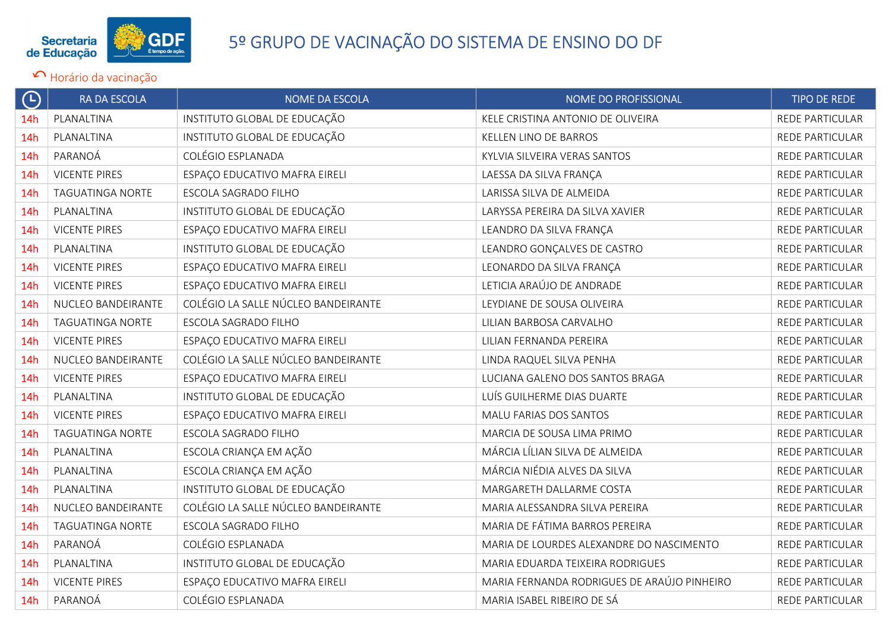# 5º GRUPO DE VACINAÇÃO DO SISTEMA DE ENSINO DO DF

Horário da vacinação

| ⏲ | RA DA ESCOLA | NOME DA ESCOLA | NOME DO PROFISSIONAL | TIPO DE REDE |
|---|---|---|---|---|
| 14h | PLANALTINA | INSTITUTO GLOBAL DE EDUCAÇÃO | KELE CRISTINA ANTONIO DE OLIVEIRA | REDE PARTICULAR |
| 14h | PLANALTINA | INSTITUTO GLOBAL DE EDUCAÇÃO | KELLEN LINO DE BARROS | REDE PARTICULAR |
| 14h | PARANOÁ | COLÉGIO ESPLANADA | KYLVIA SILVEIRA VERAS SANTOS | REDE PARTICULAR |
| 14h | VICENTE PIRES | ESPAÇO EDUCATIVO MAFRA EIRELI | LAESSA DA SILVA FRANÇA | REDE PARTICULAR |
| 14h | TAGUATINGA NORTE | ESCOLA SAGRADO FILHO | LARISSA SILVA DE ALMEIDA | REDE PARTICULAR |
| 14h | PLANALTINA | INSTITUTO GLOBAL DE EDUCAÇÃO | LARYSSA PEREIRA DA SILVA XAVIER | REDE PARTICULAR |
| 14h | VICENTE PIRES | ESPAÇO EDUCATIVO MAFRA EIRELI | LEANDRO DA SILVA FRANÇA | REDE PARTICULAR |
| 14h | PLANALTINA | INSTITUTO GLOBAL DE EDUCAÇÃO | LEANDRO GONÇALVES DE CASTRO | REDE PARTICULAR |
| 14h | VICENTE PIRES | ESPAÇO EDUCATIVO MAFRA EIRELI | LEONARDO DA SILVA FRANÇA | REDE PARTICULAR |
| 14h | VICENTE PIRES | ESPAÇO EDUCATIVO MAFRA EIRELI | LETICIA ARAÚJO DE ANDRADE | REDE PARTICULAR |
| 14h | NUCLEO BANDEIRANTE | COLÉGIO LA SALLE NÚCLEO BANDEIRANTE | LEYDIANE DE SOUSA OLIVEIRA | REDE PARTICULAR |
| 14h | TAGUATINGA NORTE | ESCOLA SAGRADO FILHO | LILIAN BARBOSA CARVALHO | REDE PARTICULAR |
| 14h | VICENTE PIRES | ESPAÇO EDUCATIVO MAFRA EIRELI | LILIAN FERNANDA PEREIRA | REDE PARTICULAR |
| 14h | NUCLEO BANDEIRANTE | COLÉGIO LA SALLE NÚCLEO BANDEIRANTE | LINDA RAQUEL SILVA PENHA | REDE PARTICULAR |
| 14h | VICENTE PIRES | ESPAÇO EDUCATIVO MAFRA EIRELI | LUCIANA GALENO DOS SANTOS BRAGA | REDE PARTICULAR |
| 14h | PLANALTINA | INSTITUTO GLOBAL DE EDUCAÇÃO | LUÍS GUILHERME DIAS DUARTE | REDE PARTICULAR |
| 14h | VICENTE PIRES | ESPAÇO EDUCATIVO MAFRA EIRELI | MALU FARIAS DOS SANTOS | REDE PARTICULAR |
| 14h | TAGUATINGA NORTE | ESCOLA SAGRADO FILHO | MARCIA DE SOUSA LIMA PRIMO | REDE PARTICULAR |
| 14h | PLANALTINA | ESCOLA CRIANÇA EM AÇÃO | MÁRCIA LÍLIAN SILVA DE ALMEIDA | REDE PARTICULAR |
| 14h | PLANALTINA | ESCOLA CRIANÇA EM AÇÃO | MÁRCIA NIÉDIA ALVES DA SILVA | REDE PARTICULAR |
| 14h | PLANALTINA | INSTITUTO GLOBAL DE EDUCAÇÃO | MARGARETH DALLARME COSTA | REDE PARTICULAR |
| 14h | NUCLEO BANDEIRANTE | COLÉGIO LA SALLE NÚCLEO BANDEIRANTE | MARIA ALESSANDRA SILVA PEREIRA | REDE PARTICULAR |
| 14h | TAGUATINGA NORTE | ESCOLA SAGRADO FILHO | MARIA DE FÁTIMA BARROS PEREIRA | REDE PARTICULAR |
| 14h | PARANOÁ | COLÉGIO ESPLANADA | MARIA DE LOURDES ALEXANDRE DO NASCIMENTO | REDE PARTICULAR |
| 14h | PLANALTINA | INSTITUTO GLOBAL DE EDUCAÇÃO | MARIA EDUARDA TEIXEIRA RODRIGUES | REDE PARTICULAR |
| 14h | VICENTE PIRES | ESPAÇO EDUCATIVO MAFRA EIRELI | MARIA FERNANDA RODRIGUES DE ARAÚJO PINHEIRO | REDE PARTICULAR |
| 14h | PARANOÁ | COLÉGIO ESPLANADA | MARIA ISABEL RIBEIRO DE SÁ | REDE PARTICULAR |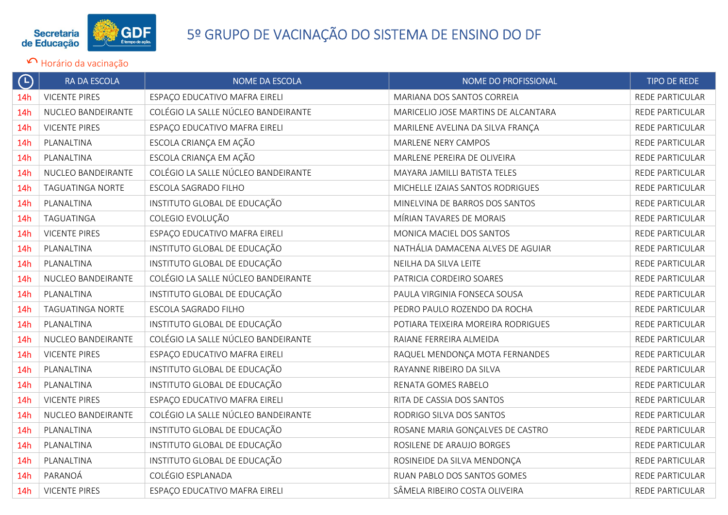# 5º GRUPO DE VACINAÇÃO DO SISTEMA DE ENSINO DO DF

Horário da vacinação

| | RA DA ESCOLA | NOME DA ESCOLA | NOME DO PROFISSIONAL | TIPO DE REDE |
|---|---|---|---|---|
| 14h | VICENTE PIRES | ESPAÇO EDUCATIVO MAFRA EIRELI | MARIANA DOS SANTOS CORREIA | REDE PARTICULAR |
| 14h | NUCLEO BANDEIRANTE | COLÉGIO LA SALLE NÚCLEO BANDEIRANTE | MARICELIO JOSE MARTINS DE ALCANTARA | REDE PARTICULAR |
| 14h | VICENTE PIRES | ESPAÇO EDUCATIVO MAFRA EIRELI | MARILENE AVELINA DA SILVA FRANÇA | REDE PARTICULAR |
| 14h | PLANALTINA | ESCOLA CRIANÇA EM AÇÃO | MARLENE NERY CAMPOS | REDE PARTICULAR |
| 14h | PLANALTINA | ESCOLA CRIANÇA EM AÇÃO | MARLENE PEREIRA DE OLIVEIRA | REDE PARTICULAR |
| 14h | NUCLEO BANDEIRANTE | COLÉGIO LA SALLE NÚCLEO BANDEIRANTE | MAYARA JAMILLI BATISTA TELES | REDE PARTICULAR |
| 14h | TAGUATINGA NORTE | ESCOLA SAGRADO FILHO | MICHELLE IZAIAS SANTOS RODRIGUES | REDE PARTICULAR |
| 14h | PLANALTINA | INSTITUTO GLOBAL DE EDUCAÇÃO | MINELVINA DE BARROS DOS SANTOS | REDE PARTICULAR |
| 14h | TAGUATINGA | COLEGIO EVOLUÇÃO | MÍRIAN TAVARES DE MORAIS | REDE PARTICULAR |
| 14h | VICENTE PIRES | ESPAÇO EDUCATIVO MAFRA EIRELI | MONICA MACIEL DOS SANTOS | REDE PARTICULAR |
| 14h | PLANALTINA | INSTITUTO GLOBAL DE EDUCAÇÃO | NATHÁLIA DAMACENA ALVES DE AGUIAR | REDE PARTICULAR |
| 14h | PLANALTINA | INSTITUTO GLOBAL DE EDUCAÇÃO | NEILHA DA SILVA LEITE | REDE PARTICULAR |
| 14h | NUCLEO BANDEIRANTE | COLÉGIO LA SALLE NÚCLEO BANDEIRANTE | PATRICIA CORDEIRO SOARES | REDE PARTICULAR |
| 14h | PLANALTINA | INSTITUTO GLOBAL DE EDUCAÇÃO | PAULA VIRGINIA FONSECA SOUSA | REDE PARTICULAR |
| 14h | TAGUATINGA NORTE | ESCOLA SAGRADO FILHO | PEDRO PAULO ROZENDO DA ROCHA | REDE PARTICULAR |
| 14h | PLANALTINA | INSTITUTO GLOBAL DE EDUCAÇÃO | POTIARA TEIXEIRA MOREIRA RODRIGUES | REDE PARTICULAR |
| 14h | NUCLEO BANDEIRANTE | COLÉGIO LA SALLE NÚCLEO BANDEIRANTE | RAIANE FERREIRA ALMEIDA | REDE PARTICULAR |
| 14h | VICENTE PIRES | ESPAÇO EDUCATIVO MAFRA EIRELI | RAQUEL MENDONÇA MOTA FERNANDES | REDE PARTICULAR |
| 14h | PLANALTINA | INSTITUTO GLOBAL DE EDUCAÇÃO | RAYANNE RIBEIRO DA SILVA | REDE PARTICULAR |
| 14h | PLANALTINA | INSTITUTO GLOBAL DE EDUCAÇÃO | RENATA GOMES RABELO | REDE PARTICULAR |
| 14h | VICENTE PIRES | ESPAÇO EDUCATIVO MAFRA EIRELI | RITA DE CASSIA DOS SANTOS | REDE PARTICULAR |
| 14h | NUCLEO BANDEIRANTE | COLÉGIO LA SALLE NÚCLEO BANDEIRANTE | RODRIGO SILVA DOS SANTOS | REDE PARTICULAR |
| 14h | PLANALTINA | INSTITUTO GLOBAL DE EDUCAÇÃO | ROSANE MARIA GONÇALVES DE CASTRO | REDE PARTICULAR |
| 14h | PLANALTINA | INSTITUTO GLOBAL DE EDUCAÇÃO | ROSILENE DE ARAUJO BORGES | REDE PARTICULAR |
| 14h | PLANALTINA | INSTITUTO GLOBAL DE EDUCAÇÃO | ROSINEIDE DA SILVA MENDONÇA | REDE PARTICULAR |
| 14h | PARANOÁ | COLÉGIO ESPLANADA | RUAN PABLO DOS SANTOS GOMES | REDE PARTICULAR |
| 14h | VICENTE PIRES | ESPAÇO EDUCATIVO MAFRA EIRELI | SÂMELA RIBEIRO COSTA OLIVEIRA | REDE PARTICULAR |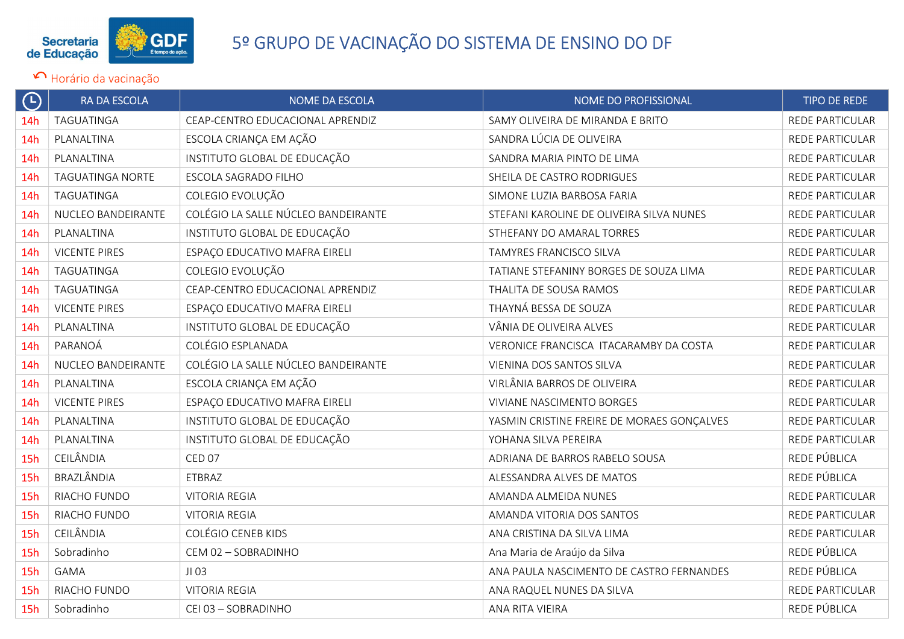# 5º GRUPO DE VACINAÇÃO DO SISTEMA DE ENSINO DO DF

Horário da vacinação

| | RA DA ESCOLA | NOME DA ESCOLA | NOME DO PROFISSIONAL | TIPO DE REDE |
|---|---|---|---|---|
| 14h | TAGUATINGA | CEAP-CENTRO EDUCACIONAL APRENDIZ | SAMY OLIVEIRA DE MIRANDA E BRITO | REDE PARTICULAR |
| 14h | PLANALTINA | ESCOLA CRIANÇA EM AÇÃO | SANDRA LÚCIA DE OLIVEIRA | REDE PARTICULAR |
| 14h | PLANALTINA | INSTITUTO GLOBAL DE EDUCAÇÃO | SANDRA MARIA PINTO DE LIMA | REDE PARTICULAR |
| 14h | TAGUATINGA NORTE | ESCOLA SAGRADO FILHO | SHEILA DE CASTRO RODRIGUES | REDE PARTICULAR |
| 14h | TAGUATINGA | COLEGIO EVOLUÇÃO | SIMONE LUZIA BARBOSA FARIA | REDE PARTICULAR |
| 14h | NUCLEO BANDEIRANTE | COLÉGIO LA SALLE NÚCLEO BANDEIRANTE | STEFANI KAROLINE DE OLIVEIRA SILVA NUNES | REDE PARTICULAR |
| 14h | PLANALTINA | INSTITUTO GLOBAL DE EDUCAÇÃO | STHEFANY DO AMARAL TORRES | REDE PARTICULAR |
| 14h | VICENTE PIRES | ESPAÇO EDUCATIVO MAFRA EIRELI | TAMYRES FRANCISCO SILVA | REDE PARTICULAR |
| 14h | TAGUATINGA | COLEGIO EVOLUÇÃO | TATIANE STEFANINY BORGES DE SOUZA LIMA | REDE PARTICULAR |
| 14h | TAGUATINGA | CEAP-CENTRO EDUCACIONAL APRENDIZ | THALITA DE SOUSA RAMOS | REDE PARTICULAR |
| 14h | VICENTE PIRES | ESPAÇO EDUCATIVO MAFRA EIRELI | THAYNÁ BESSA DE SOUZA | REDE PARTICULAR |
| 14h | PLANALTINA | INSTITUTO GLOBAL DE EDUCAÇÃO | VÂNIA DE OLIVEIRA ALVES | REDE PARTICULAR |
| 14h | PARANOÁ | COLÉGIO ESPLANADA | VERONICE FRANCISCA ITACARAMBY DA COSTA | REDE PARTICULAR |
| 14h | NUCLEO BANDEIRANTE | COLÉGIO LA SALLE NÚCLEO BANDEIRANTE | VIENINA DOS SANTOS SILVA | REDE PARTICULAR |
| 14h | PLANALTINA | ESCOLA CRIANÇA EM AÇÃO | VIRLÂNIA BARROS DE OLIVEIRA | REDE PARTICULAR |
| 14h | VICENTE PIRES | ESPAÇO EDUCATIVO MAFRA EIRELI | VIVIANE NASCIMENTO BORGES | REDE PARTICULAR |
| 14h | PLANALTINA | INSTITUTO GLOBAL DE EDUCAÇÃO | YASMIN CRISTINE FREIRE DE MORAES GONÇALVES | REDE PARTICULAR |
| 14h | PLANALTINA | INSTITUTO GLOBAL DE EDUCAÇÃO | YOHANA SILVA PEREIRA | REDE PARTICULAR |
| 15h | CEILÂNDIA | CED 07 | ADRIANA DE BARROS RABELO SOUSA | REDE PÚBLICA |
| 15h | BRAZLÂNDIA | ETBRAZ | ALESSANDRA ALVES DE MATOS | REDE PÚBLICA |
| 15h | RIACHO FUNDO | VITORIA REGIA | AMANDA ALMEIDA NUNES | REDE PARTICULAR |
| 15h | RIACHO FUNDO | VITORIA REGIA | AMANDA VITORIA DOS SANTOS | REDE PARTICULAR |
| 15h | CEILÂNDIA | COLÉGIO CENEB KIDS | ANA CRISTINA DA SILVA LIMA | REDE PARTICULAR |
| 15h | Sobradinho | CEM 02 – SOBRADINHO | Ana Maria de Araújo da Silva | REDE PÚBLICA |
| 15h | GAMA | JI 03 | ANA PAULA NASCIMENTO DE CASTRO FERNANDES | REDE PÚBLICA |
| 15h | RIACHO FUNDO | VITORIA REGIA | ANA RAQUEL NUNES DA SILVA | REDE PARTICULAR |
| 15h | Sobradinho | CEI 03 – SOBRADINHO | ANA RITA VIEIRA | REDE PÚBLICA |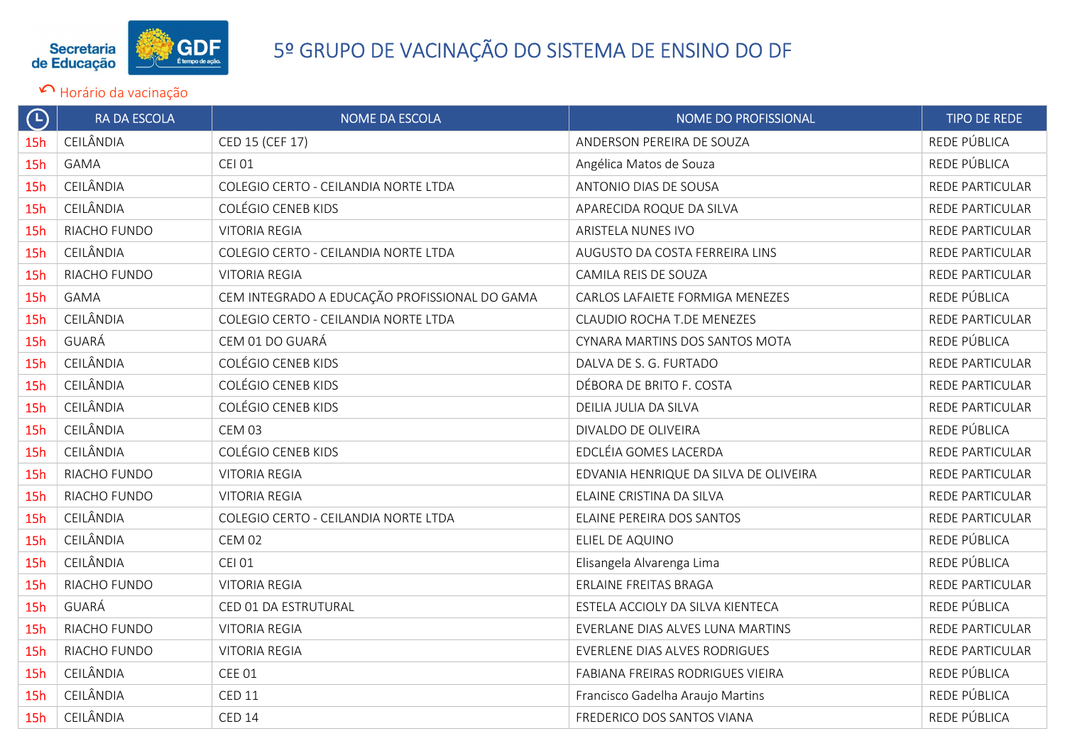Secretaria de Educação GDF

# 5º GRUPO DE VACINAÇÃO DO SISTEMA DE ENSINO DO DF

Horário da vacinação

| | RA DA ESCOLA | NOME DA ESCOLA | NOME DO PROFISSIONAL | TIPO DE REDE |
|---|---|---|---|---|
| 15h | CEILÂNDIA | CED 15 (CEF 17) | ANDERSON PEREIRA DE SOUZA | REDE PÚBLICA |
| 15h | GAMA | CEI 01 | Angélica Matos de Souza | REDE PÚBLICA |
| 15h | CEILÂNDIA | COLEGIO CERTO - CEILANDIA NORTE LTDA | ANTONIO DIAS DE SOUSA | REDE PARTICULAR |
| 15h | CEILÂNDIA | COLÉGIO CENEB KIDS | APARECIDA ROQUE DA SILVA | REDE PARTICULAR |
| 15h | RIACHO FUNDO | VITORIA REGIA | ARISTELA NUNES IVO | REDE PARTICULAR |
| 15h | CEILÂNDIA | COLEGIO CERTO - CEILANDIA NORTE LTDA | AUGUSTO DA COSTA FERREIRA LINS | REDE PARTICULAR |
| 15h | RIACHO FUNDO | VITORIA REGIA | CAMILA REIS DE SOUZA | REDE PARTICULAR |
| 15h | GAMA | CEM INTEGRADO A EDUCAÇÃO PROFISSIONAL DO GAMA | CARLOS LAFAIETE FORMIGA MENEZES | REDE PÚBLICA |
| 15h | CEILÂNDIA | COLEGIO CERTO - CEILANDIA NORTE LTDA | CLAUDIO ROCHA T.DE MENEZES | REDE PARTICULAR |
| 15h | GUARÁ | CEM 01 DO GUARÁ | CYNARA MARTINS DOS SANTOS MOTA | REDE PÚBLICA |
| 15h | CEILÂNDIA | COLÉGIO CENEB KIDS | DALVA DE S. G. FURTADO | REDE PARTICULAR |
| 15h | CEILÂNDIA | COLÉGIO CENEB KIDS | DÉBORA DE BRITO F. COSTA | REDE PARTICULAR |
| 15h | CEILÂNDIA | COLÉGIO CENEB KIDS | DEILIA JULIA DA SILVA | REDE PARTICULAR |
| 15h | CEILÂNDIA | CEM 03 | DIVALDO DE OLIVEIRA | REDE PÚBLICA |
| 15h | CEILÂNDIA | COLÉGIO CENEB KIDS | EDCLÉIA GOMES LACERDA | REDE PARTICULAR |
| 15h | RIACHO FUNDO | VITORIA REGIA | EDVANIA HENRIQUE DA SILVA DE OLIVEIRA | REDE PARTICULAR |
| 15h | RIACHO FUNDO | VITORIA REGIA | ELAINE CRISTINA DA SILVA | REDE PARTICULAR |
| 15h | CEILÂNDIA | COLEGIO CERTO - CEILANDIA NORTE LTDA | ELAINE PEREIRA DOS SANTOS | REDE PARTICULAR |
| 15h | CEILÂNDIA | CEM 02 | ELIEL DE AQUINO | REDE PÚBLICA |
| 15h | CEILÂNDIA | CEI 01 | Elisangela Alvarenga Lima | REDE PÚBLICA |
| 15h | RIACHO FUNDO | VITORIA REGIA | ERLAINE FREITAS BRAGA | REDE PARTICULAR |
| 15h | GUARÁ | CED 01 DA ESTRUTURAL | ESTELA ACCIOLY DA SILVA KIENTECA | REDE PÚBLICA |
| 15h | RIACHO FUNDO | VITORIA REGIA | EVERLANE DIAS ALVES LUNA MARTINS | REDE PARTICULAR |
| 15h | RIACHO FUNDO | VITORIA REGIA | EVERLENE DIAS ALVES RODRIGUES | REDE PARTICULAR |
| 15h | CEILÂNDIA | CEE 01 | FABIANA FREIRAS RODRIGUES VIEIRA | REDE PÚBLICA |
| 15h | CEILÂNDIA | CED 11 | Francisco Gadelha Araujo Martins | REDE PÚBLICA |
| 15h | CEILÂNDIA | CED 14 | FREDERICO DOS SANTOS VIANA | REDE PÚBLICA |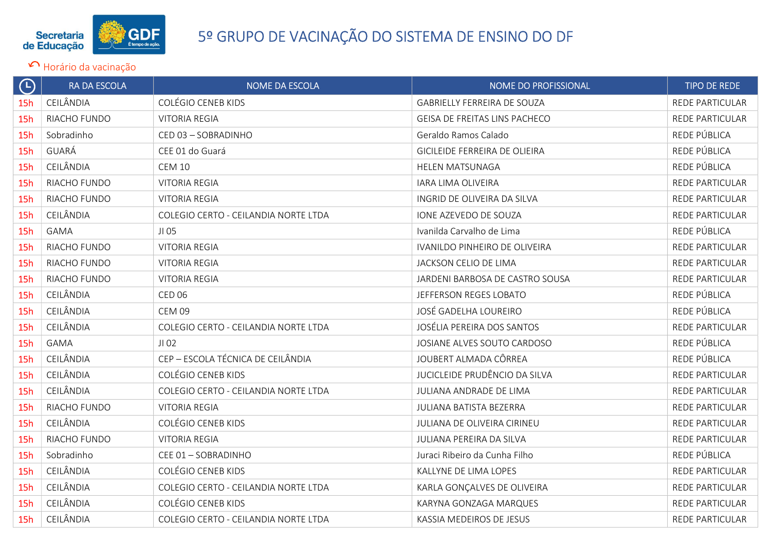# 5º GRUPO DE VACINAÇÃO DO SISTEMA DE ENSINO DO DF

Horário da vacinação

| | RA DA ESCOLA | NOME DA ESCOLA | NOME DO PROFISSIONAL | TIPO DE REDE |
|---|---|---|---|---|
| 15h | CEILÂNDIA | COLÉGIO CENEB KIDS | GABRIELLY FERREIRA DE SOUZA | REDE PARTICULAR |
| 15h | RIACHO FUNDO | VITORIA REGIA | GEISA DE FREITAS LINS PACHECO | REDE PARTICULAR |
| 15h | Sobradinho | CED 03 – SOBRADINHO | Geraldo Ramos Calado | REDE PÚBLICA |
| 15h | GUARÁ | CEE 01 do Guará | GICILEIDE FERREIRA DE OLIEIRA | REDE PÚBLICA |
| 15h | CEILÂNDIA | CEM 10 | HELEN MATSUNAGA | REDE PÚBLICA |
| 15h | RIACHO FUNDO | VITORIA REGIA | IARA LIMA OLIVEIRA | REDE PARTICULAR |
| 15h | RIACHO FUNDO | VITORIA REGIA | INGRID DE OLIVEIRA DA SILVA | REDE PARTICULAR |
| 15h | CEILÂNDIA | COLEGIO CERTO - CEILANDIA NORTE LTDA | IONE AZEVEDO DE SOUZA | REDE PARTICULAR |
| 15h | GAMA | JI 05 | Ivanilda Carvalho de Lima | REDE PÚBLICA |
| 15h | RIACHO FUNDO | VITORIA REGIA | IVANILDO PINHEIRO DE OLIVEIRA | REDE PARTICULAR |
| 15h | RIACHO FUNDO | VITORIA REGIA | JACKSON CELIO DE LIMA | REDE PARTICULAR |
| 15h | RIACHO FUNDO | VITORIA REGIA | JARDENI BARBOSA DE CASTRO SOUSA | REDE PARTICULAR |
| 15h | CEILÂNDIA | CED 06 | JEFFERSON REGES LOBATO | REDE PÚBLICA |
| 15h | CEILÂNDIA | CEM 09 | JOSÉ GADELHA LOUREIRO | REDE PÚBLICA |
| 15h | CEILÂNDIA | COLEGIO CERTO - CEILANDIA NORTE LTDA | JOSÉLIA PEREIRA DOS SANTOS | REDE PARTICULAR |
| 15h | GAMA | JI 02 | JOSIANE ALVES SOUTO CARDOSO | REDE PÚBLICA |
| 15h | CEILÂNDIA | CEP – ESCOLA TÉCNICA DE CEILÂNDIA | JOUBERT ALMADA CÔRREA | REDE PÚBLICA |
| 15h | CEILÂNDIA | COLÉGIO CENEB KIDS | JUCICLEIDE PRUDÊNCIO DA SILVA | REDE PARTICULAR |
| 15h | CEILÂNDIA | COLEGIO CERTO - CEILANDIA NORTE LTDA | JULIANA ANDRADE DE LIMA | REDE PARTICULAR |
| 15h | RIACHO FUNDO | VITORIA REGIA | JULIANA BATISTA BEZERRA | REDE PARTICULAR |
| 15h | CEILÂNDIA | COLÉGIO CENEB KIDS | JULIANA DE OLIVEIRA CIRINEU | REDE PARTICULAR |
| 15h | RIACHO FUNDO | VITORIA REGIA | JULIANA PEREIRA DA SILVA | REDE PARTICULAR |
| 15h | Sobradinho | CEE 01 – SOBRADINHO | Juraci Ribeiro da Cunha Filho | REDE PÚBLICA |
| 15h | CEILÂNDIA | COLÉGIO CENEB KIDS | KALLYNE DE LIMA LOPES | REDE PARTICULAR |
| 15h | CEILÂNDIA | COLEGIO CERTO - CEILANDIA NORTE LTDA | KARLA GONÇALVES DE OLIVEIRA | REDE PARTICULAR |
| 15h | CEILÂNDIA | COLÉGIO CENEB KIDS | KARYNA GONZAGA MARQUES | REDE PARTICULAR |
| 15h | CEILÂNDIA | COLEGIO CERTO - CEILANDIA NORTE LTDA | KASSIA MEDEIROS DE JESUS | REDE PARTICULAR |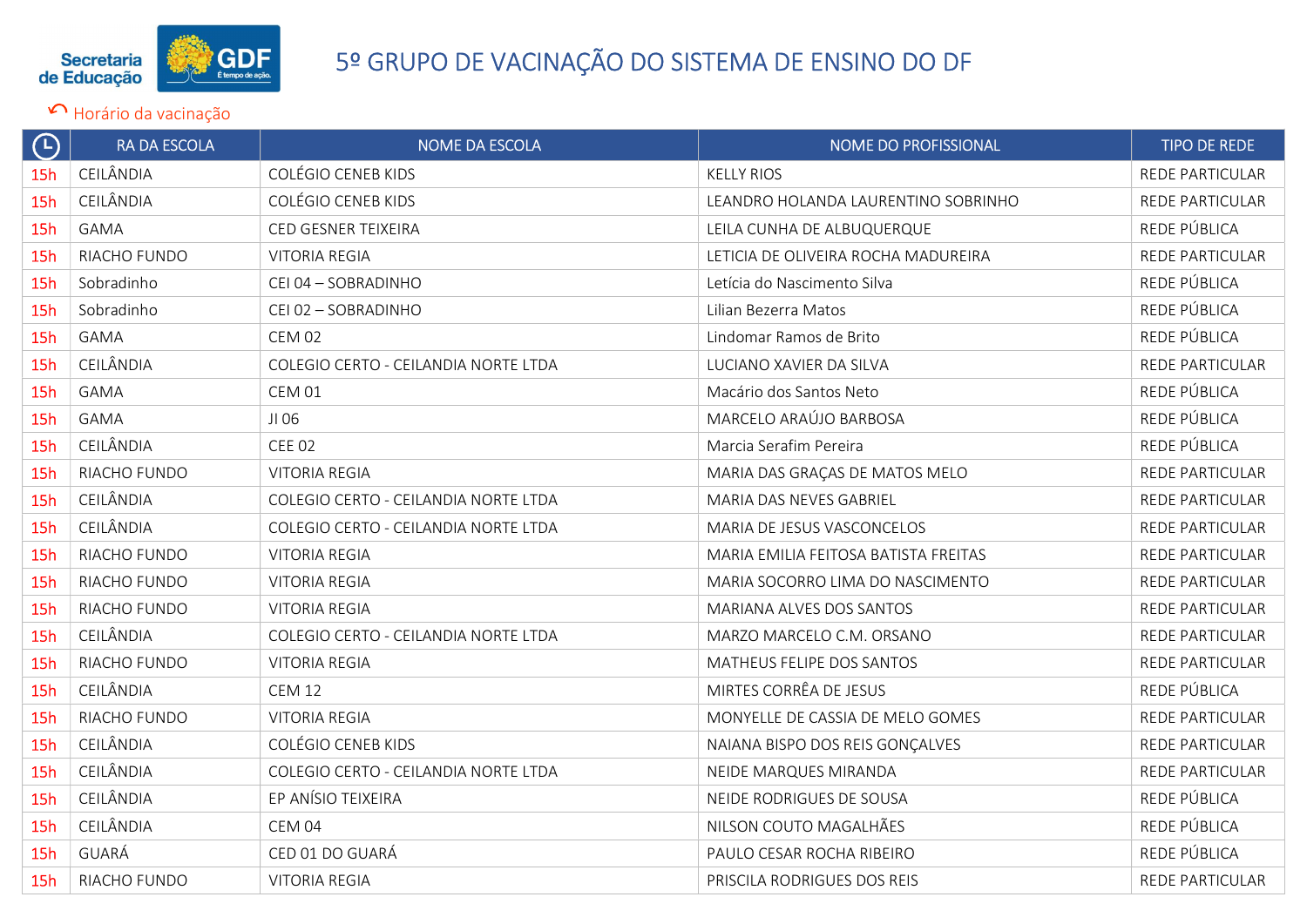Secretaria de Educação GDF

# 5º GRUPO DE VACINAÇÃO DO SISTEMA DE ENSINO DO DF

Horário da vacinação

| | RA DA ESCOLA | NOME DA ESCOLA | NOME DO PROFISSIONAL | TIPO DE REDE |
|---|---|---|---|---|
| 15h | CEILÂNDIA | COLÉGIO CENEB KIDS | KELLY RIOS | REDE PARTICULAR |
| 15h | CEILÂNDIA | COLÉGIO CENEB KIDS | LEANDRO HOLANDA LAURENTINO SOBRINHO | REDE PARTICULAR |
| 15h | GAMA | CED GESNER TEIXEIRA | LEILA CUNHA DE ALBUQUERQUE | REDE PÚBLICA |
| 15h | RIACHO FUNDO | VITORIA REGIA | LETICIA DE OLIVEIRA ROCHA MADUREIRA | REDE PARTICULAR |
| 15h | Sobradinho | CEI 04 – SOBRADINHO | Letícia do Nascimento Silva | REDE PÚBLICA |
| 15h | Sobradinho | CEI 02 – SOBRADINHO | Lilian Bezerra Matos | REDE PÚBLICA |
| 15h | GAMA | CEM 02 | Lindomar Ramos de Brito | REDE PÚBLICA |
| 15h | CEILÂNDIA | COLEGIO CERTO - CEILANDIA NORTE LTDA | LUCIANO XAVIER DA SILVA | REDE PARTICULAR |
| 15h | GAMA | CEM 01 | Macário dos Santos Neto | REDE PÚBLICA |
| 15h | GAMA | JI 06 | MARCELO ARAÚJO BARBOSA | REDE PÚBLICA |
| 15h | CEILÂNDIA | CEE 02 | Marcia Serafim Pereira | REDE PÚBLICA |
| 15h | RIACHO FUNDO | VITORIA REGIA | MARIA DAS GRAÇAS DE MATOS MELO | REDE PARTICULAR |
| 15h | CEILÂNDIA | COLEGIO CERTO - CEILANDIA NORTE LTDA | MARIA DAS NEVES GABRIEL | REDE PARTICULAR |
| 15h | CEILÂNDIA | COLEGIO CERTO - CEILANDIA NORTE LTDA | MARIA DE JESUS VASCONCELOS | REDE PARTICULAR |
| 15h | RIACHO FUNDO | VITORIA REGIA | MARIA EMILIA FEITOSA BATISTA FREITAS | REDE PARTICULAR |
| 15h | RIACHO FUNDO | VITORIA REGIA | MARIA SOCORRO LIMA DO NASCIMENTO | REDE PARTICULAR |
| 15h | RIACHO FUNDO | VITORIA REGIA | MARIANA ALVES DOS SANTOS | REDE PARTICULAR |
| 15h | CEILÂNDIA | COLEGIO CERTO - CEILANDIA NORTE LTDA | MARZO MARCELO C.M. ORSANO | REDE PARTICULAR |
| 15h | RIACHO FUNDO | VITORIA REGIA | MATHEUS FELIPE DOS SANTOS | REDE PARTICULAR |
| 15h | CEILÂNDIA | CEM 12 | MIRTES CORRÊA DE JESUS | REDE PÚBLICA |
| 15h | RIACHO FUNDO | VITORIA REGIA | MONYELLE DE CASSIA DE MELO GOMES | REDE PARTICULAR |
| 15h | CEILÂNDIA | COLÉGIO CENEB KIDS | NAIANA BISPO DOS REIS GONÇALVES | REDE PARTICULAR |
| 15h | CEILÂNDIA | COLEGIO CERTO - CEILANDIA NORTE LTDA | NEIDE MARQUES MIRANDA | REDE PARTICULAR |
| 15h | CEILÂNDIA | EP ANÍSIO TEIXEIRA | NEIDE RODRIGUES DE SOUSA | REDE PÚBLICA |
| 15h | CEILÂNDIA | CEM 04 | NILSON COUTO MAGALHÃES | REDE PÚBLICA |
| 15h | GUARÁ | CED 01 DO GUARÁ | PAULO CESAR ROCHA RIBEIRO | REDE PÚBLICA |
| 15h | RIACHO FUNDO | VITORIA REGIA | PRISCILA RODRIGUES DOS REIS | REDE PARTICULAR |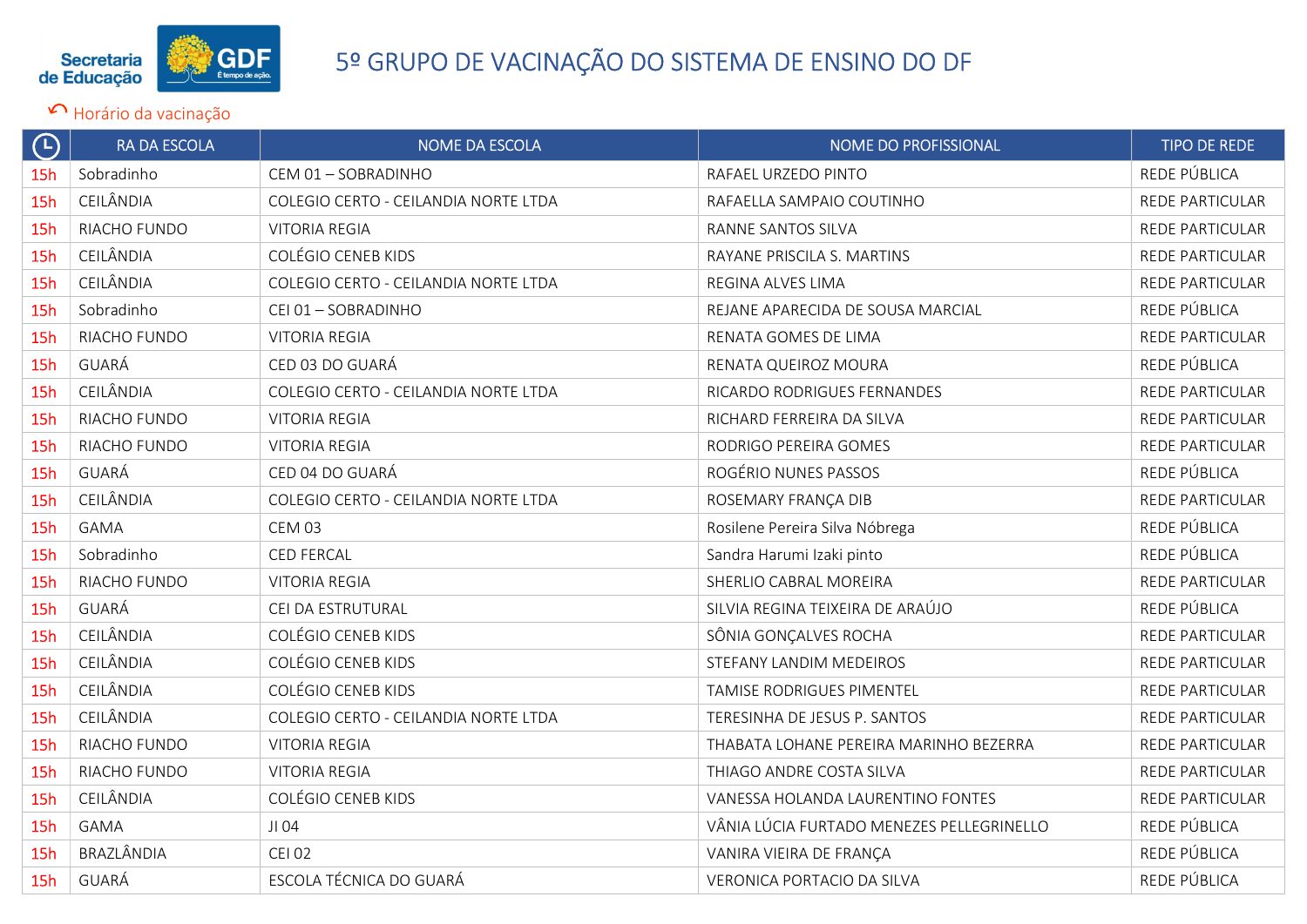# 5º GRUPO DE VACINAÇÃO DO SISTEMA DE ENSINO DO DF

Horário da vacinação

| | RA DA ESCOLA | NOME DA ESCOLA | NOME DO PROFISSIONAL | TIPO DE REDE |
|---|---|---|---|---|
| 15h | Sobradinho | CEM 01 – SOBRADINHO | RAFAEL URZEDO PINTO | REDE PÚBLICA |
| 15h | CEILÂNDIA | COLEGIO CERTO - CEILANDIA NORTE LTDA | RAFAELLA SAMPAIO COUTINHO | REDE PARTICULAR |
| 15h | RIACHO FUNDO | VITORIA REGIA | RANNE SANTOS SILVA | REDE PARTICULAR |
| 15h | CEILÂNDIA | COLÉGIO CENEB KIDS | RAYANE PRISCILA S. MARTINS | REDE PARTICULAR |
| 15h | CEILÂNDIA | COLEGIO CERTO - CEILANDIA NORTE LTDA | REGINA ALVES LIMA | REDE PARTICULAR |
| 15h | Sobradinho | CEI 01 – SOBRADINHO | REJANE APARECIDA DE SOUSA MARCIAL | REDE PÚBLICA |
| 15h | RIACHO FUNDO | VITORIA REGIA | RENATA GOMES DE LIMA | REDE PARTICULAR |
| 15h | GUARÁ | CED 03 DO GUARÁ | RENATA QUEIROZ MOURA | REDE PÚBLICA |
| 15h | CEILÂNDIA | COLEGIO CERTO - CEILANDIA NORTE LTDA | RICARDO RODRIGUES FERNANDES | REDE PARTICULAR |
| 15h | RIACHO FUNDO | VITORIA REGIA | RICHARD FERREIRA DA SILVA | REDE PARTICULAR |
| 15h | RIACHO FUNDO | VITORIA REGIA | RODRIGO PEREIRA GOMES | REDE PARTICULAR |
| 15h | GUARÁ | CED 04 DO GUARÁ | ROGÉRIO NUNES PASSOS | REDE PÚBLICA |
| 15h | CEILÂNDIA | COLEGIO CERTO - CEILANDIA NORTE LTDA | ROSEMARY FRANÇA DIB | REDE PARTICULAR |
| 15h | GAMA | CEM 03 | Rosilene Pereira Silva Nóbrega | REDE PÚBLICA |
| 15h | Sobradinho | CED FERCAL | Sandra Harumi Izaki pinto | REDE PÚBLICA |
| 15h | RIACHO FUNDO | VITORIA REGIA | SHERLIO CABRAL MOREIRA | REDE PARTICULAR |
| 15h | GUARÁ | CEI DA ESTRUTURAL | SILVIA REGINA TEIXEIRA DE ARAÚJO | REDE PÚBLICA |
| 15h | CEILÂNDIA | COLÉGIO CENEB KIDS | SÔNIA GONÇALVES ROCHA | REDE PARTICULAR |
| 15h | CEILÂNDIA | COLÉGIO CENEB KIDS | STEFANY LANDIM MEDEIROS | REDE PARTICULAR |
| 15h | CEILÂNDIA | COLÉGIO CENEB KIDS | TAMISE RODRIGUES PIMENTEL | REDE PARTICULAR |
| 15h | CEILÂNDIA | COLEGIO CERTO - CEILANDIA NORTE LTDA | TERESINHA DE JESUS P. SANTOS | REDE PARTICULAR |
| 15h | RIACHO FUNDO | VITORIA REGIA | THABATA LOHANE PEREIRA MARINHO BEZERRA | REDE PARTICULAR |
| 15h | RIACHO FUNDO | VITORIA REGIA | THIAGO ANDRE COSTA SILVA | REDE PARTICULAR |
| 15h | CEILÂNDIA | COLÉGIO CENEB KIDS | VANESSA HOLANDA LAURENTINO FONTES | REDE PARTICULAR |
| 15h | GAMA | JI 04 | VÂNIA LÚCIA FURTADO MENEZES PELLEGRINELLO | REDE PÚBLICA |
| 15h | BRAZLÂNDIA | CEI 02 | VANIRA VIEIRA DE FRANÇA | REDE PÚBLICA |
| 15h | GUARÁ | ESCOLA TÉCNICA DO GUARÁ | VERONICA PORTACIO DA SILVA | REDE PÚBLICA |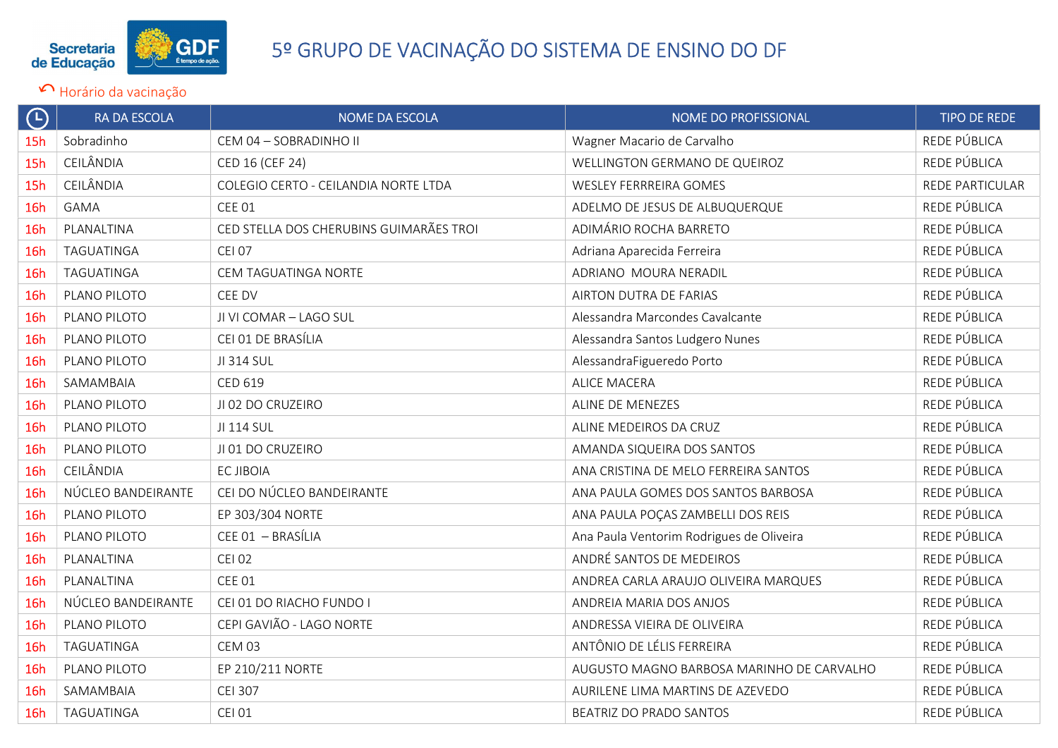# 5º GRUPO DE VACINAÇÃO DO SISTEMA DE ENSINO DO DF

Horário da vacinação

| 🕒 | RA DA ESCOLA | NOME DA ESCOLA | NOME DO PROFISSIONAL | TIPO DE REDE |
|---|---|---|---|---|
| 15h | Sobradinho | CEM 04 – SOBRADINHO II | Wagner Macario de Carvalho | REDE PÚBLICA |
| 15h | CEILÂNDIA | CED 16 (CEF 24) | WELLINGTON GERMANO DE QUEIROZ | REDE PÚBLICA |
| 15h | CEILÂNDIA | COLEGIO CERTO - CEILANDIA NORTE LTDA | WESLEY FERRREIRA GOMES | REDE PARTICULAR |
| 16h | GAMA | CEE 01 | ADELMO DE JESUS DE ALBUQUERQUE | REDE PÚBLICA |
| 16h | PLANALTINA | CED STELLA DOS CHERUBINS GUIMARÃES TROI | ADIMÁRIO ROCHA BARRETO | REDE PÚBLICA |
| 16h | TAGUATINGA | CEI 07 | Adriana Aparecida Ferreira | REDE PÚBLICA |
| 16h | TAGUATINGA | CEM TAGUATINGA NORTE | ADRIANO MOURA NERADIL | REDE PÚBLICA |
| 16h | PLANO PILOTO | CEE DV | AIRTON DUTRA DE FARIAS | REDE PÚBLICA |
| 16h | PLANO PILOTO | JI VI COMAR – LAGO SUL | Alessandra Marcondes Cavalcante | REDE PÚBLICA |
| 16h | PLANO PILOTO | CEI 01 DE BRASÍLIA | Alessandra Santos Ludgero Nunes | REDE PÚBLICA |
| 16h | PLANO PILOTO | JI 314 SUL | AlessandraFigueredo Porto | REDE PÚBLICA |
| 16h | SAMAMBAIA | CED 619 | ALICE MACERA | REDE PÚBLICA |
| 16h | PLANO PILOTO | JI 02 DO CRUZEIRO | ALINE DE MENEZES | REDE PÚBLICA |
| 16h | PLANO PILOTO | JI 114 SUL | ALINE MEDEIROS DA CRUZ | REDE PÚBLICA |
| 16h | PLANO PILOTO | JI 01 DO CRUZEIRO | AMANDA SIQUEIRA DOS SANTOS | REDE PÚBLICA |
| 16h | CEILÂNDIA | EC JIBOIA | ANA CRISTINA DE MELO FERREIRA SANTOS | REDE PÚBLICA |
| 16h | NÚCLEO BANDEIRANTE | CEI DO NÚCLEO BANDEIRANTE | ANA PAULA GOMES DOS SANTOS BARBOSA | REDE PÚBLICA |
| 16h | PLANO PILOTO | EP 303/304 NORTE | ANA PAULA POÇAS ZAMBELLI DOS REIS | REDE PÚBLICA |
| 16h | PLANO PILOTO | CEE 01 – BRASÍLIA | Ana Paula Ventorim Rodrigues de Oliveira | REDE PÚBLICA |
| 16h | PLANALTINA | CEI 02 | ANDRÉ SANTOS DE MEDEIROS | REDE PÚBLICA |
| 16h | PLANALTINA | CEE 01 | ANDREA CARLA ARAUJO OLIVEIRA MARQUES | REDE PÚBLICA |
| 16h | NÚCLEO BANDEIRANTE | CEI 01 DO RIACHO FUNDO I | ANDREIA MARIA DOS ANJOS | REDE PÚBLICA |
| 16h | PLANO PILOTO | CEPI GAVIÃO - LAGO NORTE | ANDRESSA VIEIRA DE OLIVEIRA | REDE PÚBLICA |
| 16h | TAGUATINGA | CEM 03 | ANTÔNIO DE LÉLIS FERREIRA | REDE PÚBLICA |
| 16h | PLANO PILOTO | EP 210/211 NORTE | AUGUSTO MAGNO BARBOSA MARINHO DE CARVALHO | REDE PÚBLICA |
| 16h | SAMAMBAIA | CEI 307 | AURILENE LIMA MARTINS DE AZEVEDO | REDE PÚBLICA |
| 16h | TAGUATINGA | CEI 01 | BEATRIZ DO PRADO SANTOS | REDE PÚBLICA |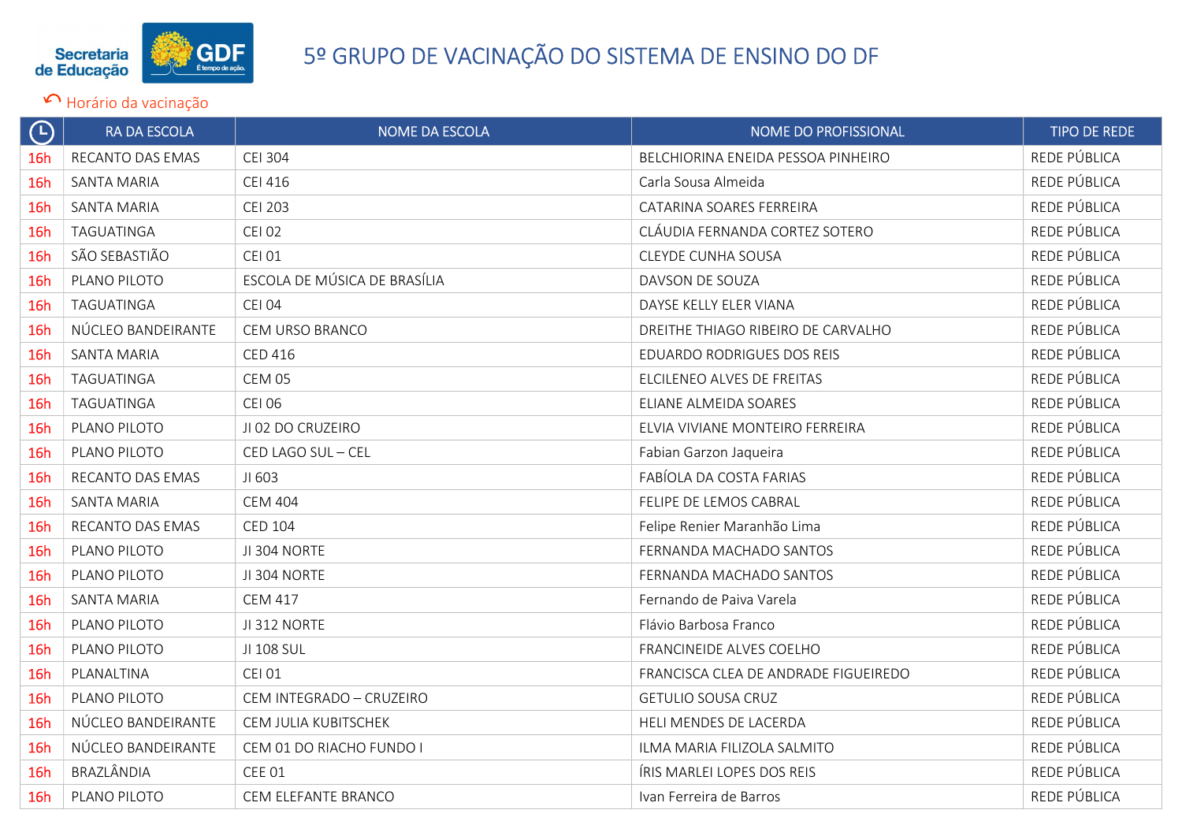Secretaria de Educação GDF

# 5º GRUPO DE VACINAÇÃO DO SISTEMA DE ENSINO DO DF

Horário da vacinação

| | RA DA ESCOLA | NOME DA ESCOLA | NOME DO PROFISSIONAL | TIPO DE REDE |
|---|---|---|---|---|
| 16h | RECANTO DAS EMAS | CEI 304 | BELCHIORINA ENEIDA PESSOA PINHEIRO | REDE PÚBLICA |
| 16h | SANTA MARIA | CEI 416 | Carla Sousa Almeida | REDE PÚBLICA |
| 16h | SANTA MARIA | CEI 203 | CATARINA SOARES FERREIRA | REDE PÚBLICA |
| 16h | TAGUATINGA | CEI 02 | CLÁUDIA FERNANDA CORTEZ SOTERO | REDE PÚBLICA |
| 16h | SÃO SEBASTIÃO | CEI 01 | CLEYDE CUNHA SOUSA | REDE PÚBLICA |
| 16h | PLANO PILOTO | ESCOLA DE MÚSICA DE BRASÍLIA | DAVSON DE SOUZA | REDE PÚBLICA |
| 16h | TAGUATINGA | CEI 04 | DAYSE KELLY ELER VIANA | REDE PÚBLICA |
| 16h | NÚCLEO BANDEIRANTE | CEM URSO BRANCO | DREITHE THIAGO RIBEIRO DE CARVALHO | REDE PÚBLICA |
| 16h | SANTA MARIA | CED 416 | EDUARDO RODRIGUES DOS REIS | REDE PÚBLICA |
| 16h | TAGUATINGA | CEM 05 | ELCILENEO ALVES DE FREITAS | REDE PÚBLICA |
| 16h | TAGUATINGA | CEI 06 | ELIANE ALMEIDA SOARES | REDE PÚBLICA |
| 16h | PLANO PILOTO | JI 02 DO CRUZEIRO | ELVIA VIVIANE MONTEIRO FERREIRA | REDE PÚBLICA |
| 16h | PLANO PILOTO | CED LAGO SUL – CEL | Fabian Garzon Jaqueira | REDE PÚBLICA |
| 16h | RECANTO DAS EMAS | JI 603 | FABÍOLA DA COSTA FARIAS | REDE PÚBLICA |
| 16h | SANTA MARIA | CEM 404 | FELIPE DE LEMOS CABRAL | REDE PÚBLICA |
| 16h | RECANTO DAS EMAS | CED 104 | Felipe Renier Maranhão Lima | REDE PÚBLICA |
| 16h | PLANO PILOTO | JI 304 NORTE | FERNANDA MACHADO SANTOS | REDE PÚBLICA |
| 16h | PLANO PILOTO | JI 304 NORTE | FERNANDA MACHADO SANTOS | REDE PÚBLICA |
| 16h | SANTA MARIA | CEM 417 | Fernando de Paiva Varela | REDE PÚBLICA |
| 16h | PLANO PILOTO | JI 312 NORTE | Flávio Barbosa Franco | REDE PÚBLICA |
| 16h | PLANO PILOTO | JI 108 SUL | FRANCINEIDE ALVES COELHO | REDE PÚBLICA |
| 16h | PLANALTINA | CEI 01 | FRANCISCA CLEA DE ANDRADE FIGUEIREDO | REDE PÚBLICA |
| 16h | PLANO PILOTO | CEM INTEGRADO – CRUZEIRO | GETULIO SOUSA CRUZ | REDE PÚBLICA |
| 16h | NÚCLEO BANDEIRANTE | CEM JULIA KUBITSCHEK | HELI MENDES DE LACERDA | REDE PÚBLICA |
| 16h | NÚCLEO BANDEIRANTE | CEM 01 DO RIACHO FUNDO I | ILMA MARIA FILIZOLA SALMITO | REDE PÚBLICA |
| 16h | BRAZLÂNDIA | CEE 01 | ÍRIS MARLEI LOPES DOS REIS | REDE PÚBLICA |
| 16h | PLANO PILOTO | CEM ELEFANTE BRANCO | Ivan Ferreira de Barros | REDE PÚBLICA |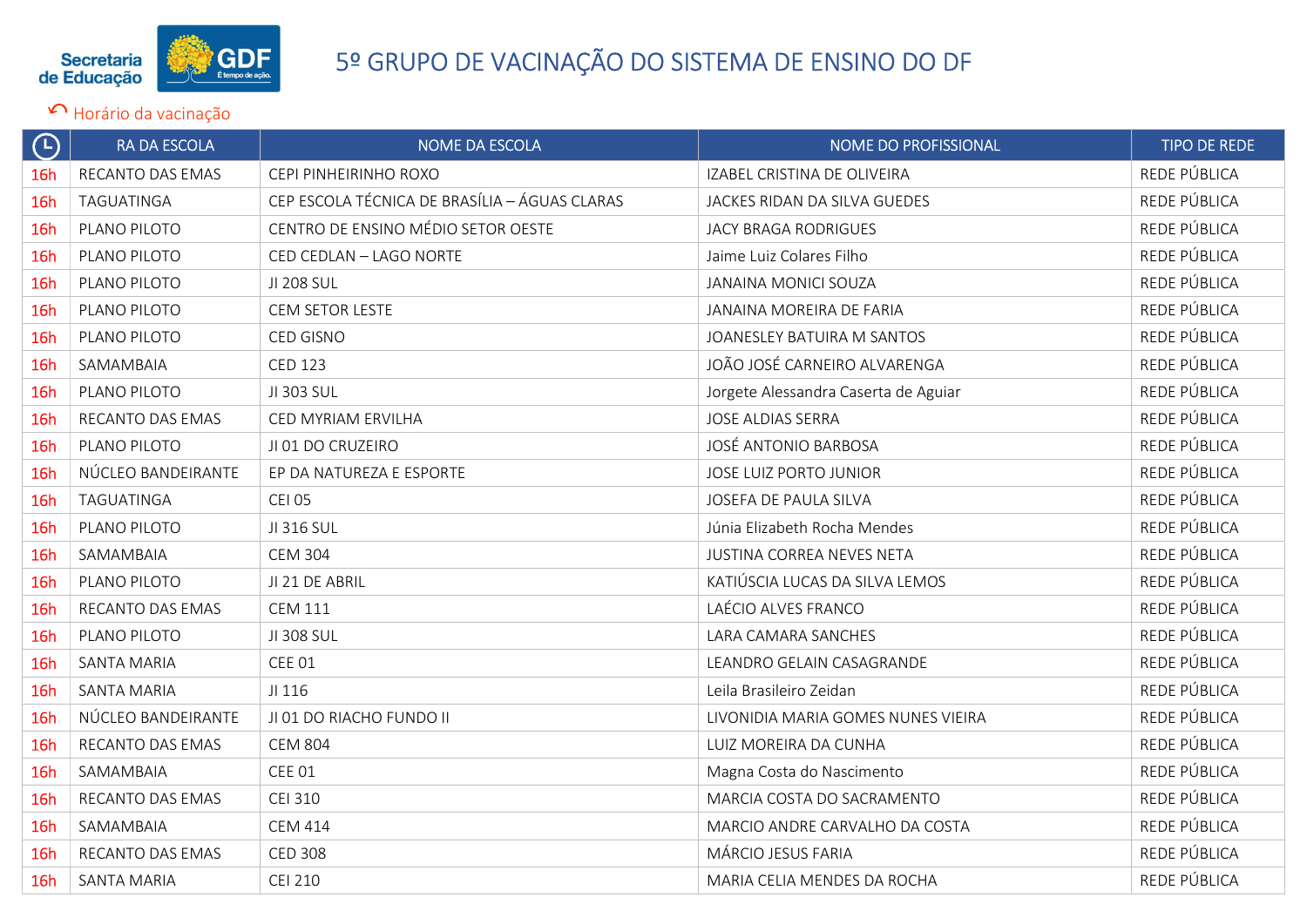# 5º GRUPO DE VACINAÇÃO DO SISTEMA DE ENSINO DO DF

↶ Horário da vacinação

| 🕒 | RA DA ESCOLA | NOME DA ESCOLA | NOME DO PROFISSIONAL | TIPO DE REDE |
|---|---|---|---|---|
| 16h | RECANTO DAS EMAS | CEPI PINHEIRINHO ROXO | IZABEL CRISTINA DE OLIVEIRA | REDE PÚBLICA |
| 16h | TAGUATINGA | CEP ESCOLA TÉCNICA DE BRASÍLIA – ÁGUAS CLARAS | JACKES RIDAN DA SILVA GUEDES | REDE PÚBLICA |
| 16h | PLANO PILOTO | CENTRO DE ENSINO MÉDIO SETOR OESTE | JACY BRAGA RODRIGUES | REDE PÚBLICA |
| 16h | PLANO PILOTO | CED CEDLAN – LAGO NORTE | Jaime Luiz Colares Filho | REDE PÚBLICA |
| 16h | PLANO PILOTO | JI 208 SUL | JANAINA MONICI SOUZA | REDE PÚBLICA |
| 16h | PLANO PILOTO | CEM SETOR LESTE | JANAINA MOREIRA DE FARIA | REDE PÚBLICA |
| 16h | PLANO PILOTO | CED GISNO | JOANESLEY BATUIRA M SANTOS | REDE PÚBLICA |
| 16h | SAMAMBAIA | CED 123 | JOÃO JOSÉ CARNEIRO ALVARENGA | REDE PÚBLICA |
| 16h | PLANO PILOTO | JI 303 SUL | Jorgete Alessandra Caserta de Aguiar | REDE PÚBLICA |
| 16h | RECANTO DAS EMAS | CED MYRIAM ERVILHA | JOSE ALDIAS SERRA | REDE PÚBLICA |
| 16h | PLANO PILOTO | JI 01 DO CRUZEIRO | JOSÉ ANTONIO BARBOSA | REDE PÚBLICA |
| 16h | NÚCLEO BANDEIRANTE | EP DA NATUREZA E ESPORTE | JOSE LUIZ PORTO JUNIOR | REDE PÚBLICA |
| 16h | TAGUATINGA | CEI 05 | JOSEFA DE PAULA SILVA | REDE PÚBLICA |
| 16h | PLANO PILOTO | JI 316 SUL | Júnia Elizabeth Rocha Mendes | REDE PÚBLICA |
| 16h | SAMAMBAIA | CEM 304 | JUSTINA CORREA NEVES NETA | REDE PÚBLICA |
| 16h | PLANO PILOTO | JI 21 DE ABRIL | KATIÚSCIA LUCAS DA SILVA LEMOS | REDE PÚBLICA |
| 16h | RECANTO DAS EMAS | CEM 111 | LAÉCIO ALVES FRANCO | REDE PÚBLICA |
| 16h | PLANO PILOTO | JI 308 SUL | LARA CAMARA SANCHES | REDE PÚBLICA |
| 16h | SANTA MARIA | CEE 01 | LEANDRO GELAIN CASAGRANDE | REDE PÚBLICA |
| 16h | SANTA MARIA | JI 116 | Leila Brasileiro Zeidan | REDE PÚBLICA |
| 16h | NÚCLEO BANDEIRANTE | JI 01 DO RIACHO FUNDO II | LIVONIDIA MARIA GOMES NUNES VIEIRA | REDE PÚBLICA |
| 16h | RECANTO DAS EMAS | CEM 804 | LUIZ MOREIRA DA CUNHA | REDE PÚBLICA |
| 16h | SAMAMBAIA | CEE 01 | Magna Costa do Nascimento | REDE PÚBLICA |
| 16h | RECANTO DAS EMAS | CEI 310 | MARCIA COSTA DO SACRAMENTO | REDE PÚBLICA |
| 16h | SAMAMBAIA | CEM 414 | MARCIO ANDRE CARVALHO DA COSTA | REDE PÚBLICA |
| 16h | RECANTO DAS EMAS | CED 308 | MÁRCIO JESUS FARIA | REDE PÚBLICA |
| 16h | SANTA MARIA | CEI 210 | MARIA CELIA MENDES DA ROCHA | REDE PÚBLICA |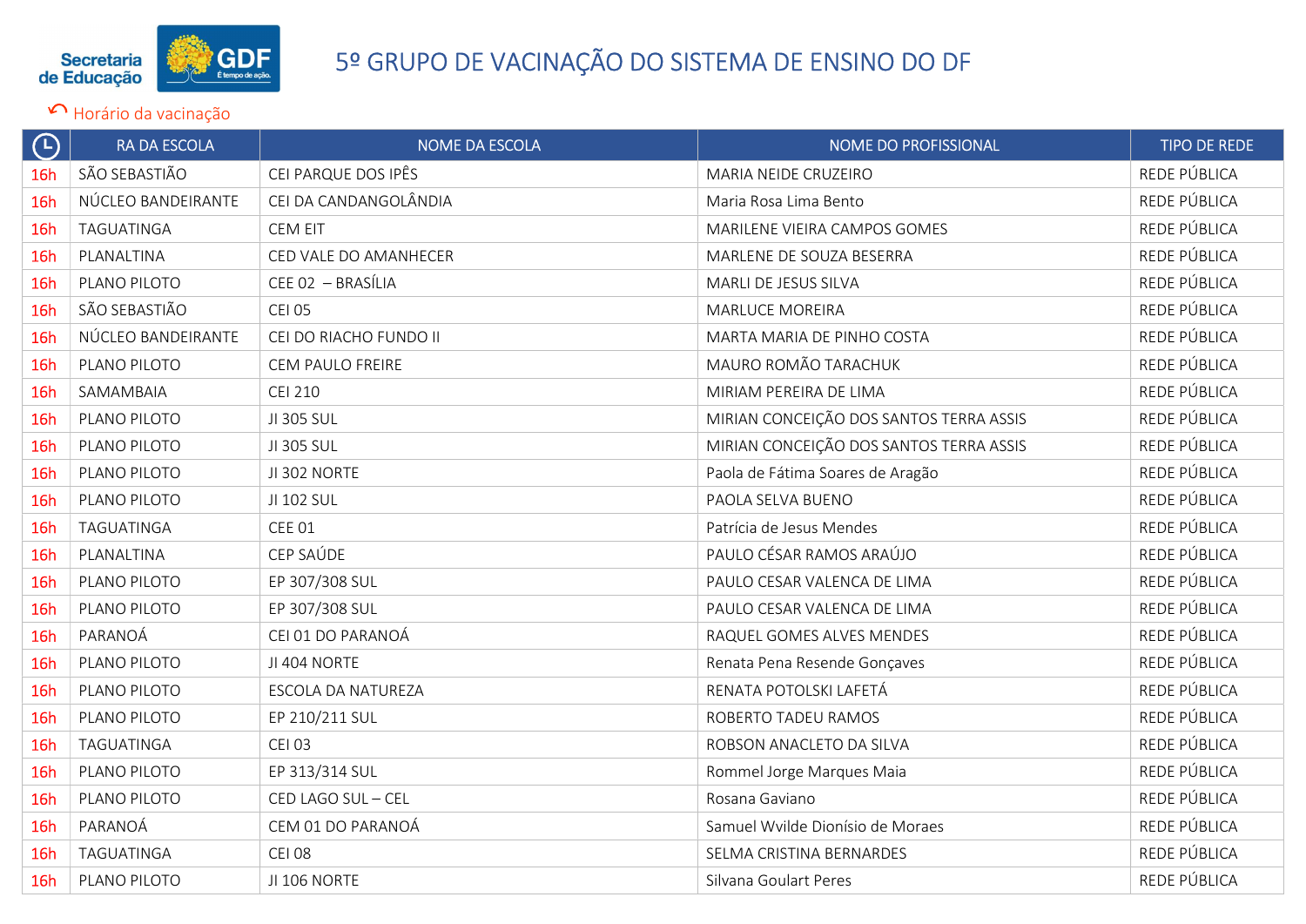# 5º GRUPO DE VACINAÇÃO DO SISTEMA DE ENSINO DO DF

Horário da vacinação

| 🕓 | RA DA ESCOLA | NOME DA ESCOLA | NOME DO PROFISSIONAL | TIPO DE REDE |
|---|---|---|---|---|
| 16h | SÃO SEBASTIÃO | CEI PARQUE DOS IPÊS | MARIA NEIDE CRUZEIRO | REDE PÚBLICA |
| 16h | NÚCLEO BANDEIRANTE | CEI DA CANDANGOLÂNDIA | Maria Rosa Lima Bento | REDE PÚBLICA |
| 16h | TAGUATINGA | CEM EIT | MARILENE VIEIRA CAMPOS GOMES | REDE PÚBLICA |
| 16h | PLANALTINA | CED VALE DO AMANHECER | MARLENE DE SOUZA BESERRA | REDE PÚBLICA |
| 16h | PLANO PILOTO | CEE 02 – BRASÍLIA | MARLI DE JESUS SILVA | REDE PÚBLICA |
| 16h | SÃO SEBASTIÃO | CEI 05 | MARLUCE MOREIRA | REDE PÚBLICA |
| 16h | NÚCLEO BANDEIRANTE | CEI DO RIACHO FUNDO II | MARTA MARIA DE PINHO COSTA | REDE PÚBLICA |
| 16h | PLANO PILOTO | CEM PAULO FREIRE | MAURO ROMÃO TARACHUK | REDE PÚBLICA |
| 16h | SAMAMBAIA | CEI 210 | MIRIAM PEREIRA DE LIMA | REDE PÚBLICA |
| 16h | PLANO PILOTO | JI 305 SUL | MIRIAN CONCEIÇÃO DOS SANTOS TERRA ASSIS | REDE PÚBLICA |
| 16h | PLANO PILOTO | JI 305 SUL | MIRIAN CONCEIÇÃO DOS SANTOS TERRA ASSIS | REDE PÚBLICA |
| 16h | PLANO PILOTO | JI 302 NORTE | Paola de Fátima Soares de Aragão | REDE PÚBLICA |
| 16h | PLANO PILOTO | JI 102 SUL | PAOLA SELVA BUENO | REDE PÚBLICA |
| 16h | TAGUATINGA | CEE 01 | Patrícia de Jesus Mendes | REDE PÚBLICA |
| 16h | PLANALTINA | CEP SAÚDE | PAULO CÉSAR RAMOS ARAÚJO | REDE PÚBLICA |
| 16h | PLANO PILOTO | EP 307/308 SUL | PAULO CESAR VALENCA DE LIMA | REDE PÚBLICA |
| 16h | PLANO PILOTO | EP 307/308 SUL | PAULO CESAR VALENCA DE LIMA | REDE PÚBLICA |
| 16h | PARANOÁ | CEI 01 DO PARANOÁ | RAQUEL GOMES ALVES MENDES | REDE PÚBLICA |
| 16h | PLANO PILOTO | JI 404 NORTE | Renata Pena Resende Gonçaves | REDE PÚBLICA |
| 16h | PLANO PILOTO | ESCOLA DA NATUREZA | RENATA POTOLSKI LAFETÁ | REDE PÚBLICA |
| 16h | PLANO PILOTO | EP 210/211 SUL | ROBERTO TADEU RAMOS | REDE PÚBLICA |
| 16h | TAGUATINGA | CEI 03 | ROBSON ANACLETO DA SILVA | REDE PÚBLICA |
| 16h | PLANO PILOTO | EP 313/314 SUL | Rommel Jorge Marques Maia | REDE PÚBLICA |
| 16h | PLANO PILOTO | CED LAGO SUL – CEL | Rosana Gaviano | REDE PÚBLICA |
| 16h | PARANOÁ | CEM 01 DO PARANOÁ | Samuel Wvilde Dionísio de Moraes | REDE PÚBLICA |
| 16h | TAGUATINGA | CEI 08 | SELMA CRISTINA BERNARDES | REDE PÚBLICA |
| 16h | PLANO PILOTO | JI 106 NORTE | Silvana Goulart Peres | REDE PÚBLICA |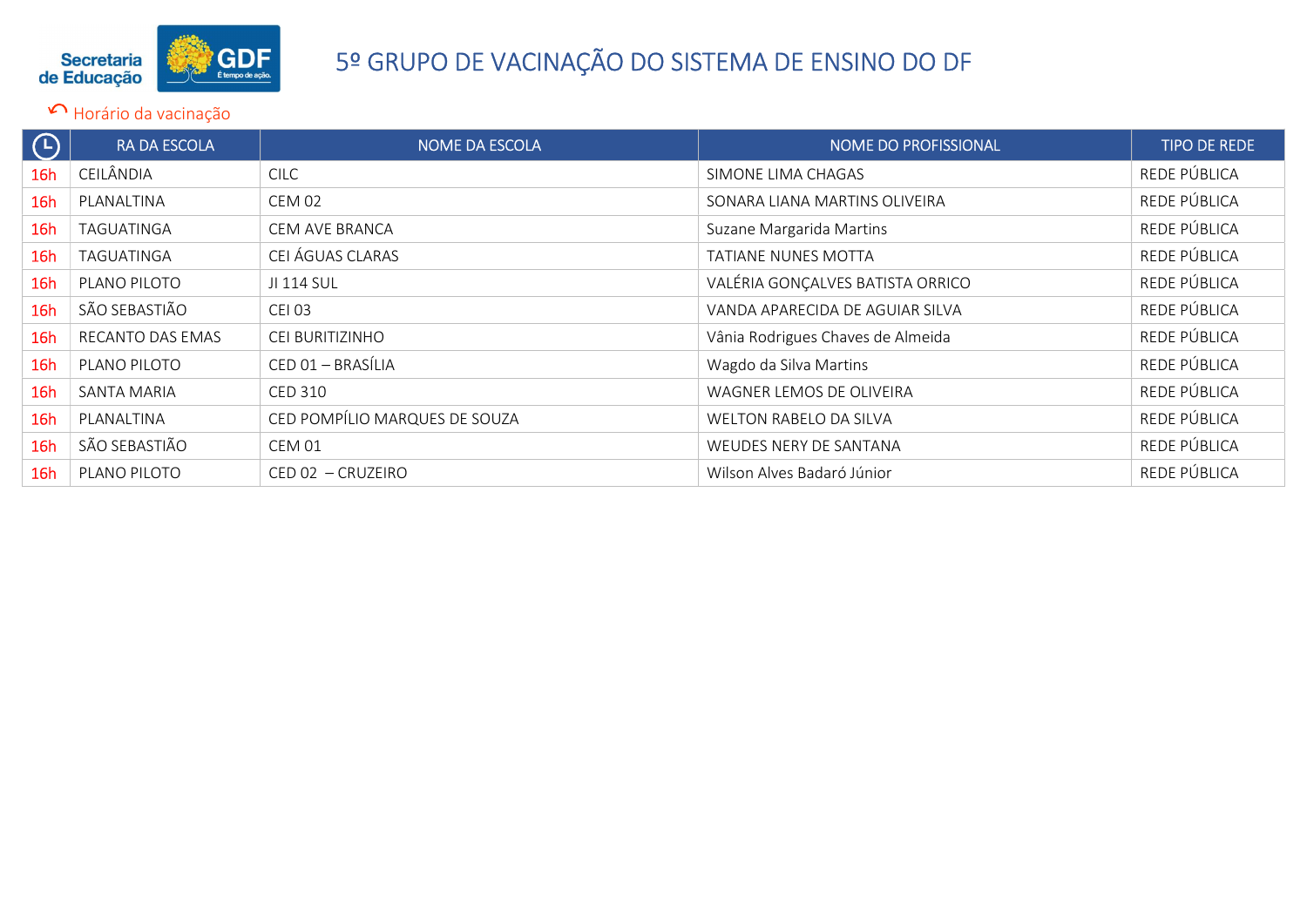# 5º GRUPO DE VACINAÇÃO DO SISTEMA DE ENSINO DO DF

↶ Horário da vacinação

| 🕓 | RA DA ESCOLA | NOME DA ESCOLA | NOME DO PROFISSIONAL | TIPO DE REDE |
|---|---|---|---|---|
| 16h | CEILÂNDIA | CILC | SIMONE LIMA CHAGAS | REDE PÚBLICA |
| 16h | PLANALTINA | CEM 02 | SONARA LIANA MARTINS OLIVEIRA | REDE PÚBLICA |
| 16h | TAGUATINGA | CEM AVE BRANCA | Suzane Margarida Martins | REDE PÚBLICA |
| 16h | TAGUATINGA | CEI ÁGUAS CLARAS | TATIANE NUNES MOTTA | REDE PÚBLICA |
| 16h | PLANO PILOTO | JI 114 SUL | VALÉRIA GONÇALVES BATISTA ORRICO | REDE PÚBLICA |
| 16h | SÃO SEBASTIÃO | CEI 03 | VANDA APARECIDA DE AGUIAR SILVA | REDE PÚBLICA |
| 16h | RECANTO DAS EMAS | CEI BURITIZINHO | Vânia Rodrigues Chaves de Almeida | REDE PÚBLICA |
| 16h | PLANO PILOTO | CED 01 – BRASÍLIA | Wagdo da Silva Martins | REDE PÚBLICA |
| 16h | SANTA MARIA | CED 310 | WAGNER LEMOS DE OLIVEIRA | REDE PÚBLICA |
| 16h | PLANALTINA | CED POMPÍLIO MARQUES DE SOUZA | WELTON RABELO DA SILVA | REDE PÚBLICA |
| 16h | SÃO SEBASTIÃO | CEM 01 | WEUDES NERY DE SANTANA | REDE PÚBLICA |
| 16h | PLANO PILOTO | CED 02 – CRUZEIRO | Wilson Alves Badaró Júnior | REDE PÚBLICA |